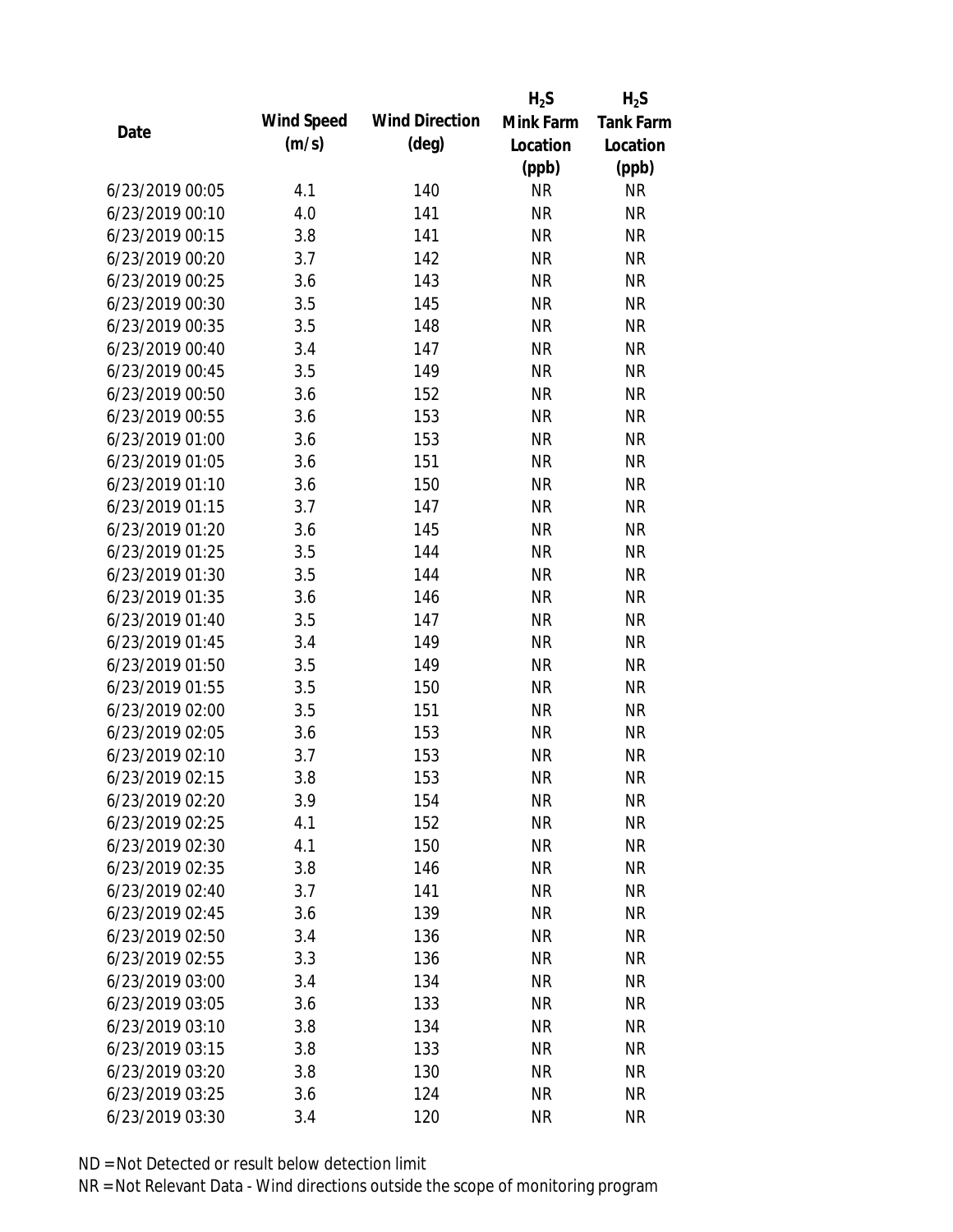| Date | Wind Speed (m/s) | Wind Direction (deg) | $H_2S$ Mink Farm Location (ppb) | $H_2S$ Tank Farm Location (ppb) |
|---|---|---|---|---|
| 6/23/2019 00:05 | 4.1 | 140 | NR | NR |
| 6/23/2019 00:10 | 4.0 | 141 | NR | NR |
| 6/23/2019 00:15 | 3.8 | 141 | NR | NR |
| 6/23/2019 00:20 | 3.7 | 142 | NR | NR |
| 6/23/2019 00:25 | 3.6 | 143 | NR | NR |
| 6/23/2019 00:30 | 3.5 | 145 | NR | NR |
| 6/23/2019 00:35 | 3.5 | 148 | NR | NR |
| 6/23/2019 00:40 | 3.4 | 147 | NR | NR |
| 6/23/2019 00:45 | 3.5 | 149 | NR | NR |
| 6/23/2019 00:50 | 3.6 | 152 | NR | NR |
| 6/23/2019 00:55 | 3.6 | 153 | NR | NR |
| 6/23/2019 01:00 | 3.6 | 153 | NR | NR |
| 6/23/2019 01:05 | 3.6 | 151 | NR | NR |
| 6/23/2019 01:10 | 3.6 | 150 | NR | NR |
| 6/23/2019 01:15 | 3.7 | 147 | NR | NR |
| 6/23/2019 01:20 | 3.6 | 145 | NR | NR |
| 6/23/2019 01:25 | 3.5 | 144 | NR | NR |
| 6/23/2019 01:30 | 3.5 | 144 | NR | NR |
| 6/23/2019 01:35 | 3.6 | 146 | NR | NR |
| 6/23/2019 01:40 | 3.5 | 147 | NR | NR |
| 6/23/2019 01:45 | 3.4 | 149 | NR | NR |
| 6/23/2019 01:50 | 3.5 | 149 | NR | NR |
| 6/23/2019 01:55 | 3.5 | 150 | NR | NR |
| 6/23/2019 02:00 | 3.5 | 151 | NR | NR |
| 6/23/2019 02:05 | 3.6 | 153 | NR | NR |
| 6/23/2019 02:10 | 3.7 | 153 | NR | NR |
| 6/23/2019 02:15 | 3.8 | 153 | NR | NR |
| 6/23/2019 02:20 | 3.9 | 154 | NR | NR |
| 6/23/2019 02:25 | 4.1 | 152 | NR | NR |
| 6/23/2019 02:30 | 4.1 | 150 | NR | NR |
| 6/23/2019 02:35 | 3.8 | 146 | NR | NR |
| 6/23/2019 02:40 | 3.7 | 141 | NR | NR |
| 6/23/2019 02:45 | 3.6 | 139 | NR | NR |
| 6/23/2019 02:50 | 3.4 | 136 | NR | NR |
| 6/23/2019 02:55 | 3.3 | 136 | NR | NR |
| 6/23/2019 03:00 | 3.4 | 134 | NR | NR |
| 6/23/2019 03:05 | 3.6 | 133 | NR | NR |
| 6/23/2019 03:10 | 3.8 | 134 | NR | NR |
| 6/23/2019 03:15 | 3.8 | 133 | NR | NR |
| 6/23/2019 03:20 | 3.8 | 130 | NR | NR |
| 6/23/2019 03:25 | 3.6 | 124 | NR | NR |
| 6/23/2019 03:30 | 3.4 | 120 | NR | NR |

ND = Not Detected or result below detection limit

NR = Not Relevant Data - Wind directions outside the scope of monitoring program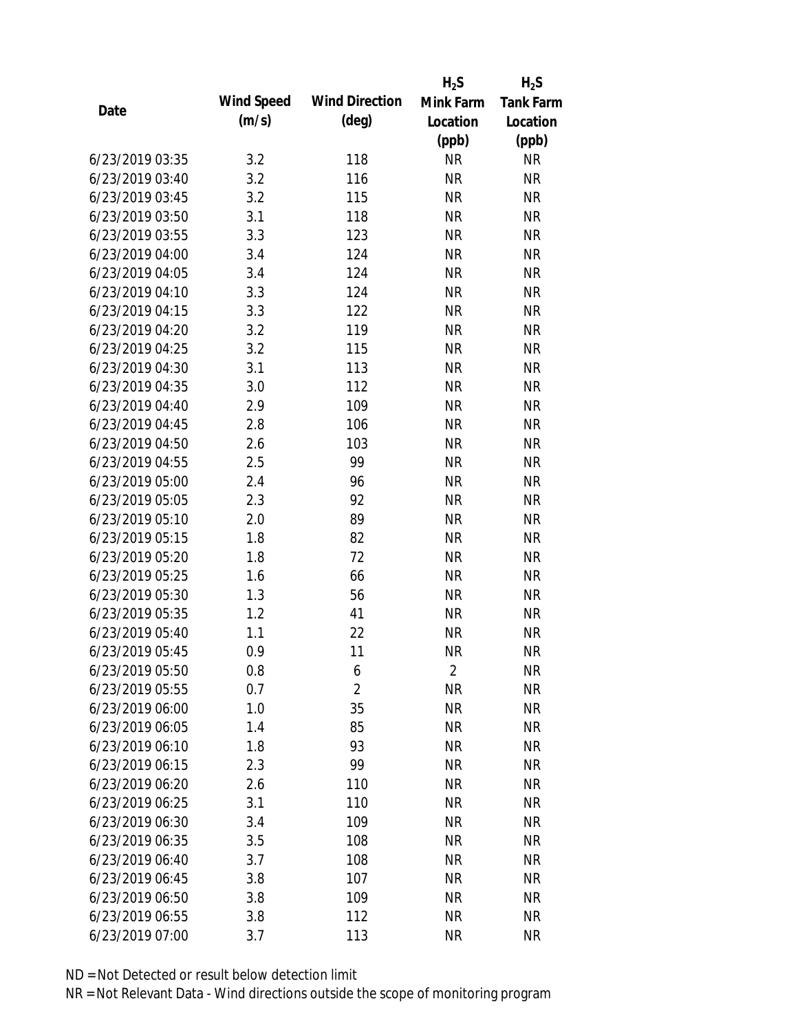| Date | Wind Speed (m/s) | Wind Direction (deg) | $H_2S$ Mink Farm Location (ppb) | $H_2S$ Tank Farm Location (ppb) |
|---|---|---|---|---|
| 6/23/2019 03:35 | 3.2 | 118 | NR | NR |
| 6/23/2019 03:40 | 3.2 | 116 | NR | NR |
| 6/23/2019 03:45 | 3.2 | 115 | NR | NR |
| 6/23/2019 03:50 | 3.1 | 118 | NR | NR |
| 6/23/2019 03:55 | 3.3 | 123 | NR | NR |
| 6/23/2019 04:00 | 3.4 | 124 | NR | NR |
| 6/23/2019 04:05 | 3.4 | 124 | NR | NR |
| 6/23/2019 04:10 | 3.3 | 124 | NR | NR |
| 6/23/2019 04:15 | 3.3 | 122 | NR | NR |
| 6/23/2019 04:20 | 3.2 | 119 | NR | NR |
| 6/23/2019 04:25 | 3.2 | 115 | NR | NR |
| 6/23/2019 04:30 | 3.1 | 113 | NR | NR |
| 6/23/2019 04:35 | 3.0 | 112 | NR | NR |
| 6/23/2019 04:40 | 2.9 | 109 | NR | NR |
| 6/23/2019 04:45 | 2.8 | 106 | NR | NR |
| 6/23/2019 04:50 | 2.6 | 103 | NR | NR |
| 6/23/2019 04:55 | 2.5 | 99 | NR | NR |
| 6/23/2019 05:00 | 2.4 | 96 | NR | NR |
| 6/23/2019 05:05 | 2.3 | 92 | NR | NR |
| 6/23/2019 05:10 | 2.0 | 89 | NR | NR |
| 6/23/2019 05:15 | 1.8 | 82 | NR | NR |
| 6/23/2019 05:20 | 1.8 | 72 | NR | NR |
| 6/23/2019 05:25 | 1.6 | 66 | NR | NR |
| 6/23/2019 05:30 | 1.3 | 56 | NR | NR |
| 6/23/2019 05:35 | 1.2 | 41 | NR | NR |
| 6/23/2019 05:40 | 1.1 | 22 | NR | NR |
| 6/23/2019 05:45 | 0.9 | 11 | NR | NR |
| 6/23/2019 05:50 | 0.8 | 6 | 2 | NR |
| 6/23/2019 05:55 | 0.7 | 2 | NR | NR |
| 6/23/2019 06:00 | 1.0 | 35 | NR | NR |
| 6/23/2019 06:05 | 1.4 | 85 | NR | NR |
| 6/23/2019 06:10 | 1.8 | 93 | NR | NR |
| 6/23/2019 06:15 | 2.3 | 99 | NR | NR |
| 6/23/2019 06:20 | 2.6 | 110 | NR | NR |
| 6/23/2019 06:25 | 3.1 | 110 | NR | NR |
| 6/23/2019 06:30 | 3.4 | 109 | NR | NR |
| 6/23/2019 06:35 | 3.5 | 108 | NR | NR |
| 6/23/2019 06:40 | 3.7 | 108 | NR | NR |
| 6/23/2019 06:45 | 3.8 | 107 | NR | NR |
| 6/23/2019 06:50 | 3.8 | 109 | NR | NR |
| 6/23/2019 06:55 | 3.8 | 112 | NR | NR |
| 6/23/2019 07:00 | 3.7 | 113 | NR | NR |

ND = Not Detected or result below detection limit

NR = Not Relevant Data - Wind directions outside the scope of monitoring program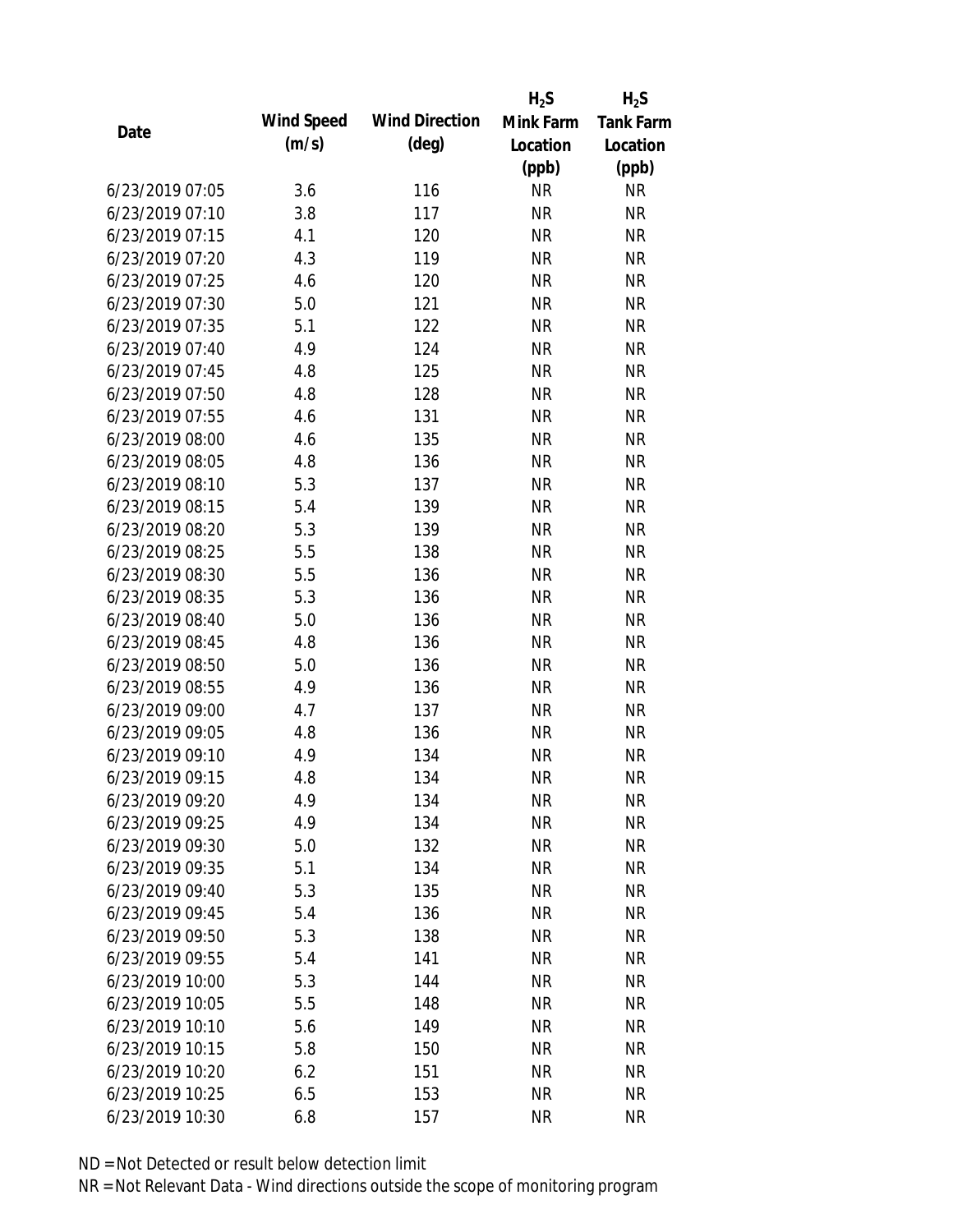| Date | Wind Speed (m/s) | Wind Direction (deg) | $H_2S$ Mink Farm Location (ppb) | $H_2S$ Tank Farm Location (ppb) |
|---|---|---|---|---|
| 6/23/2019 07:05 | 3.6 | 116 | NR | NR |
| 6/23/2019 07:10 | 3.8 | 117 | NR | NR |
| 6/23/2019 07:15 | 4.1 | 120 | NR | NR |
| 6/23/2019 07:20 | 4.3 | 119 | NR | NR |
| 6/23/2019 07:25 | 4.6 | 120 | NR | NR |
| 6/23/2019 07:30 | 5.0 | 121 | NR | NR |
| 6/23/2019 07:35 | 5.1 | 122 | NR | NR |
| 6/23/2019 07:40 | 4.9 | 124 | NR | NR |
| 6/23/2019 07:45 | 4.8 | 125 | NR | NR |
| 6/23/2019 07:50 | 4.8 | 128 | NR | NR |
| 6/23/2019 07:55 | 4.6 | 131 | NR | NR |
| 6/23/2019 08:00 | 4.6 | 135 | NR | NR |
| 6/23/2019 08:05 | 4.8 | 136 | NR | NR |
| 6/23/2019 08:10 | 5.3 | 137 | NR | NR |
| 6/23/2019 08:15 | 5.4 | 139 | NR | NR |
| 6/23/2019 08:20 | 5.3 | 139 | NR | NR |
| 6/23/2019 08:25 | 5.5 | 138 | NR | NR |
| 6/23/2019 08:30 | 5.5 | 136 | NR | NR |
| 6/23/2019 08:35 | 5.3 | 136 | NR | NR |
| 6/23/2019 08:40 | 5.0 | 136 | NR | NR |
| 6/23/2019 08:45 | 4.8 | 136 | NR | NR |
| 6/23/2019 08:50 | 5.0 | 136 | NR | NR |
| 6/23/2019 08:55 | 4.9 | 136 | NR | NR |
| 6/23/2019 09:00 | 4.7 | 137 | NR | NR |
| 6/23/2019 09:05 | 4.8 | 136 | NR | NR |
| 6/23/2019 09:10 | 4.9 | 134 | NR | NR |
| 6/23/2019 09:15 | 4.8 | 134 | NR | NR |
| 6/23/2019 09:20 | 4.9 | 134 | NR | NR |
| 6/23/2019 09:25 | 4.9 | 134 | NR | NR |
| 6/23/2019 09:30 | 5.0 | 132 | NR | NR |
| 6/23/2019 09:35 | 5.1 | 134 | NR | NR |
| 6/23/2019 09:40 | 5.3 | 135 | NR | NR |
| 6/23/2019 09:45 | 5.4 | 136 | NR | NR |
| 6/23/2019 09:50 | 5.3 | 138 | NR | NR |
| 6/23/2019 09:55 | 5.4 | 141 | NR | NR |
| 6/23/2019 10:00 | 5.3 | 144 | NR | NR |
| 6/23/2019 10:05 | 5.5 | 148 | NR | NR |
| 6/23/2019 10:10 | 5.6 | 149 | NR | NR |
| 6/23/2019 10:15 | 5.8 | 150 | NR | NR |
| 6/23/2019 10:20 | 6.2 | 151 | NR | NR |
| 6/23/2019 10:25 | 6.5 | 153 | NR | NR |
| 6/23/2019 10:30 | 6.8 | 157 | NR | NR |

ND = Not Detected or result below detection limit

NR = Not Relevant Data - Wind directions outside the scope of monitoring program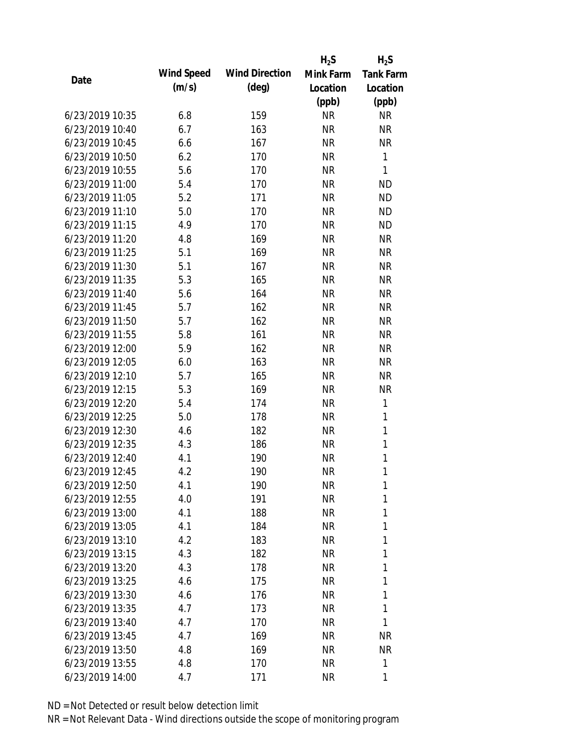| Date | Wind Speed (m/s) | Wind Direction (deg) | $H_2S$ Mink Farm Location (ppb) | $H_2S$ Tank Farm Location (ppb) |
|---|---|---|---|---|
| 6/23/2019 10:35 | 6.8 | 159 | NR | NR |
| 6/23/2019 10:40 | 6.7 | 163 | NR | NR |
| 6/23/2019 10:45 | 6.6 | 167 | NR | NR |
| 6/23/2019 10:50 | 6.2 | 170 | NR | 1 |
| 6/23/2019 10:55 | 5.6 | 170 | NR | 1 |
| 6/23/2019 11:00 | 5.4 | 170 | NR | ND |
| 6/23/2019 11:05 | 5.2 | 171 | NR | ND |
| 6/23/2019 11:10 | 5.0 | 170 | NR | ND |
| 6/23/2019 11:15 | 4.9 | 170 | NR | ND |
| 6/23/2019 11:20 | 4.8 | 169 | NR | NR |
| 6/23/2019 11:25 | 5.1 | 169 | NR | NR |
| 6/23/2019 11:30 | 5.1 | 167 | NR | NR |
| 6/23/2019 11:35 | 5.3 | 165 | NR | NR |
| 6/23/2019 11:40 | 5.6 | 164 | NR | NR |
| 6/23/2019 11:45 | 5.7 | 162 | NR | NR |
| 6/23/2019 11:50 | 5.7 | 162 | NR | NR |
| 6/23/2019 11:55 | 5.8 | 161 | NR | NR |
| 6/23/2019 12:00 | 5.9 | 162 | NR | NR |
| 6/23/2019 12:05 | 6.0 | 163 | NR | NR |
| 6/23/2019 12:10 | 5.7 | 165 | NR | NR |
| 6/23/2019 12:15 | 5.3 | 169 | NR | NR |
| 6/23/2019 12:20 | 5.4 | 174 | NR | 1 |
| 6/23/2019 12:25 | 5.0 | 178 | NR | 1 |
| 6/23/2019 12:30 | 4.6 | 182 | NR | 1 |
| 6/23/2019 12:35 | 4.3 | 186 | NR | 1 |
| 6/23/2019 12:40 | 4.1 | 190 | NR | 1 |
| 6/23/2019 12:45 | 4.2 | 190 | NR | 1 |
| 6/23/2019 12:50 | 4.1 | 190 | NR | 1 |
| 6/23/2019 12:55 | 4.0 | 191 | NR | 1 |
| 6/23/2019 13:00 | 4.1 | 188 | NR | 1 |
| 6/23/2019 13:05 | 4.1 | 184 | NR | 1 |
| 6/23/2019 13:10 | 4.2 | 183 | NR | 1 |
| 6/23/2019 13:15 | 4.3 | 182 | NR | 1 |
| 6/23/2019 13:20 | 4.3 | 178 | NR | 1 |
| 6/23/2019 13:25 | 4.6 | 175 | NR | 1 |
| 6/23/2019 13:30 | 4.6 | 176 | NR | 1 |
| 6/23/2019 13:35 | 4.7 | 173 | NR | 1 |
| 6/23/2019 13:40 | 4.7 | 170 | NR | 1 |
| 6/23/2019 13:45 | 4.7 | 169 | NR | NR |
| 6/23/2019 13:50 | 4.8 | 169 | NR | NR |
| 6/23/2019 13:55 | 4.8 | 170 | NR | 1 |
| 6/23/2019 14:00 | 4.7 | 171 | NR | 1 |

ND = Not Detected or result below detection limit

NR = Not Relevant Data - Wind directions outside the scope of monitoring program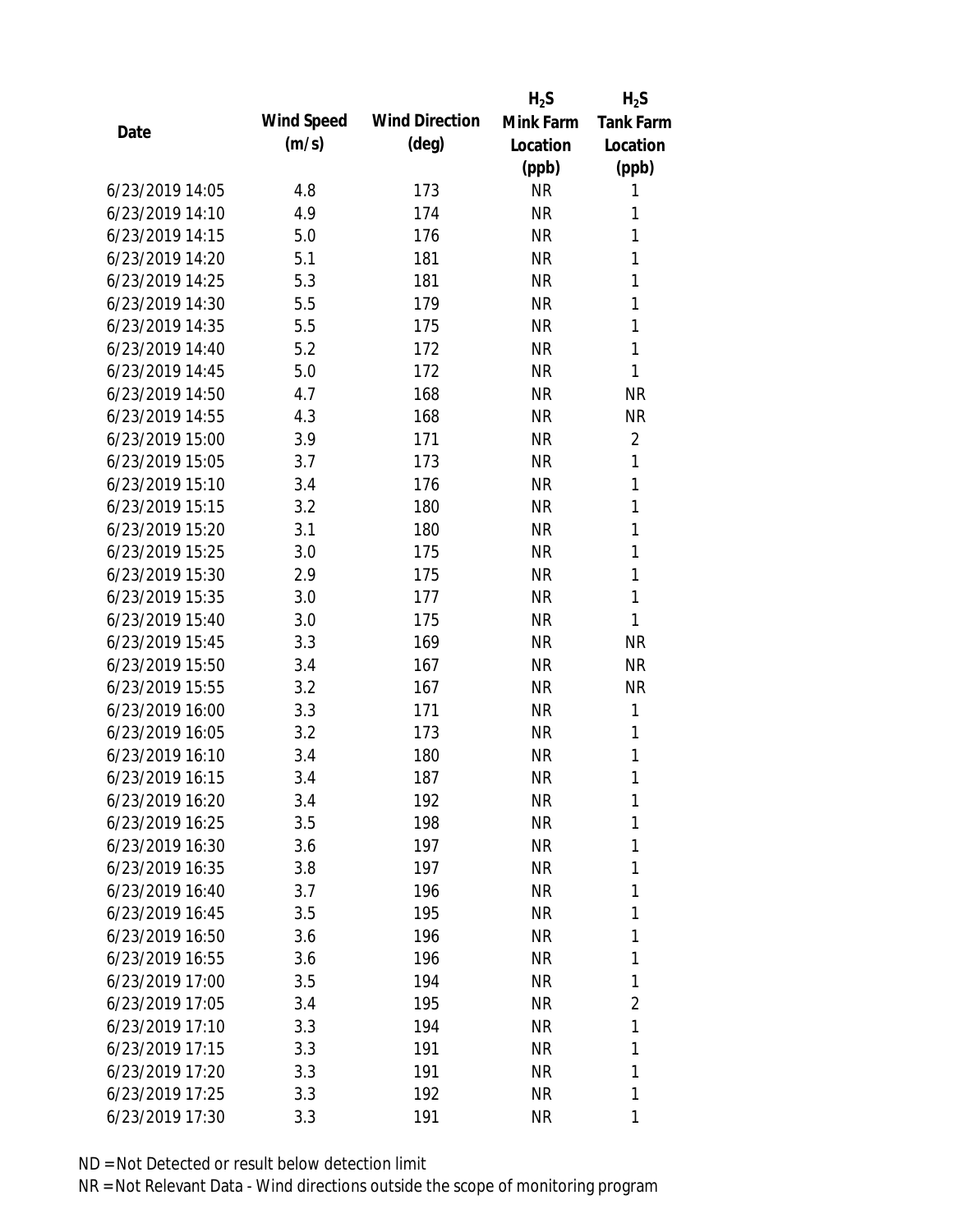| Date | Wind Speed (m/s) | Wind Direction (deg) | $H_2S$ Mink Farm Location (ppb) | $H_2S$ Tank Farm Location (ppb) |
|---|---|---|---|---|
| 6/23/2019 14:05 | 4.8 | 173 | NR | 1 |
| 6/23/2019 14:10 | 4.9 | 174 | NR | 1 |
| 6/23/2019 14:15 | 5.0 | 176 | NR | 1 |
| 6/23/2019 14:20 | 5.1 | 181 | NR | 1 |
| 6/23/2019 14:25 | 5.3 | 181 | NR | 1 |
| 6/23/2019 14:30 | 5.5 | 179 | NR | 1 |
| 6/23/2019 14:35 | 5.5 | 175 | NR | 1 |
| 6/23/2019 14:40 | 5.2 | 172 | NR | 1 |
| 6/23/2019 14:45 | 5.0 | 172 | NR | 1 |
| 6/23/2019 14:50 | 4.7 | 168 | NR | NR |
| 6/23/2019 14:55 | 4.3 | 168 | NR | NR |
| 6/23/2019 15:00 | 3.9 | 171 | NR | 2 |
| 6/23/2019 15:05 | 3.7 | 173 | NR | 1 |
| 6/23/2019 15:10 | 3.4 | 176 | NR | 1 |
| 6/23/2019 15:15 | 3.2 | 180 | NR | 1 |
| 6/23/2019 15:20 | 3.1 | 180 | NR | 1 |
| 6/23/2019 15:25 | 3.0 | 175 | NR | 1 |
| 6/23/2019 15:30 | 2.9 | 175 | NR | 1 |
| 6/23/2019 15:35 | 3.0 | 177 | NR | 1 |
| 6/23/2019 15:40 | 3.0 | 175 | NR | 1 |
| 6/23/2019 15:45 | 3.3 | 169 | NR | NR |
| 6/23/2019 15:50 | 3.4 | 167 | NR | NR |
| 6/23/2019 15:55 | 3.2 | 167 | NR | NR |
| 6/23/2019 16:00 | 3.3 | 171 | NR | 1 |
| 6/23/2019 16:05 | 3.2 | 173 | NR | 1 |
| 6/23/2019 16:10 | 3.4 | 180 | NR | 1 |
| 6/23/2019 16:15 | 3.4 | 187 | NR | 1 |
| 6/23/2019 16:20 | 3.4 | 192 | NR | 1 |
| 6/23/2019 16:25 | 3.5 | 198 | NR | 1 |
| 6/23/2019 16:30 | 3.6 | 197 | NR | 1 |
| 6/23/2019 16:35 | 3.8 | 197 | NR | 1 |
| 6/23/2019 16:40 | 3.7 | 196 | NR | 1 |
| 6/23/2019 16:45 | 3.5 | 195 | NR | 1 |
| 6/23/2019 16:50 | 3.6 | 196 | NR | 1 |
| 6/23/2019 16:55 | 3.6 | 196 | NR | 1 |
| 6/23/2019 17:00 | 3.5 | 194 | NR | 1 |
| 6/23/2019 17:05 | 3.4 | 195 | NR | 2 |
| 6/23/2019 17:10 | 3.3 | 194 | NR | 1 |
| 6/23/2019 17:15 | 3.3 | 191 | NR | 1 |
| 6/23/2019 17:20 | 3.3 | 191 | NR | 1 |
| 6/23/2019 17:25 | 3.3 | 192 | NR | 1 |
| 6/23/2019 17:30 | 3.3 | 191 | NR | 1 |

ND = Not Detected or result below detection limit

NR = Not Relevant Data - Wind directions outside the scope of monitoring program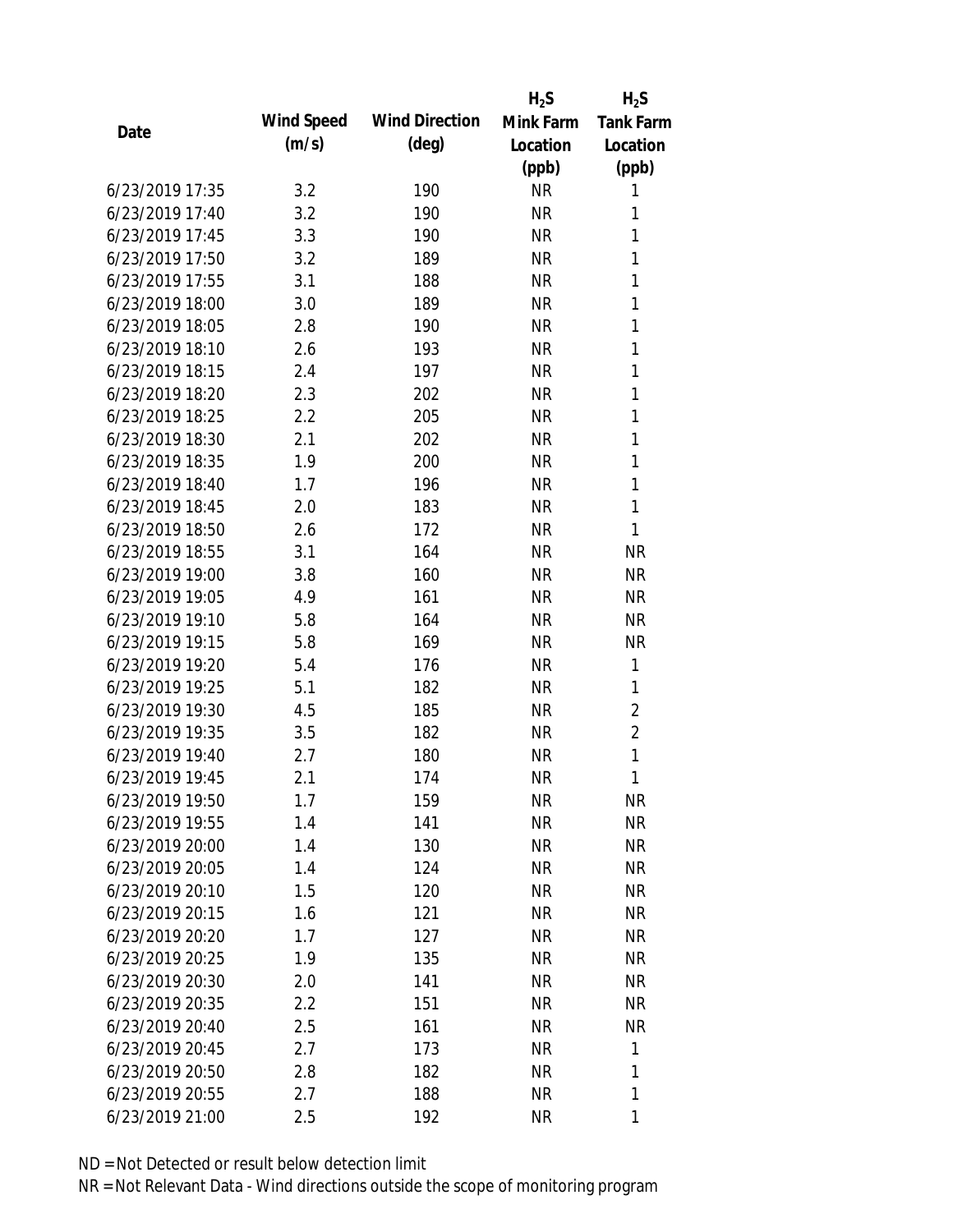| Date | Wind Speed (m/s) | Wind Direction (deg) | $H_2S$ Mink Farm Location (ppb) | $H_2S$ Tank Farm Location (ppb) |
|---|---|---|---|---|
| 6/23/2019 17:35 | 3.2 | 190 | NR | 1 |
| 6/23/2019 17:40 | 3.2 | 190 | NR | 1 |
| 6/23/2019 17:45 | 3.3 | 190 | NR | 1 |
| 6/23/2019 17:50 | 3.2 | 189 | NR | 1 |
| 6/23/2019 17:55 | 3.1 | 188 | NR | 1 |
| 6/23/2019 18:00 | 3.0 | 189 | NR | 1 |
| 6/23/2019 18:05 | 2.8 | 190 | NR | 1 |
| 6/23/2019 18:10 | 2.6 | 193 | NR | 1 |
| 6/23/2019 18:15 | 2.4 | 197 | NR | 1 |
| 6/23/2019 18:20 | 2.3 | 202 | NR | 1 |
| 6/23/2019 18:25 | 2.2 | 205 | NR | 1 |
| 6/23/2019 18:30 | 2.1 | 202 | NR | 1 |
| 6/23/2019 18:35 | 1.9 | 200 | NR | 1 |
| 6/23/2019 18:40 | 1.7 | 196 | NR | 1 |
| 6/23/2019 18:45 | 2.0 | 183 | NR | 1 |
| 6/23/2019 18:50 | 2.6 | 172 | NR | 1 |
| 6/23/2019 18:55 | 3.1 | 164 | NR | NR |
| 6/23/2019 19:00 | 3.8 | 160 | NR | NR |
| 6/23/2019 19:05 | 4.9 | 161 | NR | NR |
| 6/23/2019 19:10 | 5.8 | 164 | NR | NR |
| 6/23/2019 19:15 | 5.8 | 169 | NR | NR |
| 6/23/2019 19:20 | 5.4 | 176 | NR | 1 |
| 6/23/2019 19:25 | 5.1 | 182 | NR | 1 |
| 6/23/2019 19:30 | 4.5 | 185 | NR | 2 |
| 6/23/2019 19:35 | 3.5 | 182 | NR | 2 |
| 6/23/2019 19:40 | 2.7 | 180 | NR | 1 |
| 6/23/2019 19:45 | 2.1 | 174 | NR | 1 |
| 6/23/2019 19:50 | 1.7 | 159 | NR | NR |
| 6/23/2019 19:55 | 1.4 | 141 | NR | NR |
| 6/23/2019 20:00 | 1.4 | 130 | NR | NR |
| 6/23/2019 20:05 | 1.4 | 124 | NR | NR |
| 6/23/2019 20:10 | 1.5 | 120 | NR | NR |
| 6/23/2019 20:15 | 1.6 | 121 | NR | NR |
| 6/23/2019 20:20 | 1.7 | 127 | NR | NR |
| 6/23/2019 20:25 | 1.9 | 135 | NR | NR |
| 6/23/2019 20:30 | 2.0 | 141 | NR | NR |
| 6/23/2019 20:35 | 2.2 | 151 | NR | NR |
| 6/23/2019 20:40 | 2.5 | 161 | NR | NR |
| 6/23/2019 20:45 | 2.7 | 173 | NR | 1 |
| 6/23/2019 20:50 | 2.8 | 182 | NR | 1 |
| 6/23/2019 20:55 | 2.7 | 188 | NR | 1 |
| 6/23/2019 21:00 | 2.5 | 192 | NR | 1 |

ND = Not Detected or result below detection limit

NR = Not Relevant Data - Wind directions outside the scope of monitoring program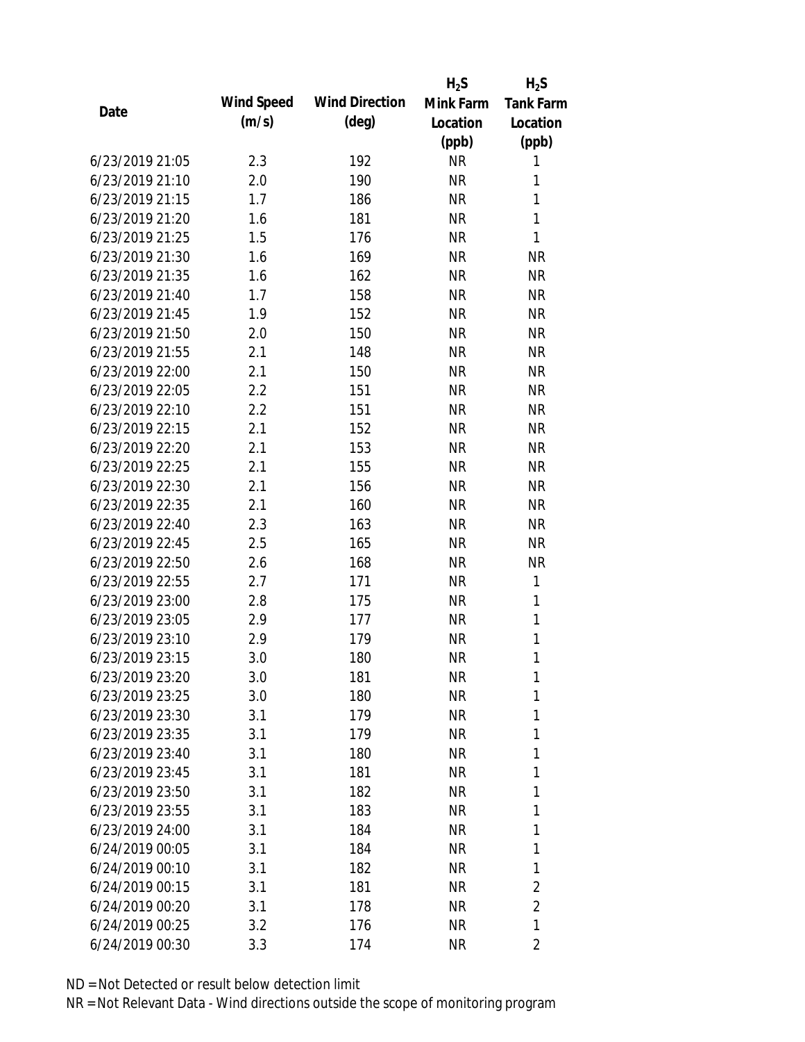| Date | Wind Speed (m/s) | Wind Direction (deg) | $H_2S$ Mink Farm Location (ppb) | $H_2S$ Tank Farm Location (ppb) |
|---|---|---|---|---|
| 6/23/2019 21:05 | 2.3 | 192 | NR | 1 |
| 6/23/2019 21:10 | 2.0 | 190 | NR | 1 |
| 6/23/2019 21:15 | 1.7 | 186 | NR | 1 |
| 6/23/2019 21:20 | 1.6 | 181 | NR | 1 |
| 6/23/2019 21:25 | 1.5 | 176 | NR | 1 |
| 6/23/2019 21:30 | 1.6 | 169 | NR | NR |
| 6/23/2019 21:35 | 1.6 | 162 | NR | NR |
| 6/23/2019 21:40 | 1.7 | 158 | NR | NR |
| 6/23/2019 21:45 | 1.9 | 152 | NR | NR |
| 6/23/2019 21:50 | 2.0 | 150 | NR | NR |
| 6/23/2019 21:55 | 2.1 | 148 | NR | NR |
| 6/23/2019 22:00 | 2.1 | 150 | NR | NR |
| 6/23/2019 22:05 | 2.2 | 151 | NR | NR |
| 6/23/2019 22:10 | 2.2 | 151 | NR | NR |
| 6/23/2019 22:15 | 2.1 | 152 | NR | NR |
| 6/23/2019 22:20 | 2.1 | 153 | NR | NR |
| 6/23/2019 22:25 | 2.1 | 155 | NR | NR |
| 6/23/2019 22:30 | 2.1 | 156 | NR | NR |
| 6/23/2019 22:35 | 2.1 | 160 | NR | NR |
| 6/23/2019 22:40 | 2.3 | 163 | NR | NR |
| 6/23/2019 22:45 | 2.5 | 165 | NR | NR |
| 6/23/2019 22:50 | 2.6 | 168 | NR | NR |
| 6/23/2019 22:55 | 2.7 | 171 | NR | 1 |
| 6/23/2019 23:00 | 2.8 | 175 | NR | 1 |
| 6/23/2019 23:05 | 2.9 | 177 | NR | 1 |
| 6/23/2019 23:10 | 2.9 | 179 | NR | 1 |
| 6/23/2019 23:15 | 3.0 | 180 | NR | 1 |
| 6/23/2019 23:20 | 3.0 | 181 | NR | 1 |
| 6/23/2019 23:25 | 3.0 | 180 | NR | 1 |
| 6/23/2019 23:30 | 3.1 | 179 | NR | 1 |
| 6/23/2019 23:35 | 3.1 | 179 | NR | 1 |
| 6/23/2019 23:40 | 3.1 | 180 | NR | 1 |
| 6/23/2019 23:45 | 3.1 | 181 | NR | 1 |
| 6/23/2019 23:50 | 3.1 | 182 | NR | 1 |
| 6/23/2019 23:55 | 3.1 | 183 | NR | 1 |
| 6/23/2019 24:00 | 3.1 | 184 | NR | 1 |
| 6/24/2019 00:05 | 3.1 | 184 | NR | 1 |
| 6/24/2019 00:10 | 3.1 | 182 | NR | 1 |
| 6/24/2019 00:15 | 3.1 | 181 | NR | 2 |
| 6/24/2019 00:20 | 3.1 | 178 | NR | 2 |
| 6/24/2019 00:25 | 3.2 | 176 | NR | 1 |
| 6/24/2019 00:30 | 3.3 | 174 | NR | 2 |

ND = Not Detected or result below detection limit

NR = Not Relevant Data - Wind directions outside the scope of monitoring program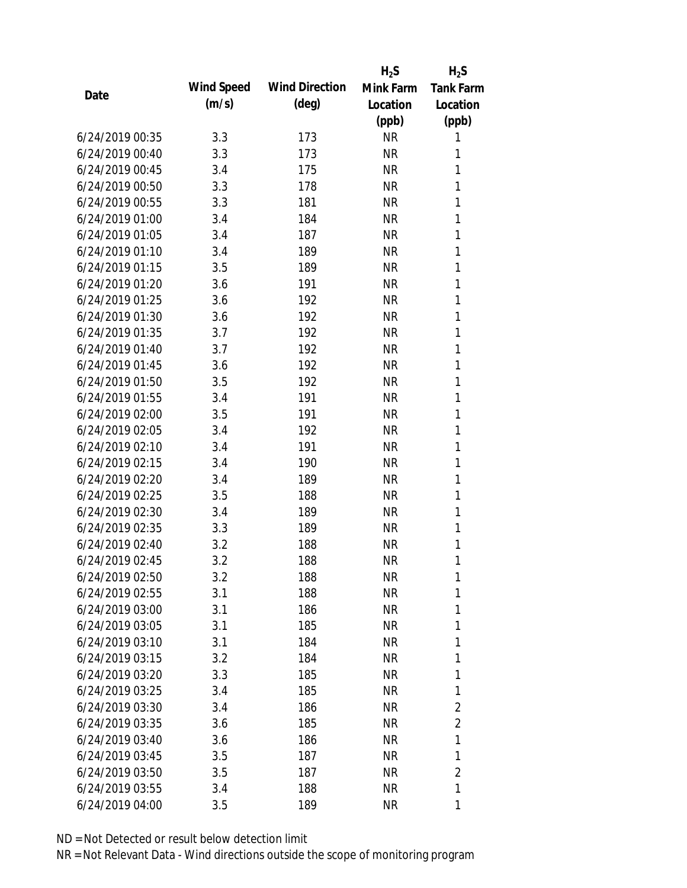| Date | Wind Speed (m/s) | Wind Direction (deg) | $H_2S$ Mink Farm Location (ppb) | $H_2S$ Tank Farm Location (ppb) |
|---|---|---|---|---|
| 6/24/2019 00:35 | 3.3 | 173 | NR | 1 |
| 6/24/2019 00:40 | 3.3 | 173 | NR | 1 |
| 6/24/2019 00:45 | 3.4 | 175 | NR | 1 |
| 6/24/2019 00:50 | 3.3 | 178 | NR | 1 |
| 6/24/2019 00:55 | 3.3 | 181 | NR | 1 |
| 6/24/2019 01:00 | 3.4 | 184 | NR | 1 |
| 6/24/2019 01:05 | 3.4 | 187 | NR | 1 |
| 6/24/2019 01:10 | 3.4 | 189 | NR | 1 |
| 6/24/2019 01:15 | 3.5 | 189 | NR | 1 |
| 6/24/2019 01:20 | 3.6 | 191 | NR | 1 |
| 6/24/2019 01:25 | 3.6 | 192 | NR | 1 |
| 6/24/2019 01:30 | 3.6 | 192 | NR | 1 |
| 6/24/2019 01:35 | 3.7 | 192 | NR | 1 |
| 6/24/2019 01:40 | 3.7 | 192 | NR | 1 |
| 6/24/2019 01:45 | 3.6 | 192 | NR | 1 |
| 6/24/2019 01:50 | 3.5 | 192 | NR | 1 |
| 6/24/2019 01:55 | 3.4 | 191 | NR | 1 |
| 6/24/2019 02:00 | 3.5 | 191 | NR | 1 |
| 6/24/2019 02:05 | 3.4 | 192 | NR | 1 |
| 6/24/2019 02:10 | 3.4 | 191 | NR | 1 |
| 6/24/2019 02:15 | 3.4 | 190 | NR | 1 |
| 6/24/2019 02:20 | 3.4 | 189 | NR | 1 |
| 6/24/2019 02:25 | 3.5 | 188 | NR | 1 |
| 6/24/2019 02:30 | 3.4 | 189 | NR | 1 |
| 6/24/2019 02:35 | 3.3 | 189 | NR | 1 |
| 6/24/2019 02:40 | 3.2 | 188 | NR | 1 |
| 6/24/2019 02:45 | 3.2 | 188 | NR | 1 |
| 6/24/2019 02:50 | 3.2 | 188 | NR | 1 |
| 6/24/2019 02:55 | 3.1 | 188 | NR | 1 |
| 6/24/2019 03:00 | 3.1 | 186 | NR | 1 |
| 6/24/2019 03:05 | 3.1 | 185 | NR | 1 |
| 6/24/2019 03:10 | 3.1 | 184 | NR | 1 |
| 6/24/2019 03:15 | 3.2 | 184 | NR | 1 |
| 6/24/2019 03:20 | 3.3 | 185 | NR | 1 |
| 6/24/2019 03:25 | 3.4 | 185 | NR | 1 |
| 6/24/2019 03:30 | 3.4 | 186 | NR | 2 |
| 6/24/2019 03:35 | 3.6 | 185 | NR | 2 |
| 6/24/2019 03:40 | 3.6 | 186 | NR | 1 |
| 6/24/2019 03:45 | 3.5 | 187 | NR | 1 |
| 6/24/2019 03:50 | 3.5 | 187 | NR | 2 |
| 6/24/2019 03:55 | 3.4 | 188 | NR | 1 |
| 6/24/2019 04:00 | 3.5 | 189 | NR | 1 |

ND = Not Detected or result below detection limit

NR = Not Relevant Data - Wind directions outside the scope of monitoring program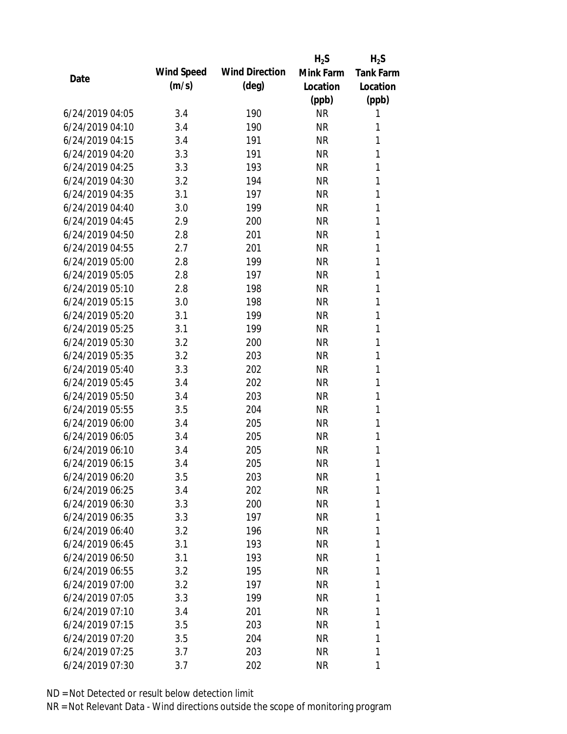| Date | Wind Speed (m/s) | Wind Direction (deg) | $H_2S$ Mink Farm Location (ppb) | $H_2S$ Tank Farm Location (ppb) |
|---|---|---|---|---|
| 6/24/2019 04:05 | 3.4 | 190 | NR | 1 |
| 6/24/2019 04:10 | 3.4 | 190 | NR | 1 |
| 6/24/2019 04:15 | 3.4 | 191 | NR | 1 |
| 6/24/2019 04:20 | 3.3 | 191 | NR | 1 |
| 6/24/2019 04:25 | 3.3 | 193 | NR | 1 |
| 6/24/2019 04:30 | 3.2 | 194 | NR | 1 |
| 6/24/2019 04:35 | 3.1 | 197 | NR | 1 |
| 6/24/2019 04:40 | 3.0 | 199 | NR | 1 |
| 6/24/2019 04:45 | 2.9 | 200 | NR | 1 |
| 6/24/2019 04:50 | 2.8 | 201 | NR | 1 |
| 6/24/2019 04:55 | 2.7 | 201 | NR | 1 |
| 6/24/2019 05:00 | 2.8 | 199 | NR | 1 |
| 6/24/2019 05:05 | 2.8 | 197 | NR | 1 |
| 6/24/2019 05:10 | 2.8 | 198 | NR | 1 |
| 6/24/2019 05:15 | 3.0 | 198 | NR | 1 |
| 6/24/2019 05:20 | 3.1 | 199 | NR | 1 |
| 6/24/2019 05:25 | 3.1 | 199 | NR | 1 |
| 6/24/2019 05:30 | 3.2 | 200 | NR | 1 |
| 6/24/2019 05:35 | 3.2 | 203 | NR | 1 |
| 6/24/2019 05:40 | 3.3 | 202 | NR | 1 |
| 6/24/2019 05:45 | 3.4 | 202 | NR | 1 |
| 6/24/2019 05:50 | 3.4 | 203 | NR | 1 |
| 6/24/2019 05:55 | 3.5 | 204 | NR | 1 |
| 6/24/2019 06:00 | 3.4 | 205 | NR | 1 |
| 6/24/2019 06:05 | 3.4 | 205 | NR | 1 |
| 6/24/2019 06:10 | 3.4 | 205 | NR | 1 |
| 6/24/2019 06:15 | 3.4 | 205 | NR | 1 |
| 6/24/2019 06:20 | 3.5 | 203 | NR | 1 |
| 6/24/2019 06:25 | 3.4 | 202 | NR | 1 |
| 6/24/2019 06:30 | 3.3 | 200 | NR | 1 |
| 6/24/2019 06:35 | 3.3 | 197 | NR | 1 |
| 6/24/2019 06:40 | 3.2 | 196 | NR | 1 |
| 6/24/2019 06:45 | 3.1 | 193 | NR | 1 |
| 6/24/2019 06:50 | 3.1 | 193 | NR | 1 |
| 6/24/2019 06:55 | 3.2 | 195 | NR | 1 |
| 6/24/2019 07:00 | 3.2 | 197 | NR | 1 |
| 6/24/2019 07:05 | 3.3 | 199 | NR | 1 |
| 6/24/2019 07:10 | 3.4 | 201 | NR | 1 |
| 6/24/2019 07:15 | 3.5 | 203 | NR | 1 |
| 6/24/2019 07:20 | 3.5 | 204 | NR | 1 |
| 6/24/2019 07:25 | 3.7 | 203 | NR | 1 |
| 6/24/2019 07:30 | 3.7 | 202 | NR | 1 |

ND = Not Detected or result below detection limit

NR = Not Relevant Data - Wind directions outside the scope of monitoring program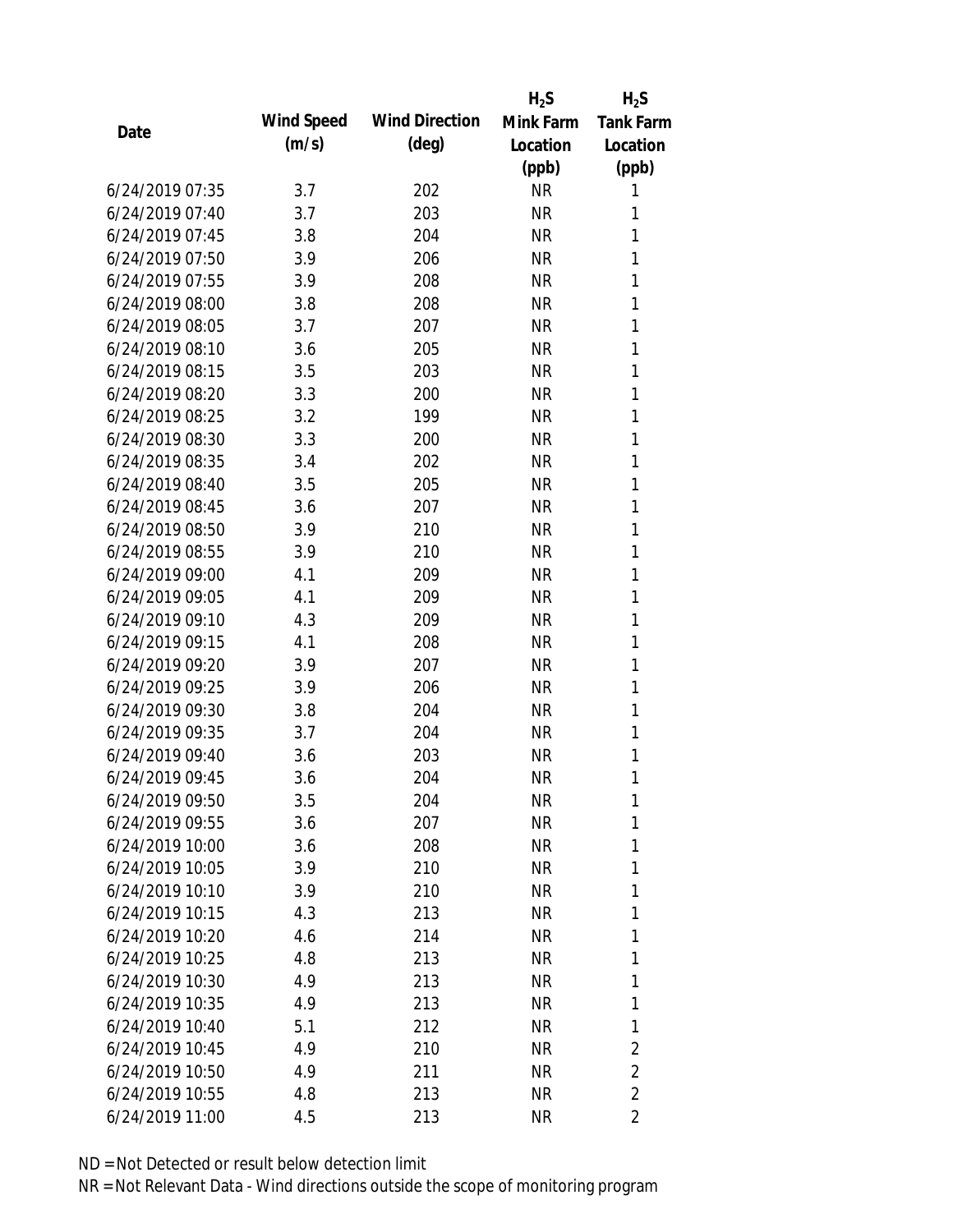| Date | Wind Speed (m/s) | Wind Direction (deg) | $H_2S$ Mink Farm Location (ppb) | $H_2S$ Tank Farm Location (ppb) |
| --- | --- | --- | --- | --- |
| 6/24/2019 07:35 | 3.7 | 202 | NR | 1 |
| 6/24/2019 07:40 | 3.7 | 203 | NR | 1 |
| 6/24/2019 07:45 | 3.8 | 204 | NR | 1 |
| 6/24/2019 07:50 | 3.9 | 206 | NR | 1 |
| 6/24/2019 07:55 | 3.9 | 208 | NR | 1 |
| 6/24/2019 08:00 | 3.8 | 208 | NR | 1 |
| 6/24/2019 08:05 | 3.7 | 207 | NR | 1 |
| 6/24/2019 08:10 | 3.6 | 205 | NR | 1 |
| 6/24/2019 08:15 | 3.5 | 203 | NR | 1 |
| 6/24/2019 08:20 | 3.3 | 200 | NR | 1 |
| 6/24/2019 08:25 | 3.2 | 199 | NR | 1 |
| 6/24/2019 08:30 | 3.3 | 200 | NR | 1 |
| 6/24/2019 08:35 | 3.4 | 202 | NR | 1 |
| 6/24/2019 08:40 | 3.5 | 205 | NR | 1 |
| 6/24/2019 08:45 | 3.6 | 207 | NR | 1 |
| 6/24/2019 08:50 | 3.9 | 210 | NR | 1 |
| 6/24/2019 08:55 | 3.9 | 210 | NR | 1 |
| 6/24/2019 09:00 | 4.1 | 209 | NR | 1 |
| 6/24/2019 09:05 | 4.1 | 209 | NR | 1 |
| 6/24/2019 09:10 | 4.3 | 209 | NR | 1 |
| 6/24/2019 09:15 | 4.1 | 208 | NR | 1 |
| 6/24/2019 09:20 | 3.9 | 207 | NR | 1 |
| 6/24/2019 09:25 | 3.9 | 206 | NR | 1 |
| 6/24/2019 09:30 | 3.8 | 204 | NR | 1 |
| 6/24/2019 09:35 | 3.7 | 204 | NR | 1 |
| 6/24/2019 09:40 | 3.6 | 203 | NR | 1 |
| 6/24/2019 09:45 | 3.6 | 204 | NR | 1 |
| 6/24/2019 09:50 | 3.5 | 204 | NR | 1 |
| 6/24/2019 09:55 | 3.6 | 207 | NR | 1 |
| 6/24/2019 10:00 | 3.6 | 208 | NR | 1 |
| 6/24/2019 10:05 | 3.9 | 210 | NR | 1 |
| 6/24/2019 10:10 | 3.9 | 210 | NR | 1 |
| 6/24/2019 10:15 | 4.3 | 213 | NR | 1 |
| 6/24/2019 10:20 | 4.6 | 214 | NR | 1 |
| 6/24/2019 10:25 | 4.8 | 213 | NR | 1 |
| 6/24/2019 10:30 | 4.9 | 213 | NR | 1 |
| 6/24/2019 10:35 | 4.9 | 213 | NR | 1 |
| 6/24/2019 10:40 | 5.1 | 212 | NR | 1 |
| 6/24/2019 10:45 | 4.9 | 210 | NR | 2 |
| 6/24/2019 10:50 | 4.9 | 211 | NR | 2 |
| 6/24/2019 10:55 | 4.8 | 213 | NR | 2 |
| 6/24/2019 11:00 | 4.5 | 213 | NR | 2 |

ND = Not Detected or result below detection limit

NR = Not Relevant Data - Wind directions outside the scope of monitoring program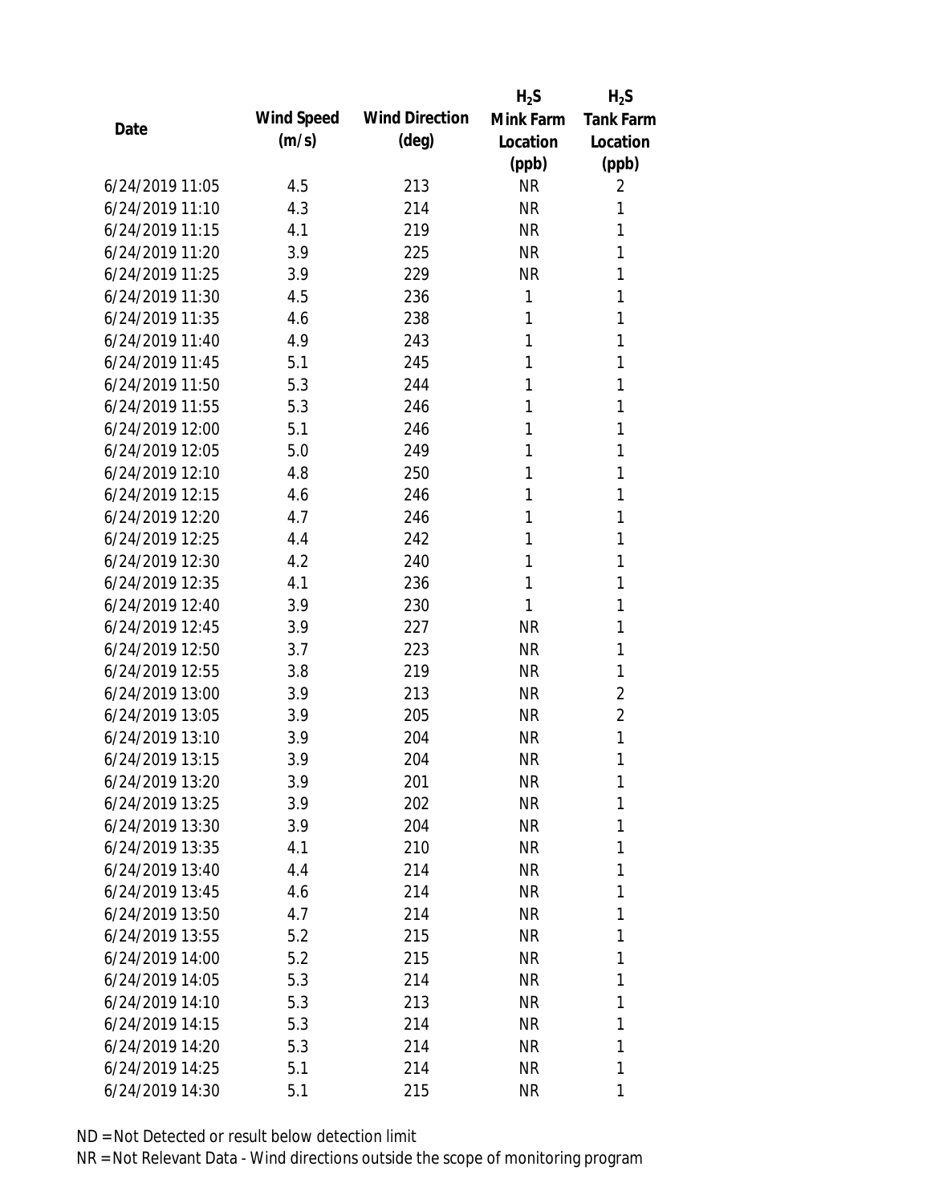| Date | Wind Speed (m/s) | Wind Direction (deg) | $H_2S$ Mink Farm Location (ppb) | $H_2S$ Tank Farm Location (ppb) |
|---|---|---|---|---|
| 6/24/2019 11:05 | 4.5 | 213 | NR | 2 |
| 6/24/2019 11:10 | 4.3 | 214 | NR | 1 |
| 6/24/2019 11:15 | 4.1 | 219 | NR | 1 |
| 6/24/2019 11:20 | 3.9 | 225 | NR | 1 |
| 6/24/2019 11:25 | 3.9 | 229 | NR | 1 |
| 6/24/2019 11:30 | 4.5 | 236 | 1 | 1 |
| 6/24/2019 11:35 | 4.6 | 238 | 1 | 1 |
| 6/24/2019 11:40 | 4.9 | 243 | 1 | 1 |
| 6/24/2019 11:45 | 5.1 | 245 | 1 | 1 |
| 6/24/2019 11:50 | 5.3 | 244 | 1 | 1 |
| 6/24/2019 11:55 | 5.3 | 246 | 1 | 1 |
| 6/24/2019 12:00 | 5.1 | 246 | 1 | 1 |
| 6/24/2019 12:05 | 5.0 | 249 | 1 | 1 |
| 6/24/2019 12:10 | 4.8 | 250 | 1 | 1 |
| 6/24/2019 12:15 | 4.6 | 246 | 1 | 1 |
| 6/24/2019 12:20 | 4.7 | 246 | 1 | 1 |
| 6/24/2019 12:25 | 4.4 | 242 | 1 | 1 |
| 6/24/2019 12:30 | 4.2 | 240 | 1 | 1 |
| 6/24/2019 12:35 | 4.1 | 236 | 1 | 1 |
| 6/24/2019 12:40 | 3.9 | 230 | 1 | 1 |
| 6/24/2019 12:45 | 3.9 | 227 | NR | 1 |
| 6/24/2019 12:50 | 3.7 | 223 | NR | 1 |
| 6/24/2019 12:55 | 3.8 | 219 | NR | 1 |
| 6/24/2019 13:00 | 3.9 | 213 | NR | 2 |
| 6/24/2019 13:05 | 3.9 | 205 | NR | 2 |
| 6/24/2019 13:10 | 3.9 | 204 | NR | 1 |
| 6/24/2019 13:15 | 3.9 | 204 | NR | 1 |
| 6/24/2019 13:20 | 3.9 | 201 | NR | 1 |
| 6/24/2019 13:25 | 3.9 | 202 | NR | 1 |
| 6/24/2019 13:30 | 3.9 | 204 | NR | 1 |
| 6/24/2019 13:35 | 4.1 | 210 | NR | 1 |
| 6/24/2019 13:40 | 4.4 | 214 | NR | 1 |
| 6/24/2019 13:45 | 4.6 | 214 | NR | 1 |
| 6/24/2019 13:50 | 4.7 | 214 | NR | 1 |
| 6/24/2019 13:55 | 5.2 | 215 | NR | 1 |
| 6/24/2019 14:00 | 5.2 | 215 | NR | 1 |
| 6/24/2019 14:05 | 5.3 | 214 | NR | 1 |
| 6/24/2019 14:10 | 5.3 | 213 | NR | 1 |
| 6/24/2019 14:15 | 5.3 | 214 | NR | 1 |
| 6/24/2019 14:20 | 5.3 | 214 | NR | 1 |
| 6/24/2019 14:25 | 5.1 | 214 | NR | 1 |
| 6/24/2019 14:30 | 5.1 | 215 | NR | 1 |

ND = Not Detected or result below detection limit

NR = Not Relevant Data - Wind directions outside the scope of monitoring program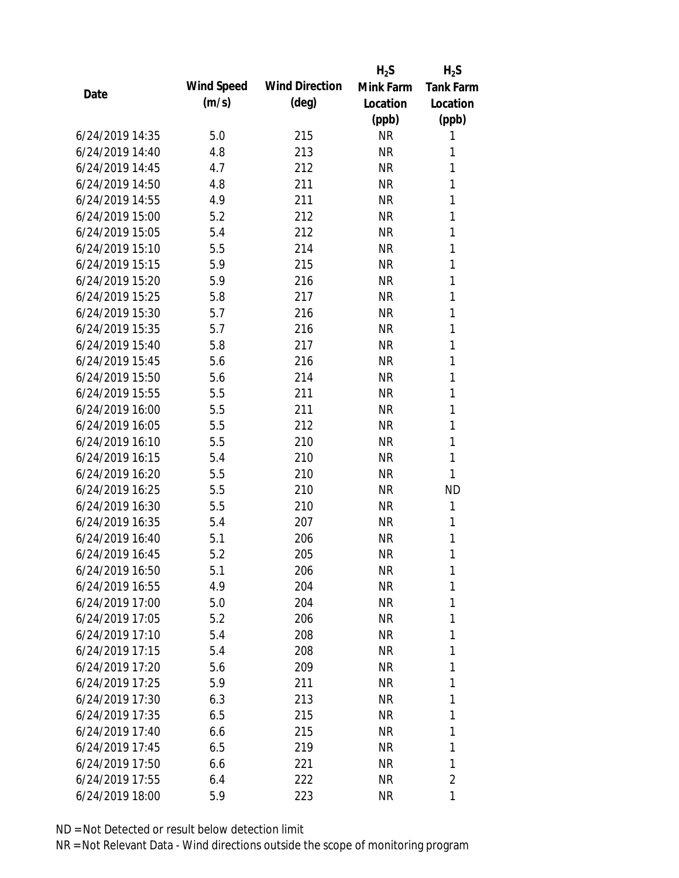| Date | Wind Speed (m/s) | Wind Direction (deg) | $H_2S$ Mink Farm Location (ppb) | $H_2S$ Tank Farm Location (ppb) |
| --- | --- | --- | --- | --- |
| 6/24/2019 14:35 | 5.0 | 215 | NR | 1 |
| 6/24/2019 14:40 | 4.8 | 213 | NR | 1 |
| 6/24/2019 14:45 | 4.7 | 212 | NR | 1 |
| 6/24/2019 14:50 | 4.8 | 211 | NR | 1 |
| 6/24/2019 14:55 | 4.9 | 211 | NR | 1 |
| 6/24/2019 15:00 | 5.2 | 212 | NR | 1 |
| 6/24/2019 15:05 | 5.4 | 212 | NR | 1 |
| 6/24/2019 15:10 | 5.5 | 214 | NR | 1 |
| 6/24/2019 15:15 | 5.9 | 215 | NR | 1 |
| 6/24/2019 15:20 | 5.9 | 216 | NR | 1 |
| 6/24/2019 15:25 | 5.8 | 217 | NR | 1 |
| 6/24/2019 15:30 | 5.7 | 216 | NR | 1 |
| 6/24/2019 15:35 | 5.7 | 216 | NR | 1 |
| 6/24/2019 15:40 | 5.8 | 217 | NR | 1 |
| 6/24/2019 15:45 | 5.6 | 216 | NR | 1 |
| 6/24/2019 15:50 | 5.6 | 214 | NR | 1 |
| 6/24/2019 15:55 | 5.5 | 211 | NR | 1 |
| 6/24/2019 16:00 | 5.5 | 211 | NR | 1 |
| 6/24/2019 16:05 | 5.5 | 212 | NR | 1 |
| 6/24/2019 16:10 | 5.5 | 210 | NR | 1 |
| 6/24/2019 16:15 | 5.4 | 210 | NR | 1 |
| 6/24/2019 16:20 | 5.5 | 210 | NR | 1 |
| 6/24/2019 16:25 | 5.5 | 210 | NR | ND |
| 6/24/2019 16:30 | 5.5 | 210 | NR | 1 |
| 6/24/2019 16:35 | 5.4 | 207 | NR | 1 |
| 6/24/2019 16:40 | 5.1 | 206 | NR | 1 |
| 6/24/2019 16:45 | 5.2 | 205 | NR | 1 |
| 6/24/2019 16:50 | 5.1 | 206 | NR | 1 |
| 6/24/2019 16:55 | 4.9 | 204 | NR | 1 |
| 6/24/2019 17:00 | 5.0 | 204 | NR | 1 |
| 6/24/2019 17:05 | 5.2 | 206 | NR | 1 |
| 6/24/2019 17:10 | 5.4 | 208 | NR | 1 |
| 6/24/2019 17:15 | 5.4 | 208 | NR | 1 |
| 6/24/2019 17:20 | 5.6 | 209 | NR | 1 |
| 6/24/2019 17:25 | 5.9 | 211 | NR | 1 |
| 6/24/2019 17:30 | 6.3 | 213 | NR | 1 |
| 6/24/2019 17:35 | 6.5 | 215 | NR | 1 |
| 6/24/2019 17:40 | 6.6 | 215 | NR | 1 |
| 6/24/2019 17:45 | 6.5 | 219 | NR | 1 |
| 6/24/2019 17:50 | 6.6 | 221 | NR | 1 |
| 6/24/2019 17:55 | 6.4 | 222 | NR | 2 |
| 6/24/2019 18:00 | 5.9 | 223 | NR | 1 |

ND = Not Detected or result below detection limit

NR = Not Relevant Data - Wind directions outside the scope of monitoring program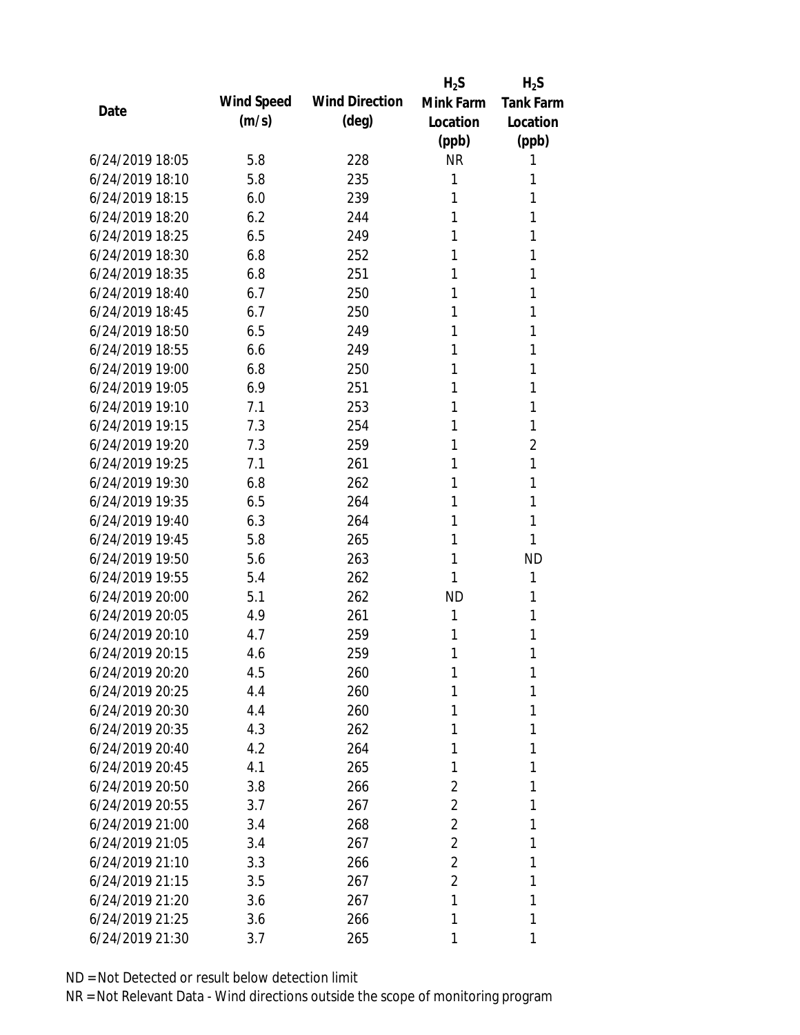| Date | Wind Speed (m/s) | Wind Direction (deg) | $H_2S$ Mink Farm Location (ppb) | $H_2S$ Tank Farm Location (ppb) |
|---|---|---|---|---|
| 6/24/2019 18:05 | 5.8 | 228 | NR | 1 |
| 6/24/2019 18:10 | 5.8 | 235 | 1 | 1 |
| 6/24/2019 18:15 | 6.0 | 239 | 1 | 1 |
| 6/24/2019 18:20 | 6.2 | 244 | 1 | 1 |
| 6/24/2019 18:25 | 6.5 | 249 | 1 | 1 |
| 6/24/2019 18:30 | 6.8 | 252 | 1 | 1 |
| 6/24/2019 18:35 | 6.8 | 251 | 1 | 1 |
| 6/24/2019 18:40 | 6.7 | 250 | 1 | 1 |
| 6/24/2019 18:45 | 6.7 | 250 | 1 | 1 |
| 6/24/2019 18:50 | 6.5 | 249 | 1 | 1 |
| 6/24/2019 18:55 | 6.6 | 249 | 1 | 1 |
| 6/24/2019 19:00 | 6.8 | 250 | 1 | 1 |
| 6/24/2019 19:05 | 6.9 | 251 | 1 | 1 |
| 6/24/2019 19:10 | 7.1 | 253 | 1 | 1 |
| 6/24/2019 19:15 | 7.3 | 254 | 1 | 1 |
| 6/24/2019 19:20 | 7.3 | 259 | 1 | 2 |
| 6/24/2019 19:25 | 7.1 | 261 | 1 | 1 |
| 6/24/2019 19:30 | 6.8 | 262 | 1 | 1 |
| 6/24/2019 19:35 | 6.5 | 264 | 1 | 1 |
| 6/24/2019 19:40 | 6.3 | 264 | 1 | 1 |
| 6/24/2019 19:45 | 5.8 | 265 | 1 | 1 |
| 6/24/2019 19:50 | 5.6 | 263 | 1 | ND |
| 6/24/2019 19:55 | 5.4 | 262 | 1 | 1 |
| 6/24/2019 20:00 | 5.1 | 262 | ND | 1 |
| 6/24/2019 20:05 | 4.9 | 261 | 1 | 1 |
| 6/24/2019 20:10 | 4.7 | 259 | 1 | 1 |
| 6/24/2019 20:15 | 4.6 | 259 | 1 | 1 |
| 6/24/2019 20:20 | 4.5 | 260 | 1 | 1 |
| 6/24/2019 20:25 | 4.4 | 260 | 1 | 1 |
| 6/24/2019 20:30 | 4.4 | 260 | 1 | 1 |
| 6/24/2019 20:35 | 4.3 | 262 | 1 | 1 |
| 6/24/2019 20:40 | 4.2 | 264 | 1 | 1 |
| 6/24/2019 20:45 | 4.1 | 265 | 1 | 1 |
| 6/24/2019 20:50 | 3.8 | 266 | 2 | 1 |
| 6/24/2019 20:55 | 3.7 | 267 | 2 | 1 |
| 6/24/2019 21:00 | 3.4 | 268 | 2 | 1 |
| 6/24/2019 21:05 | 3.4 | 267 | 2 | 1 |
| 6/24/2019 21:10 | 3.3 | 266 | 2 | 1 |
| 6/24/2019 21:15 | 3.5 | 267 | 2 | 1 |
| 6/24/2019 21:20 | 3.6 | 267 | 1 | 1 |
| 6/24/2019 21:25 | 3.6 | 266 | 1 | 1 |
| 6/24/2019 21:30 | 3.7 | 265 | 1 | 1 |

ND = Not Detected or result below detection limit

NR = Not Relevant Data - Wind directions outside the scope of monitoring program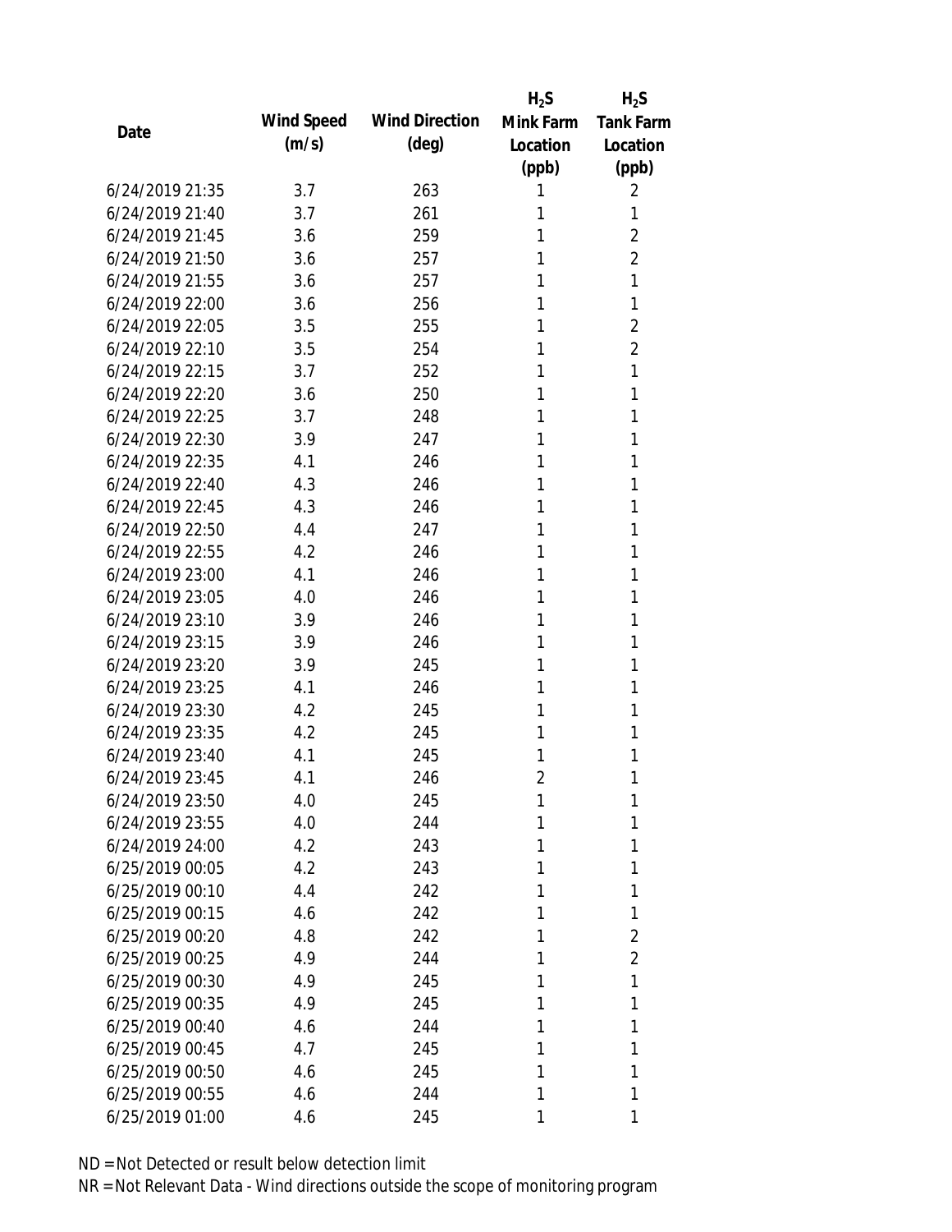| Date | Wind Speed (m/s) | Wind Direction (deg) | $H_2S$ Mink Farm Location (ppb) | $H_2S$ Tank Farm Location (ppb) |
|---|---|---|---|---|
| 6/24/2019 21:35 | 3.7 | 263 | 1 | 2 |
| 6/24/2019 21:40 | 3.7 | 261 | 1 | 1 |
| 6/24/2019 21:45 | 3.6 | 259 | 1 | 2 |
| 6/24/2019 21:50 | 3.6 | 257 | 1 | 2 |
| 6/24/2019 21:55 | 3.6 | 257 | 1 | 1 |
| 6/24/2019 22:00 | 3.6 | 256 | 1 | 1 |
| 6/24/2019 22:05 | 3.5 | 255 | 1 | 2 |
| 6/24/2019 22:10 | 3.5 | 254 | 1 | 2 |
| 6/24/2019 22:15 | 3.7 | 252 | 1 | 1 |
| 6/24/2019 22:20 | 3.6 | 250 | 1 | 1 |
| 6/24/2019 22:25 | 3.7 | 248 | 1 | 1 |
| 6/24/2019 22:30 | 3.9 | 247 | 1 | 1 |
| 6/24/2019 22:35 | 4.1 | 246 | 1 | 1 |
| 6/24/2019 22:40 | 4.3 | 246 | 1 | 1 |
| 6/24/2019 22:45 | 4.3 | 246 | 1 | 1 |
| 6/24/2019 22:50 | 4.4 | 247 | 1 | 1 |
| 6/24/2019 22:55 | 4.2 | 246 | 1 | 1 |
| 6/24/2019 23:00 | 4.1 | 246 | 1 | 1 |
| 6/24/2019 23:05 | 4.0 | 246 | 1 | 1 |
| 6/24/2019 23:10 | 3.9 | 246 | 1 | 1 |
| 6/24/2019 23:15 | 3.9 | 246 | 1 | 1 |
| 6/24/2019 23:20 | 3.9 | 245 | 1 | 1 |
| 6/24/2019 23:25 | 4.1 | 246 | 1 | 1 |
| 6/24/2019 23:30 | 4.2 | 245 | 1 | 1 |
| 6/24/2019 23:35 | 4.2 | 245 | 1 | 1 |
| 6/24/2019 23:40 | 4.1 | 245 | 1 | 1 |
| 6/24/2019 23:45 | 4.1 | 246 | 2 | 1 |
| 6/24/2019 23:50 | 4.0 | 245 | 1 | 1 |
| 6/24/2019 23:55 | 4.0 | 244 | 1 | 1 |
| 6/24/2019 24:00 | 4.2 | 243 | 1 | 1 |
| 6/25/2019 00:05 | 4.2 | 243 | 1 | 1 |
| 6/25/2019 00:10 | 4.4 | 242 | 1 | 1 |
| 6/25/2019 00:15 | 4.6 | 242 | 1 | 1 |
| 6/25/2019 00:20 | 4.8 | 242 | 1 | 2 |
| 6/25/2019 00:25 | 4.9 | 244 | 1 | 2 |
| 6/25/2019 00:30 | 4.9 | 245 | 1 | 1 |
| 6/25/2019 00:35 | 4.9 | 245 | 1 | 1 |
| 6/25/2019 00:40 | 4.6 | 244 | 1 | 1 |
| 6/25/2019 00:45 | 4.7 | 245 | 1 | 1 |
| 6/25/2019 00:50 | 4.6 | 245 | 1 | 1 |
| 6/25/2019 00:55 | 4.6 | 244 | 1 | 1 |
| 6/25/2019 01:00 | 4.6 | 245 | 1 | 1 |

ND = Not Detected or result below detection limit

NR = Not Relevant Data - Wind directions outside the scope of monitoring program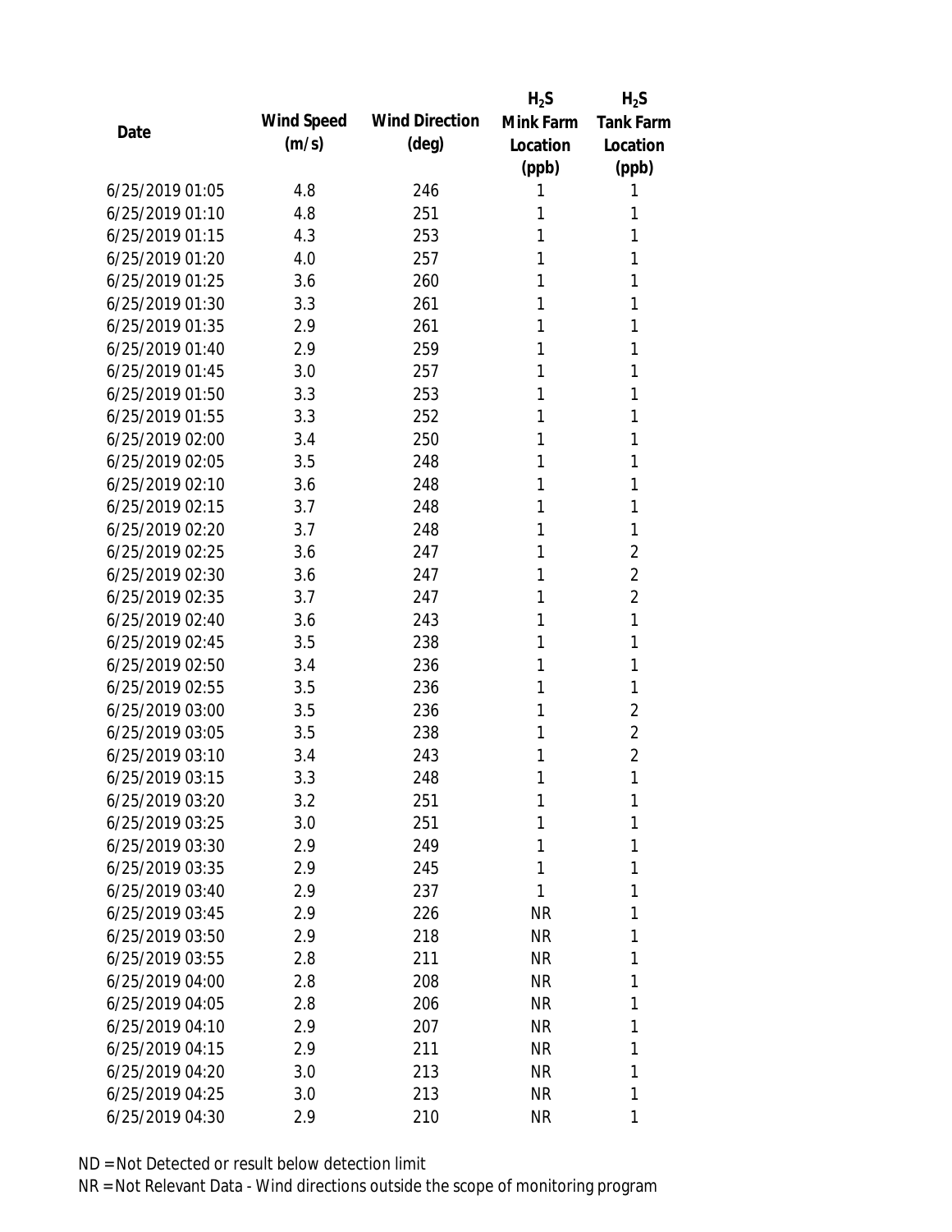| Date | Wind Speed (m/s) | Wind Direction (deg) | $H_2S$ Mink Farm Location (ppb) | $H_2S$ Tank Farm Location (ppb) |
|---|---|---|---|---|
| 6/25/2019 01:05 | 4.8 | 246 | 1 | 1 |
| 6/25/2019 01:10 | 4.8 | 251 | 1 | 1 |
| 6/25/2019 01:15 | 4.3 | 253 | 1 | 1 |
| 6/25/2019 01:20 | 4.0 | 257 | 1 | 1 |
| 6/25/2019 01:25 | 3.6 | 260 | 1 | 1 |
| 6/25/2019 01:30 | 3.3 | 261 | 1 | 1 |
| 6/25/2019 01:35 | 2.9 | 261 | 1 | 1 |
| 6/25/2019 01:40 | 2.9 | 259 | 1 | 1 |
| 6/25/2019 01:45 | 3.0 | 257 | 1 | 1 |
| 6/25/2019 01:50 | 3.3 | 253 | 1 | 1 |
| 6/25/2019 01:55 | 3.3 | 252 | 1 | 1 |
| 6/25/2019 02:00 | 3.4 | 250 | 1 | 1 |
| 6/25/2019 02:05 | 3.5 | 248 | 1 | 1 |
| 6/25/2019 02:10 | 3.6 | 248 | 1 | 1 |
| 6/25/2019 02:15 | 3.7 | 248 | 1 | 1 |
| 6/25/2019 02:20 | 3.7 | 248 | 1 | 1 |
| 6/25/2019 02:25 | 3.6 | 247 | 1 | 2 |
| 6/25/2019 02:30 | 3.6 | 247 | 1 | 2 |
| 6/25/2019 02:35 | 3.7 | 247 | 1 | 2 |
| 6/25/2019 02:40 | 3.6 | 243 | 1 | 1 |
| 6/25/2019 02:45 | 3.5 | 238 | 1 | 1 |
| 6/25/2019 02:50 | 3.4 | 236 | 1 | 1 |
| 6/25/2019 02:55 | 3.5 | 236 | 1 | 1 |
| 6/25/2019 03:00 | 3.5 | 236 | 1 | 2 |
| 6/25/2019 03:05 | 3.5 | 238 | 1 | 2 |
| 6/25/2019 03:10 | 3.4 | 243 | 1 | 2 |
| 6/25/2019 03:15 | 3.3 | 248 | 1 | 1 |
| 6/25/2019 03:20 | 3.2 | 251 | 1 | 1 |
| 6/25/2019 03:25 | 3.0 | 251 | 1 | 1 |
| 6/25/2019 03:30 | 2.9 | 249 | 1 | 1 |
| 6/25/2019 03:35 | 2.9 | 245 | 1 | 1 |
| 6/25/2019 03:40 | 2.9 | 237 | 1 | 1 |
| 6/25/2019 03:45 | 2.9 | 226 | NR | 1 |
| 6/25/2019 03:50 | 2.9 | 218 | NR | 1 |
| 6/25/2019 03:55 | 2.8 | 211 | NR | 1 |
| 6/25/2019 04:00 | 2.8 | 208 | NR | 1 |
| 6/25/2019 04:05 | 2.8 | 206 | NR | 1 |
| 6/25/2019 04:10 | 2.9 | 207 | NR | 1 |
| 6/25/2019 04:15 | 2.9 | 211 | NR | 1 |
| 6/25/2019 04:20 | 3.0 | 213 | NR | 1 |
| 6/25/2019 04:25 | 3.0 | 213 | NR | 1 |
| 6/25/2019 04:30 | 2.9 | 210 | NR | 1 |

ND = Not Detected or result below detection limit

NR = Not Relevant Data - Wind directions outside the scope of monitoring program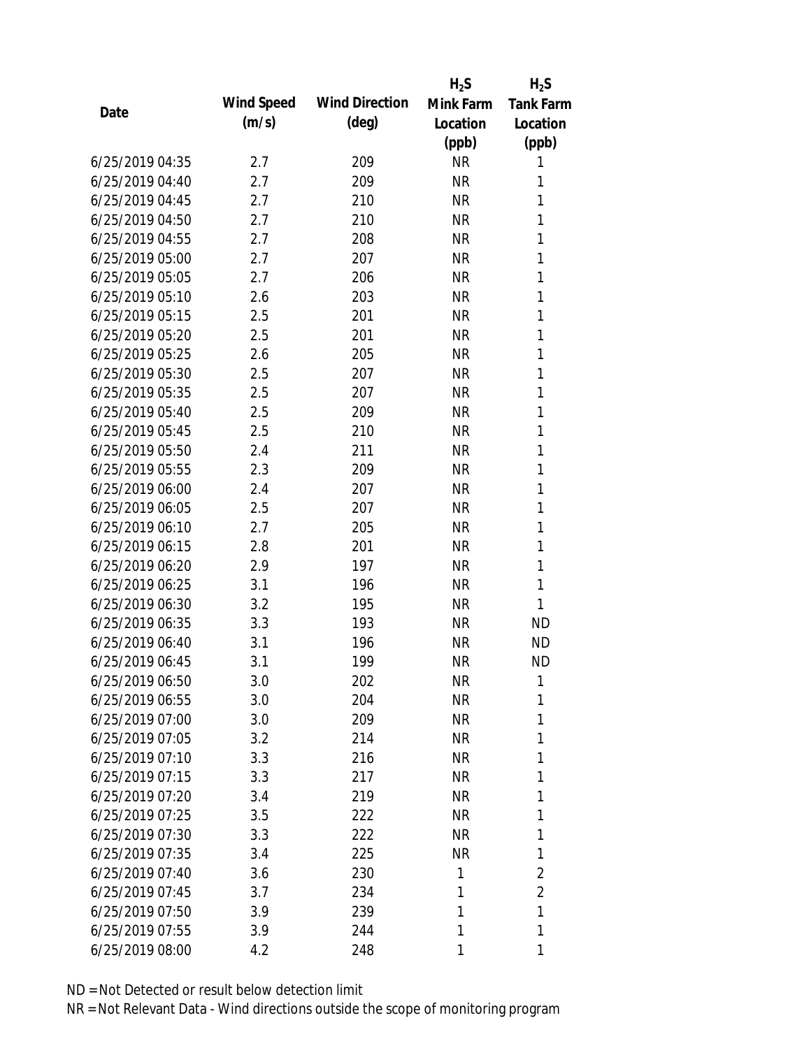| Date | Wind Speed (m/s) | Wind Direction (deg) | $H_2S$ Mink Farm Location (ppb) | $H_2S$ Tank Farm Location (ppb) |
|---|---|---|---|---|
| 6/25/2019 04:35 | 2.7 | 209 | NR | 1 |
| 6/25/2019 04:40 | 2.7 | 209 | NR | 1 |
| 6/25/2019 04:45 | 2.7 | 210 | NR | 1 |
| 6/25/2019 04:50 | 2.7 | 210 | NR | 1 |
| 6/25/2019 04:55 | 2.7 | 208 | NR | 1 |
| 6/25/2019 05:00 | 2.7 | 207 | NR | 1 |
| 6/25/2019 05:05 | 2.7 | 206 | NR | 1 |
| 6/25/2019 05:10 | 2.6 | 203 | NR | 1 |
| 6/25/2019 05:15 | 2.5 | 201 | NR | 1 |
| 6/25/2019 05:20 | 2.5 | 201 | NR | 1 |
| 6/25/2019 05:25 | 2.6 | 205 | NR | 1 |
| 6/25/2019 05:30 | 2.5 | 207 | NR | 1 |
| 6/25/2019 05:35 | 2.5 | 207 | NR | 1 |
| 6/25/2019 05:40 | 2.5 | 209 | NR | 1 |
| 6/25/2019 05:45 | 2.5 | 210 | NR | 1 |
| 6/25/2019 05:50 | 2.4 | 211 | NR | 1 |
| 6/25/2019 05:55 | 2.3 | 209 | NR | 1 |
| 6/25/2019 06:00 | 2.4 | 207 | NR | 1 |
| 6/25/2019 06:05 | 2.5 | 207 | NR | 1 |
| 6/25/2019 06:10 | 2.7 | 205 | NR | 1 |
| 6/25/2019 06:15 | 2.8 | 201 | NR | 1 |
| 6/25/2019 06:20 | 2.9 | 197 | NR | 1 |
| 6/25/2019 06:25 | 3.1 | 196 | NR | 1 |
| 6/25/2019 06:30 | 3.2 | 195 | NR | 1 |
| 6/25/2019 06:35 | 3.3 | 193 | NR | ND |
| 6/25/2019 06:40 | 3.1 | 196 | NR | ND |
| 6/25/2019 06:45 | 3.1 | 199 | NR | ND |
| 6/25/2019 06:50 | 3.0 | 202 | NR | 1 |
| 6/25/2019 06:55 | 3.0 | 204 | NR | 1 |
| 6/25/2019 07:00 | 3.0 | 209 | NR | 1 |
| 6/25/2019 07:05 | 3.2 | 214 | NR | 1 |
| 6/25/2019 07:10 | 3.3 | 216 | NR | 1 |
| 6/25/2019 07:15 | 3.3 | 217 | NR | 1 |
| 6/25/2019 07:20 | 3.4 | 219 | NR | 1 |
| 6/25/2019 07:25 | 3.5 | 222 | NR | 1 |
| 6/25/2019 07:30 | 3.3 | 222 | NR | 1 |
| 6/25/2019 07:35 | 3.4 | 225 | NR | 1 |
| 6/25/2019 07:40 | 3.6 | 230 | 1 | 2 |
| 6/25/2019 07:45 | 3.7 | 234 | 1 | 2 |
| 6/25/2019 07:50 | 3.9 | 239 | 1 | 1 |
| 6/25/2019 07:55 | 3.9 | 244 | 1 | 1 |
| 6/25/2019 08:00 | 4.2 | 248 | 1 | 1 |

ND = Not Detected or result below detection limit

NR = Not Relevant Data - Wind directions outside the scope of monitoring program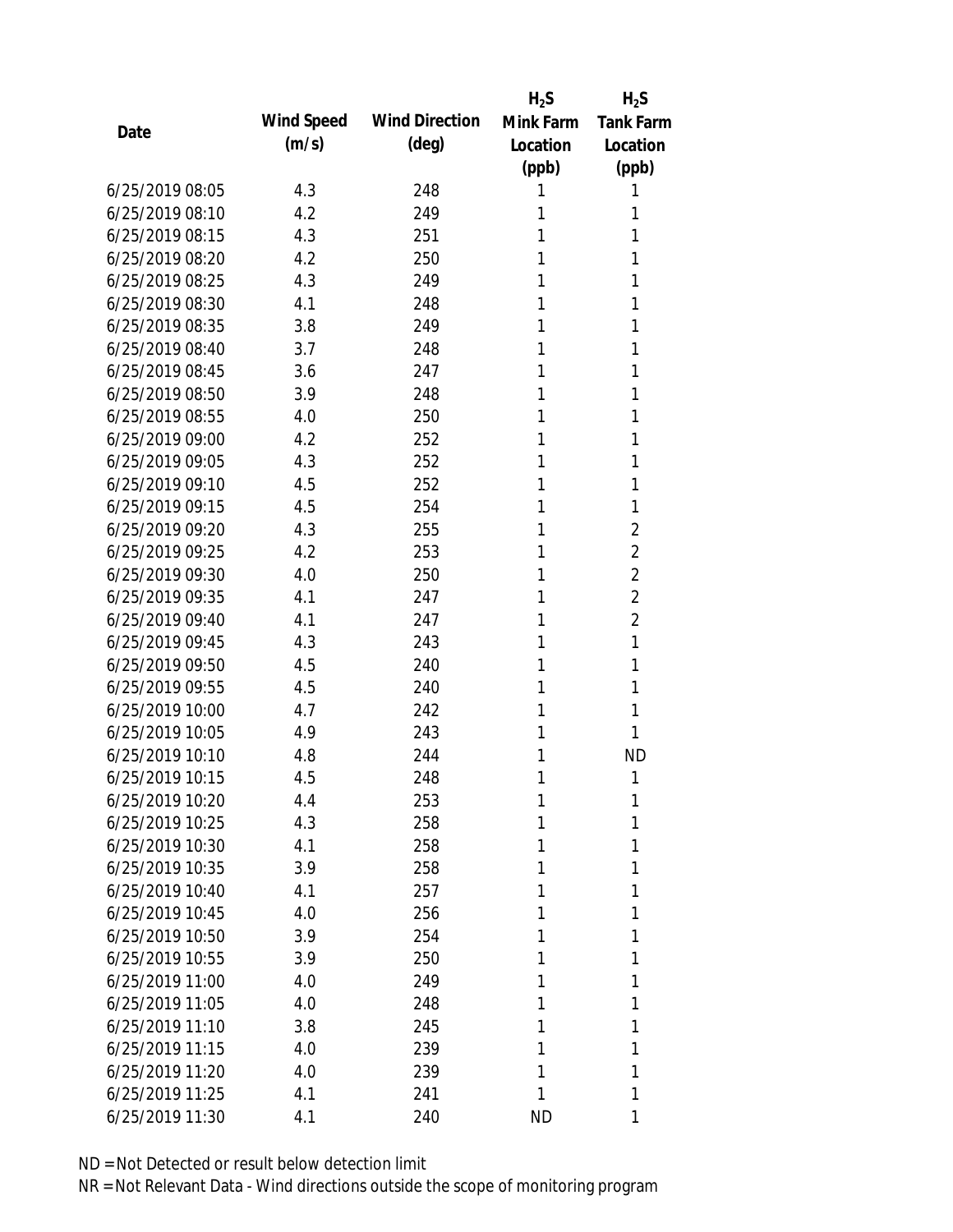| Date | Wind Speed (m/s) | Wind Direction (deg) | $H_2S$ Mink Farm Location (ppb) | $H_2S$ Tank Farm Location (ppb) |
|---|---|---|---|---|
| 6/25/2019 08:05 | 4.3 | 248 | 1 | 1 |
| 6/25/2019 08:10 | 4.2 | 249 | 1 | 1 |
| 6/25/2019 08:15 | 4.3 | 251 | 1 | 1 |
| 6/25/2019 08:20 | 4.2 | 250 | 1 | 1 |
| 6/25/2019 08:25 | 4.3 | 249 | 1 | 1 |
| 6/25/2019 08:30 | 4.1 | 248 | 1 | 1 |
| 6/25/2019 08:35 | 3.8 | 249 | 1 | 1 |
| 6/25/2019 08:40 | 3.7 | 248 | 1 | 1 |
| 6/25/2019 08:45 | 3.6 | 247 | 1 | 1 |
| 6/25/2019 08:50 | 3.9 | 248 | 1 | 1 |
| 6/25/2019 08:55 | 4.0 | 250 | 1 | 1 |
| 6/25/2019 09:00 | 4.2 | 252 | 1 | 1 |
| 6/25/2019 09:05 | 4.3 | 252 | 1 | 1 |
| 6/25/2019 09:10 | 4.5 | 252 | 1 | 1 |
| 6/25/2019 09:15 | 4.5 | 254 | 1 | 1 |
| 6/25/2019 09:20 | 4.3 | 255 | 1 | 2 |
| 6/25/2019 09:25 | 4.2 | 253 | 1 | 2 |
| 6/25/2019 09:30 | 4.0 | 250 | 1 | 2 |
| 6/25/2019 09:35 | 4.1 | 247 | 1 | 2 |
| 6/25/2019 09:40 | 4.1 | 247 | 1 | 2 |
| 6/25/2019 09:45 | 4.3 | 243 | 1 | 1 |
| 6/25/2019 09:50 | 4.5 | 240 | 1 | 1 |
| 6/25/2019 09:55 | 4.5 | 240 | 1 | 1 |
| 6/25/2019 10:00 | 4.7 | 242 | 1 | 1 |
| 6/25/2019 10:05 | 4.9 | 243 | 1 | 1 |
| 6/25/2019 10:10 | 4.8 | 244 | 1 | ND |
| 6/25/2019 10:15 | 4.5 | 248 | 1 | 1 |
| 6/25/2019 10:20 | 4.4 | 253 | 1 | 1 |
| 6/25/2019 10:25 | 4.3 | 258 | 1 | 1 |
| 6/25/2019 10:30 | 4.1 | 258 | 1 | 1 |
| 6/25/2019 10:35 | 3.9 | 258 | 1 | 1 |
| 6/25/2019 10:40 | 4.1 | 257 | 1 | 1 |
| 6/25/2019 10:45 | 4.0 | 256 | 1 | 1 |
| 6/25/2019 10:50 | 3.9 | 254 | 1 | 1 |
| 6/25/2019 10:55 | 3.9 | 250 | 1 | 1 |
| 6/25/2019 11:00 | 4.0 | 249 | 1 | 1 |
| 6/25/2019 11:05 | 4.0 | 248 | 1 | 1 |
| 6/25/2019 11:10 | 3.8 | 245 | 1 | 1 |
| 6/25/2019 11:15 | 4.0 | 239 | 1 | 1 |
| 6/25/2019 11:20 | 4.0 | 239 | 1 | 1 |
| 6/25/2019 11:25 | 4.1 | 241 | 1 | 1 |
| 6/25/2019 11:30 | 4.1 | 240 | ND | 1 |

ND = Not Detected or result below detection limit

NR = Not Relevant Data - Wind directions outside the scope of monitoring program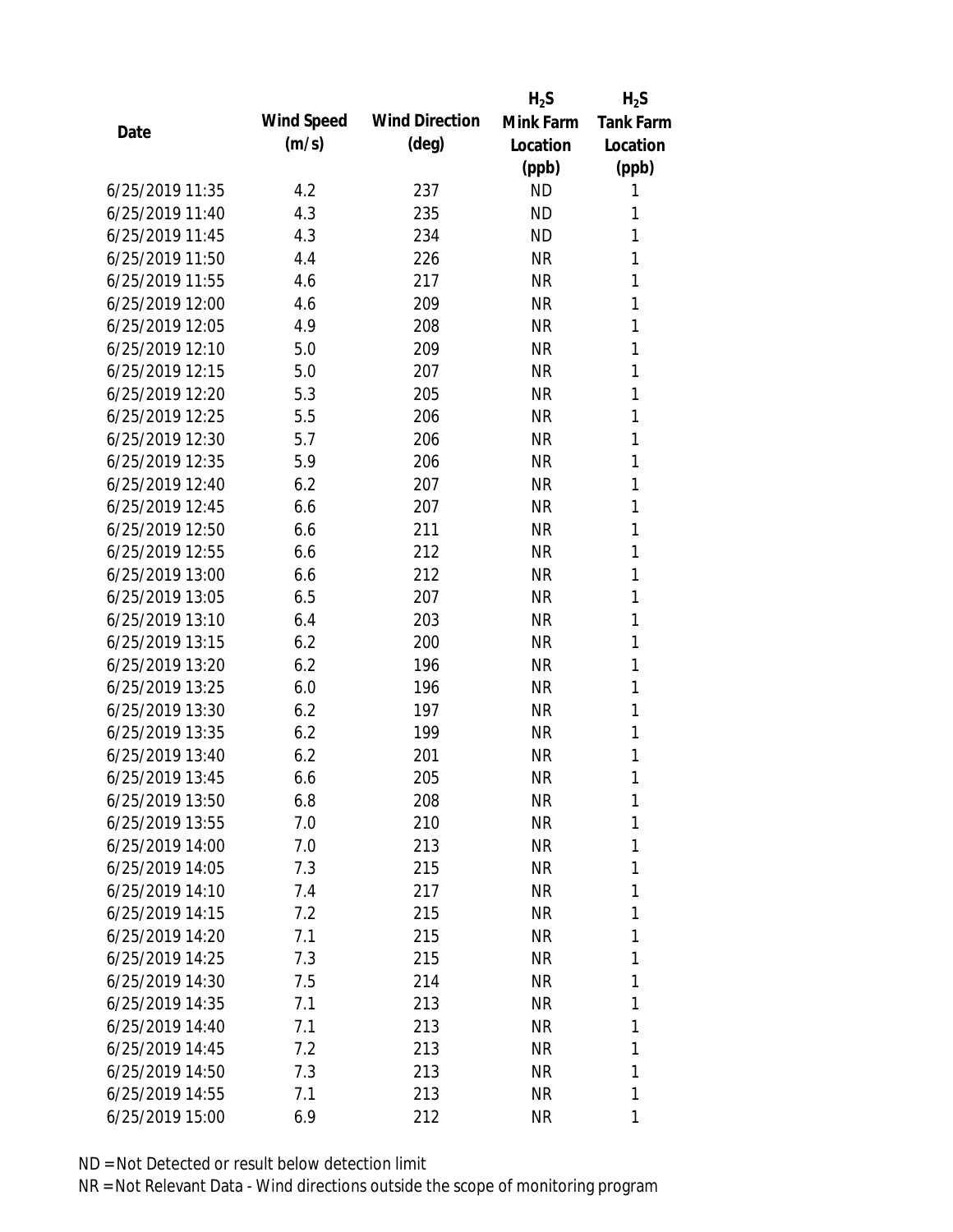| Date | Wind Speed (m/s) | Wind Direction (deg) | $H_2S$ Mink Farm Location (ppb) | $H_2S$ Tank Farm Location (ppb) |
|---|---|---|---|---|
| 6/25/2019 11:35 | 4.2 | 237 | ND | 1 |
| 6/25/2019 11:40 | 4.3 | 235 | ND | 1 |
| 6/25/2019 11:45 | 4.3 | 234 | ND | 1 |
| 6/25/2019 11:50 | 4.4 | 226 | NR | 1 |
| 6/25/2019 11:55 | 4.6 | 217 | NR | 1 |
| 6/25/2019 12:00 | 4.6 | 209 | NR | 1 |
| 6/25/2019 12:05 | 4.9 | 208 | NR | 1 |
| 6/25/2019 12:10 | 5.0 | 209 | NR | 1 |
| 6/25/2019 12:15 | 5.0 | 207 | NR | 1 |
| 6/25/2019 12:20 | 5.3 | 205 | NR | 1 |
| 6/25/2019 12:25 | 5.5 | 206 | NR | 1 |
| 6/25/2019 12:30 | 5.7 | 206 | NR | 1 |
| 6/25/2019 12:35 | 5.9 | 206 | NR | 1 |
| 6/25/2019 12:40 | 6.2 | 207 | NR | 1 |
| 6/25/2019 12:45 | 6.6 | 207 | NR | 1 |
| 6/25/2019 12:50 | 6.6 | 211 | NR | 1 |
| 6/25/2019 12:55 | 6.6 | 212 | NR | 1 |
| 6/25/2019 13:00 | 6.6 | 212 | NR | 1 |
| 6/25/2019 13:05 | 6.5 | 207 | NR | 1 |
| 6/25/2019 13:10 | 6.4 | 203 | NR | 1 |
| 6/25/2019 13:15 | 6.2 | 200 | NR | 1 |
| 6/25/2019 13:20 | 6.2 | 196 | NR | 1 |
| 6/25/2019 13:25 | 6.0 | 196 | NR | 1 |
| 6/25/2019 13:30 | 6.2 | 197 | NR | 1 |
| 6/25/2019 13:35 | 6.2 | 199 | NR | 1 |
| 6/25/2019 13:40 | 6.2 | 201 | NR | 1 |
| 6/25/2019 13:45 | 6.6 | 205 | NR | 1 |
| 6/25/2019 13:50 | 6.8 | 208 | NR | 1 |
| 6/25/2019 13:55 | 7.0 | 210 | NR | 1 |
| 6/25/2019 14:00 | 7.0 | 213 | NR | 1 |
| 6/25/2019 14:05 | 7.3 | 215 | NR | 1 |
| 6/25/2019 14:10 | 7.4 | 217 | NR | 1 |
| 6/25/2019 14:15 | 7.2 | 215 | NR | 1 |
| 6/25/2019 14:20 | 7.1 | 215 | NR | 1 |
| 6/25/2019 14:25 | 7.3 | 215 | NR | 1 |
| 6/25/2019 14:30 | 7.5 | 214 | NR | 1 |
| 6/25/2019 14:35 | 7.1 | 213 | NR | 1 |
| 6/25/2019 14:40 | 7.1 | 213 | NR | 1 |
| 6/25/2019 14:45 | 7.2 | 213 | NR | 1 |
| 6/25/2019 14:50 | 7.3 | 213 | NR | 1 |
| 6/25/2019 14:55 | 7.1 | 213 | NR | 1 |
| 6/25/2019 15:00 | 6.9 | 212 | NR | 1 |

ND = Not Detected or result below detection limit

NR = Not Relevant Data - Wind directions outside the scope of monitoring program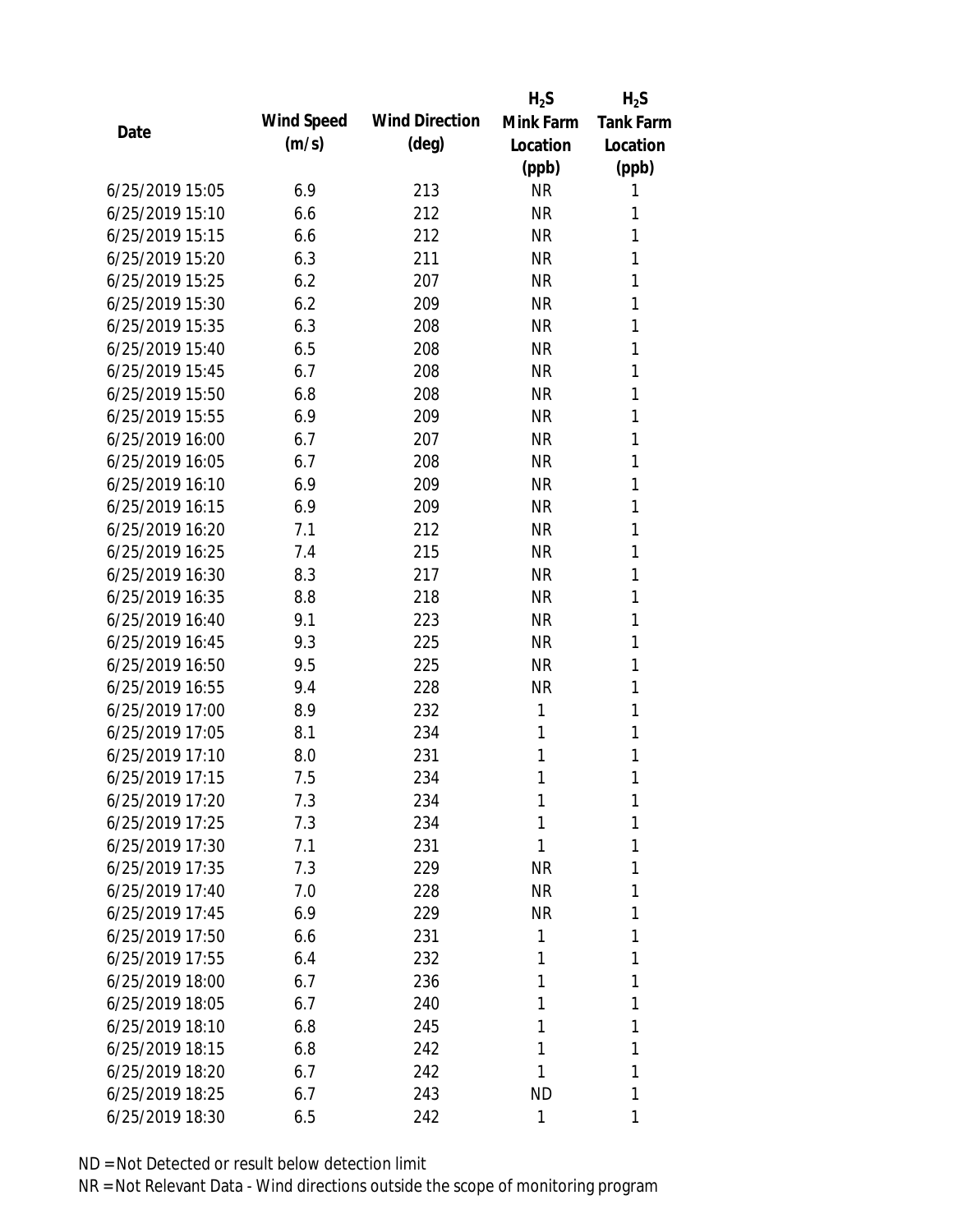| Date | Wind Speed (m/s) | Wind Direction (deg) | $H_2S$ Mink Farm Location (ppb) | $H_2S$ Tank Farm Location (ppb) |
|---|---|---|---|---|
| 6/25/2019 15:05 | 6.9 | 213 | NR | 1 |
| 6/25/2019 15:10 | 6.6 | 212 | NR | 1 |
| 6/25/2019 15:15 | 6.6 | 212 | NR | 1 |
| 6/25/2019 15:20 | 6.3 | 211 | NR | 1 |
| 6/25/2019 15:25 | 6.2 | 207 | NR | 1 |
| 6/25/2019 15:30 | 6.2 | 209 | NR | 1 |
| 6/25/2019 15:35 | 6.3 | 208 | NR | 1 |
| 6/25/2019 15:40 | 6.5 | 208 | NR | 1 |
| 6/25/2019 15:45 | 6.7 | 208 | NR | 1 |
| 6/25/2019 15:50 | 6.8 | 208 | NR | 1 |
| 6/25/2019 15:55 | 6.9 | 209 | NR | 1 |
| 6/25/2019 16:00 | 6.7 | 207 | NR | 1 |
| 6/25/2019 16:05 | 6.7 | 208 | NR | 1 |
| 6/25/2019 16:10 | 6.9 | 209 | NR | 1 |
| 6/25/2019 16:15 | 6.9 | 209 | NR | 1 |
| 6/25/2019 16:20 | 7.1 | 212 | NR | 1 |
| 6/25/2019 16:25 | 7.4 | 215 | NR | 1 |
| 6/25/2019 16:30 | 8.3 | 217 | NR | 1 |
| 6/25/2019 16:35 | 8.8 | 218 | NR | 1 |
| 6/25/2019 16:40 | 9.1 | 223 | NR | 1 |
| 6/25/2019 16:45 | 9.3 | 225 | NR | 1 |
| 6/25/2019 16:50 | 9.5 | 225 | NR | 1 |
| 6/25/2019 16:55 | 9.4 | 228 | NR | 1 |
| 6/25/2019 17:00 | 8.9 | 232 | 1 | 1 |
| 6/25/2019 17:05 | 8.1 | 234 | 1 | 1 |
| 6/25/2019 17:10 | 8.0 | 231 | 1 | 1 |
| 6/25/2019 17:15 | 7.5 | 234 | 1 | 1 |
| 6/25/2019 17:20 | 7.3 | 234 | 1 | 1 |
| 6/25/2019 17:25 | 7.3 | 234 | 1 | 1 |
| 6/25/2019 17:30 | 7.1 | 231 | 1 | 1 |
| 6/25/2019 17:35 | 7.3 | 229 | NR | 1 |
| 6/25/2019 17:40 | 7.0 | 228 | NR | 1 |
| 6/25/2019 17:45 | 6.9 | 229 | NR | 1 |
| 6/25/2019 17:50 | 6.6 | 231 | 1 | 1 |
| 6/25/2019 17:55 | 6.4 | 232 | 1 | 1 |
| 6/25/2019 18:00 | 6.7 | 236 | 1 | 1 |
| 6/25/2019 18:05 | 6.7 | 240 | 1 | 1 |
| 6/25/2019 18:10 | 6.8 | 245 | 1 | 1 |
| 6/25/2019 18:15 | 6.8 | 242 | 1 | 1 |
| 6/25/2019 18:20 | 6.7 | 242 | 1 | 1 |
| 6/25/2019 18:25 | 6.7 | 243 | ND | 1 |
| 6/25/2019 18:30 | 6.5 | 242 | 1 | 1 |

ND = Not Detected or result below detection limit

NR = Not Relevant Data - Wind directions outside the scope of monitoring program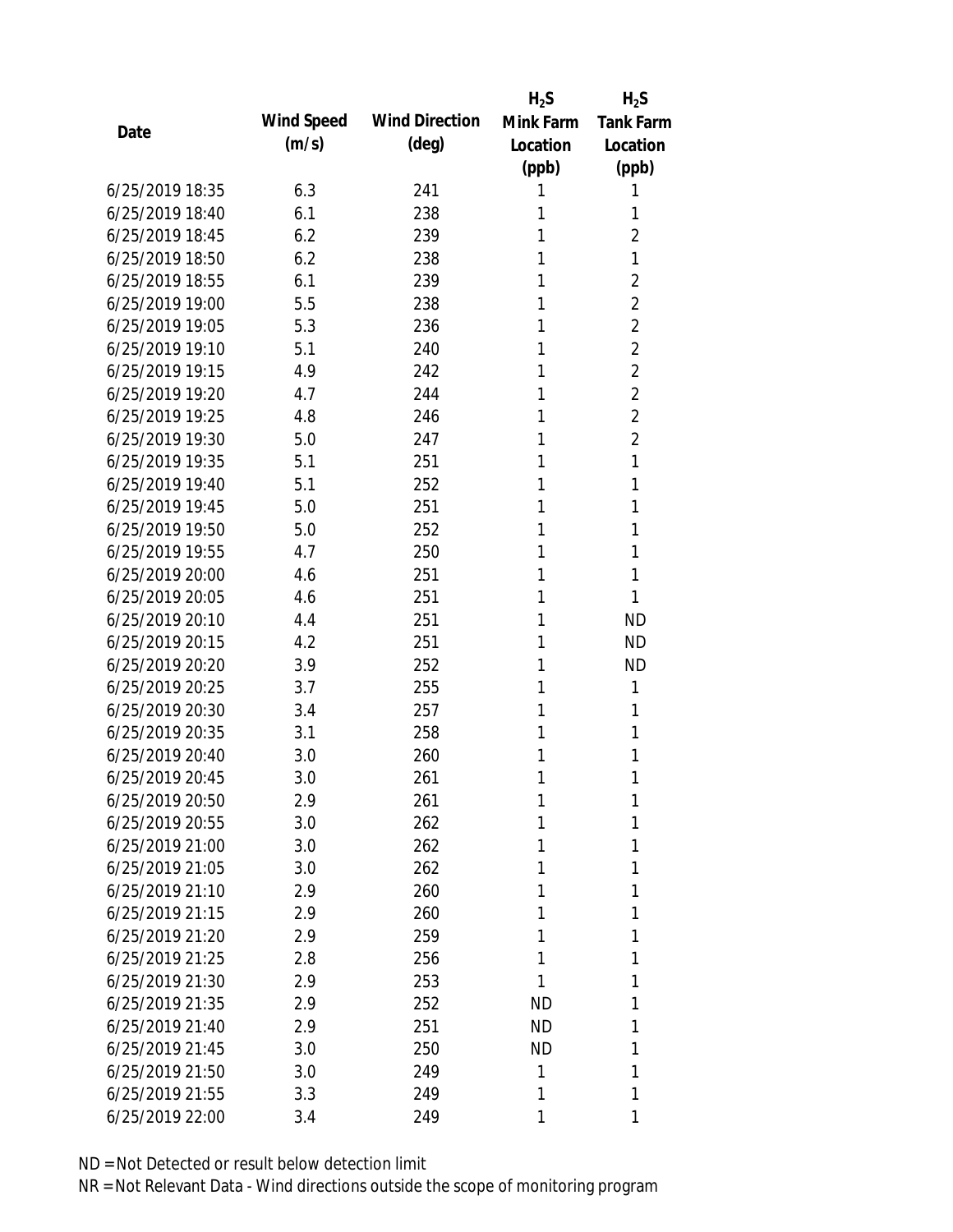| Date | Wind Speed (m/s) | Wind Direction (deg) | $H_2S$ Mink Farm Location (ppb) | $H_2S$ Tank Farm Location (ppb) |
| --- | --- | --- | --- | --- |
| 6/25/2019 18:35 | 6.3 | 241 | 1 | 1 |
| 6/25/2019 18:40 | 6.1 | 238 | 1 | 1 |
| 6/25/2019 18:45 | 6.2 | 239 | 1 | 2 |
| 6/25/2019 18:50 | 6.2 | 238 | 1 | 1 |
| 6/25/2019 18:55 | 6.1 | 239 | 1 | 2 |
| 6/25/2019 19:00 | 5.5 | 238 | 1 | 2 |
| 6/25/2019 19:05 | 5.3 | 236 | 1 | 2 |
| 6/25/2019 19:10 | 5.1 | 240 | 1 | 2 |
| 6/25/2019 19:15 | 4.9 | 242 | 1 | 2 |
| 6/25/2019 19:20 | 4.7 | 244 | 1 | 2 |
| 6/25/2019 19:25 | 4.8 | 246 | 1 | 2 |
| 6/25/2019 19:30 | 5.0 | 247 | 1 | 2 |
| 6/25/2019 19:35 | 5.1 | 251 | 1 | 1 |
| 6/25/2019 19:40 | 5.1 | 252 | 1 | 1 |
| 6/25/2019 19:45 | 5.0 | 251 | 1 | 1 |
| 6/25/2019 19:50 | 5.0 | 252 | 1 | 1 |
| 6/25/2019 19:55 | 4.7 | 250 | 1 | 1 |
| 6/25/2019 20:00 | 4.6 | 251 | 1 | 1 |
| 6/25/2019 20:05 | 4.6 | 251 | 1 | 1 |
| 6/25/2019 20:10 | 4.4 | 251 | 1 | ND |
| 6/25/2019 20:15 | 4.2 | 251 | 1 | ND |
| 6/25/2019 20:20 | 3.9 | 252 | 1 | ND |
| 6/25/2019 20:25 | 3.7 | 255 | 1 | 1 |
| 6/25/2019 20:30 | 3.4 | 257 | 1 | 1 |
| 6/25/2019 20:35 | 3.1 | 258 | 1 | 1 |
| 6/25/2019 20:40 | 3.0 | 260 | 1 | 1 |
| 6/25/2019 20:45 | 3.0 | 261 | 1 | 1 |
| 6/25/2019 20:50 | 2.9 | 261 | 1 | 1 |
| 6/25/2019 20:55 | 3.0 | 262 | 1 | 1 |
| 6/25/2019 21:00 | 3.0 | 262 | 1 | 1 |
| 6/25/2019 21:05 | 3.0 | 262 | 1 | 1 |
| 6/25/2019 21:10 | 2.9 | 260 | 1 | 1 |
| 6/25/2019 21:15 | 2.9 | 260 | 1 | 1 |
| 6/25/2019 21:20 | 2.9 | 259 | 1 | 1 |
| 6/25/2019 21:25 | 2.8 | 256 | 1 | 1 |
| 6/25/2019 21:30 | 2.9 | 253 | 1 | 1 |
| 6/25/2019 21:35 | 2.9 | 252 | ND | 1 |
| 6/25/2019 21:40 | 2.9 | 251 | ND | 1 |
| 6/25/2019 21:45 | 3.0 | 250 | ND | 1 |
| 6/25/2019 21:50 | 3.0 | 249 | 1 | 1 |
| 6/25/2019 21:55 | 3.3 | 249 | 1 | 1 |
| 6/25/2019 22:00 | 3.4 | 249 | 1 | 1 |

ND = Not Detected or result below detection limit

NR = Not Relevant Data - Wind directions outside the scope of monitoring program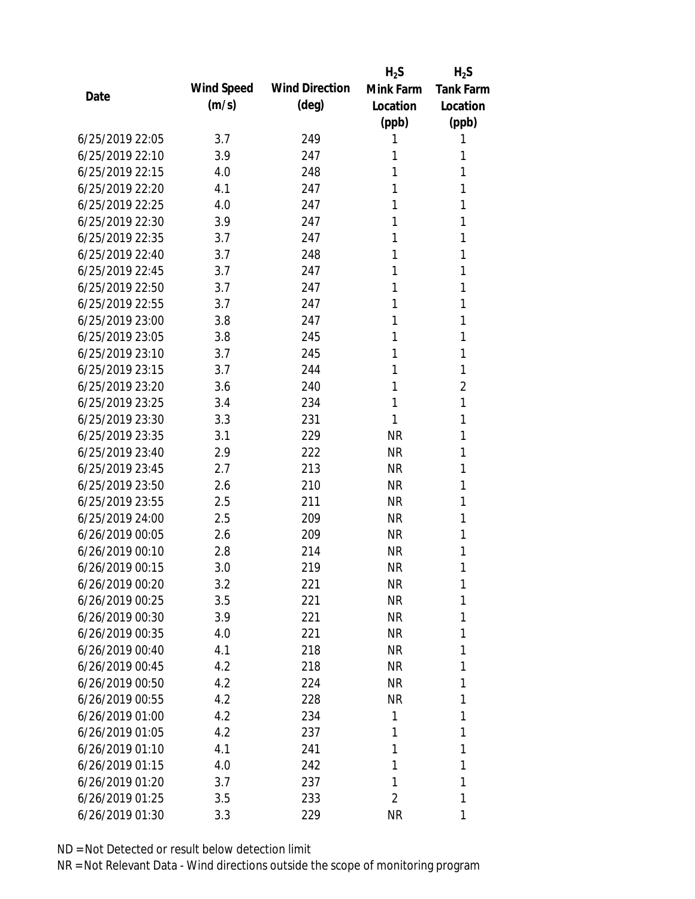| Date | Wind Speed (m/s) | Wind Direction (deg) | $H_2S$ Mink Farm Location (ppb) | $H_2S$ Tank Farm Location (ppb) |
|---|---|---|---|---|
| 6/25/2019 22:05 | 3.7 | 249 | 1 | 1 |
| 6/25/2019 22:10 | 3.9 | 247 | 1 | 1 |
| 6/25/2019 22:15 | 4.0 | 248 | 1 | 1 |
| 6/25/2019 22:20 | 4.1 | 247 | 1 | 1 |
| 6/25/2019 22:25 | 4.0 | 247 | 1 | 1 |
| 6/25/2019 22:30 | 3.9 | 247 | 1 | 1 |
| 6/25/2019 22:35 | 3.7 | 247 | 1 | 1 |
| 6/25/2019 22:40 | 3.7 | 248 | 1 | 1 |
| 6/25/2019 22:45 | 3.7 | 247 | 1 | 1 |
| 6/25/2019 22:50 | 3.7 | 247 | 1 | 1 |
| 6/25/2019 22:55 | 3.7 | 247 | 1 | 1 |
| 6/25/2019 23:00 | 3.8 | 247 | 1 | 1 |
| 6/25/2019 23:05 | 3.8 | 245 | 1 | 1 |
| 6/25/2019 23:10 | 3.7 | 245 | 1 | 1 |
| 6/25/2019 23:15 | 3.7 | 244 | 1 | 1 |
| 6/25/2019 23:20 | 3.6 | 240 | 1 | 2 |
| 6/25/2019 23:25 | 3.4 | 234 | 1 | 1 |
| 6/25/2019 23:30 | 3.3 | 231 | 1 | 1 |
| 6/25/2019 23:35 | 3.1 | 229 | NR | 1 |
| 6/25/2019 23:40 | 2.9 | 222 | NR | 1 |
| 6/25/2019 23:45 | 2.7 | 213 | NR | 1 |
| 6/25/2019 23:50 | 2.6 | 210 | NR | 1 |
| 6/25/2019 23:55 | 2.5 | 211 | NR | 1 |
| 6/25/2019 24:00 | 2.5 | 209 | NR | 1 |
| 6/26/2019 00:05 | 2.6 | 209 | NR | 1 |
| 6/26/2019 00:10 | 2.8 | 214 | NR | 1 |
| 6/26/2019 00:15 | 3.0 | 219 | NR | 1 |
| 6/26/2019 00:20 | 3.2 | 221 | NR | 1 |
| 6/26/2019 00:25 | 3.5 | 221 | NR | 1 |
| 6/26/2019 00:30 | 3.9 | 221 | NR | 1 |
| 6/26/2019 00:35 | 4.0 | 221 | NR | 1 |
| 6/26/2019 00:40 | 4.1 | 218 | NR | 1 |
| 6/26/2019 00:45 | 4.2 | 218 | NR | 1 |
| 6/26/2019 00:50 | 4.2 | 224 | NR | 1 |
| 6/26/2019 00:55 | 4.2 | 228 | NR | 1 |
| 6/26/2019 01:00 | 4.2 | 234 | 1 | 1 |
| 6/26/2019 01:05 | 4.2 | 237 | 1 | 1 |
| 6/26/2019 01:10 | 4.1 | 241 | 1 | 1 |
| 6/26/2019 01:15 | 4.0 | 242 | 1 | 1 |
| 6/26/2019 01:20 | 3.7 | 237 | 1 | 1 |
| 6/26/2019 01:25 | 3.5 | 233 | 2 | 1 |
| 6/26/2019 01:30 | 3.3 | 229 | NR | 1 |

ND = Not Detected or result below detection limit

NR = Not Relevant Data - Wind directions outside the scope of monitoring program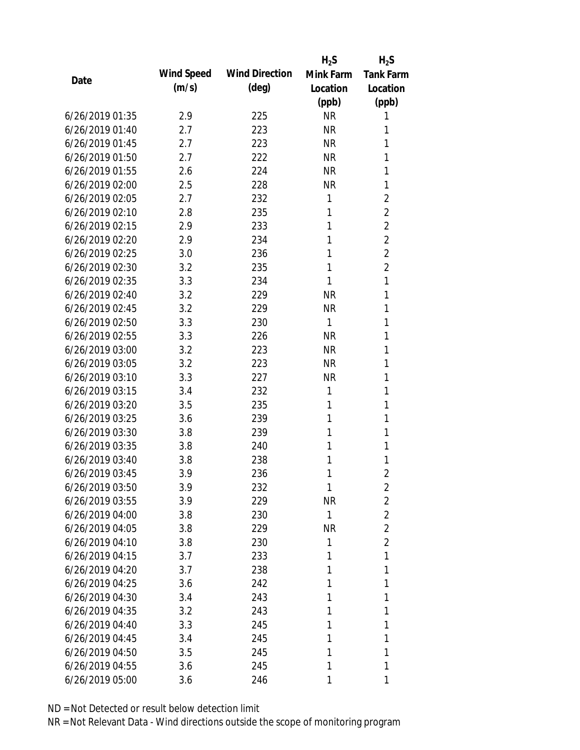| Date | Wind Speed (m/s) | Wind Direction (deg) | $H_2S$ Mink Farm Location (ppb) | $H_2S$ Tank Farm Location (ppb) |
|---|---|---|---|---|
| 6/26/2019 01:35 | 2.9 | 225 | NR | 1 |
| 6/26/2019 01:40 | 2.7 | 223 | NR | 1 |
| 6/26/2019 01:45 | 2.7 | 223 | NR | 1 |
| 6/26/2019 01:50 | 2.7 | 222 | NR | 1 |
| 6/26/2019 01:55 | 2.6 | 224 | NR | 1 |
| 6/26/2019 02:00 | 2.5 | 228 | NR | 1 |
| 6/26/2019 02:05 | 2.7 | 232 | 1 | 2 |
| 6/26/2019 02:10 | 2.8 | 235 | 1 | 2 |
| 6/26/2019 02:15 | 2.9 | 233 | 1 | 2 |
| 6/26/2019 02:20 | 2.9 | 234 | 1 | 2 |
| 6/26/2019 02:25 | 3.0 | 236 | 1 | 2 |
| 6/26/2019 02:30 | 3.2 | 235 | 1 | 2 |
| 6/26/2019 02:35 | 3.3 | 234 | 1 | 1 |
| 6/26/2019 02:40 | 3.2 | 229 | NR | 1 |
| 6/26/2019 02:45 | 3.2 | 229 | NR | 1 |
| 6/26/2019 02:50 | 3.3 | 230 | 1 | 1 |
| 6/26/2019 02:55 | 3.3 | 226 | NR | 1 |
| 6/26/2019 03:00 | 3.2 | 223 | NR | 1 |
| 6/26/2019 03:05 | 3.2 | 223 | NR | 1 |
| 6/26/2019 03:10 | 3.3 | 227 | NR | 1 |
| 6/26/2019 03:15 | 3.4 | 232 | 1 | 1 |
| 6/26/2019 03:20 | 3.5 | 235 | 1 | 1 |
| 6/26/2019 03:25 | 3.6 | 239 | 1 | 1 |
| 6/26/2019 03:30 | 3.8 | 239 | 1 | 1 |
| 6/26/2019 03:35 | 3.8 | 240 | 1 | 1 |
| 6/26/2019 03:40 | 3.8 | 238 | 1 | 1 |
| 6/26/2019 03:45 | 3.9 | 236 | 1 | 2 |
| 6/26/2019 03:50 | 3.9 | 232 | 1 | 2 |
| 6/26/2019 03:55 | 3.9 | 229 | NR | 2 |
| 6/26/2019 04:00 | 3.8 | 230 | 1 | 2 |
| 6/26/2019 04:05 | 3.8 | 229 | NR | 2 |
| 6/26/2019 04:10 | 3.8 | 230 | 1 | 2 |
| 6/26/2019 04:15 | 3.7 | 233 | 1 | 1 |
| 6/26/2019 04:20 | 3.7 | 238 | 1 | 1 |
| 6/26/2019 04:25 | 3.6 | 242 | 1 | 1 |
| 6/26/2019 04:30 | 3.4 | 243 | 1 | 1 |
| 6/26/2019 04:35 | 3.2 | 243 | 1 | 1 |
| 6/26/2019 04:40 | 3.3 | 245 | 1 | 1 |
| 6/26/2019 04:45 | 3.4 | 245 | 1 | 1 |
| 6/26/2019 04:50 | 3.5 | 245 | 1 | 1 |
| 6/26/2019 04:55 | 3.6 | 245 | 1 | 1 |
| 6/26/2019 05:00 | 3.6 | 246 | 1 | 1 |

ND = Not Detected or result below detection limit

NR = Not Relevant Data - Wind directions outside the scope of monitoring program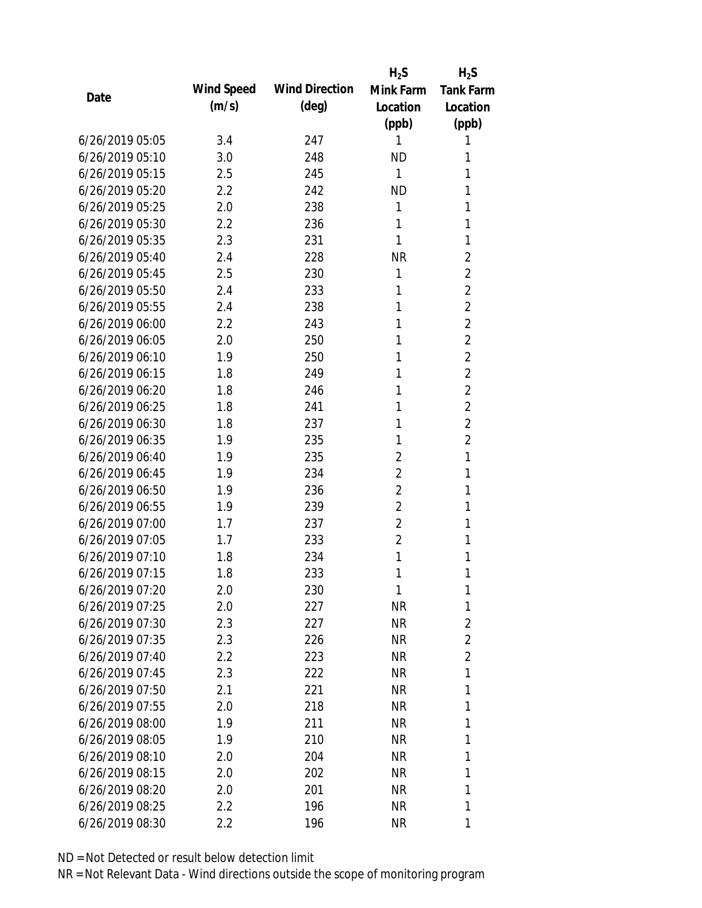| Date | Wind Speed (m/s) | Wind Direction (deg) | $H_2S$ Mink Farm Location (ppb) | $H_2S$ Tank Farm Location (ppb) |
|---|---|---|---|---|
| 6/26/2019 05:05 | 3.4 | 247 | 1 | 1 |
| 6/26/2019 05:10 | 3.0 | 248 | ND | 1 |
| 6/26/2019 05:15 | 2.5 | 245 | 1 | 1 |
| 6/26/2019 05:20 | 2.2 | 242 | ND | 1 |
| 6/26/2019 05:25 | 2.0 | 238 | 1 | 1 |
| 6/26/2019 05:30 | 2.2 | 236 | 1 | 1 |
| 6/26/2019 05:35 | 2.3 | 231 | 1 | 1 |
| 6/26/2019 05:40 | 2.4 | 228 | NR | 2 |
| 6/26/2019 05:45 | 2.5 | 230 | 1 | 2 |
| 6/26/2019 05:50 | 2.4 | 233 | 1 | 2 |
| 6/26/2019 05:55 | 2.4 | 238 | 1 | 2 |
| 6/26/2019 06:00 | 2.2 | 243 | 1 | 2 |
| 6/26/2019 06:05 | 2.0 | 250 | 1 | 2 |
| 6/26/2019 06:10 | 1.9 | 250 | 1 | 2 |
| 6/26/2019 06:15 | 1.8 | 249 | 1 | 2 |
| 6/26/2019 06:20 | 1.8 | 246 | 1 | 2 |
| 6/26/2019 06:25 | 1.8 | 241 | 1 | 2 |
| 6/26/2019 06:30 | 1.8 | 237 | 1 | 2 |
| 6/26/2019 06:35 | 1.9 | 235 | 1 | 2 |
| 6/26/2019 06:40 | 1.9 | 235 | 2 | 1 |
| 6/26/2019 06:45 | 1.9 | 234 | 2 | 1 |
| 6/26/2019 06:50 | 1.9 | 236 | 2 | 1 |
| 6/26/2019 06:55 | 1.9 | 239 | 2 | 1 |
| 6/26/2019 07:00 | 1.7 | 237 | 2 | 1 |
| 6/26/2019 07:05 | 1.7 | 233 | 2 | 1 |
| 6/26/2019 07:10 | 1.8 | 234 | 1 | 1 |
| 6/26/2019 07:15 | 1.8 | 233 | 1 | 1 |
| 6/26/2019 07:20 | 2.0 | 230 | 1 | 1 |
| 6/26/2019 07:25 | 2.0 | 227 | NR | 1 |
| 6/26/2019 07:30 | 2.3 | 227 | NR | 2 |
| 6/26/2019 07:35 | 2.3 | 226 | NR | 2 |
| 6/26/2019 07:40 | 2.2 | 223 | NR | 2 |
| 6/26/2019 07:45 | 2.3 | 222 | NR | 1 |
| 6/26/2019 07:50 | 2.1 | 221 | NR | 1 |
| 6/26/2019 07:55 | 2.0 | 218 | NR | 1 |
| 6/26/2019 08:00 | 1.9 | 211 | NR | 1 |
| 6/26/2019 08:05 | 1.9 | 210 | NR | 1 |
| 6/26/2019 08:10 | 2.0 | 204 | NR | 1 |
| 6/26/2019 08:15 | 2.0 | 202 | NR | 1 |
| 6/26/2019 08:20 | 2.0 | 201 | NR | 1 |
| 6/26/2019 08:25 | 2.2 | 196 | NR | 1 |
| 6/26/2019 08:30 | 2.2 | 196 | NR | 1 |

ND = Not Detected or result below detection limit

NR = Not Relevant Data - Wind directions outside the scope of monitoring program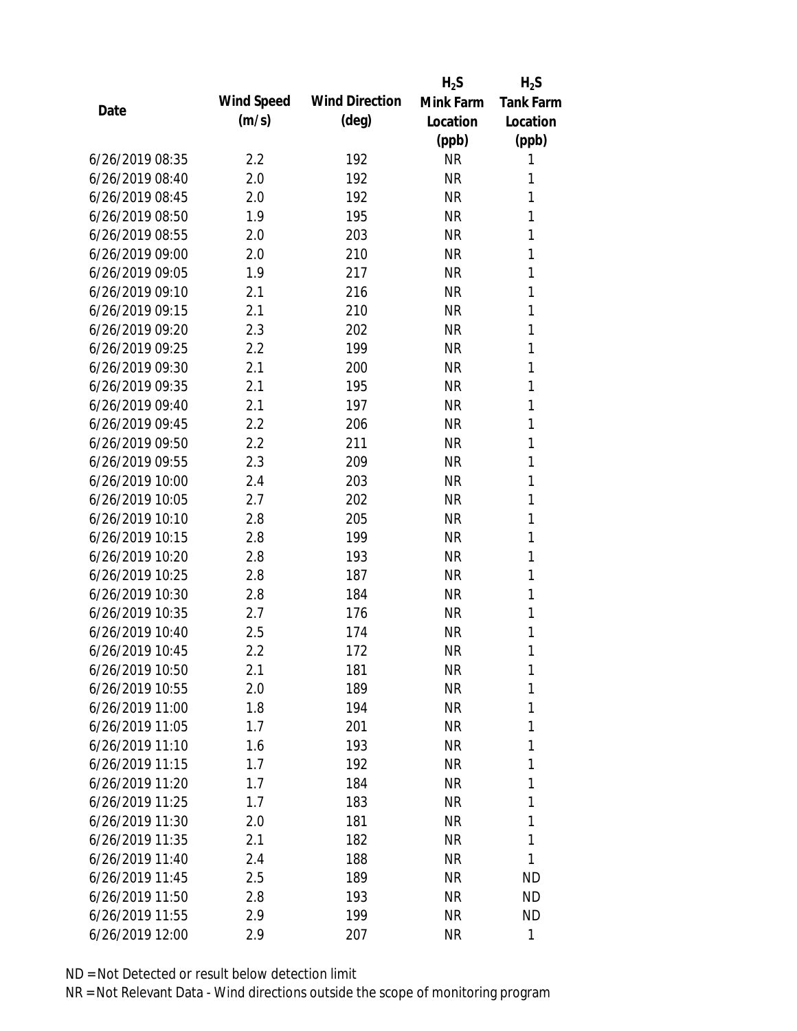| Date | Wind Speed (m/s) | Wind Direction (deg) | $H_2S$ Mink Farm Location (ppb) | $H_2S$ Tank Farm Location (ppb) |
|---|---|---|---|---|
| 6/26/2019 08:35 | 2.2 | 192 | NR | 1 |
| 6/26/2019 08:40 | 2.0 | 192 | NR | 1 |
| 6/26/2019 08:45 | 2.0 | 192 | NR | 1 |
| 6/26/2019 08:50 | 1.9 | 195 | NR | 1 |
| 6/26/2019 08:55 | 2.0 | 203 | NR | 1 |
| 6/26/2019 09:00 | 2.0 | 210 | NR | 1 |
| 6/26/2019 09:05 | 1.9 | 217 | NR | 1 |
| 6/26/2019 09:10 | 2.1 | 216 | NR | 1 |
| 6/26/2019 09:15 | 2.1 | 210 | NR | 1 |
| 6/26/2019 09:20 | 2.3 | 202 | NR | 1 |
| 6/26/2019 09:25 | 2.2 | 199 | NR | 1 |
| 6/26/2019 09:30 | 2.1 | 200 | NR | 1 |
| 6/26/2019 09:35 | 2.1 | 195 | NR | 1 |
| 6/26/2019 09:40 | 2.1 | 197 | NR | 1 |
| 6/26/2019 09:45 | 2.2 | 206 | NR | 1 |
| 6/26/2019 09:50 | 2.2 | 211 | NR | 1 |
| 6/26/2019 09:55 | 2.3 | 209 | NR | 1 |
| 6/26/2019 10:00 | 2.4 | 203 | NR | 1 |
| 6/26/2019 10:05 | 2.7 | 202 | NR | 1 |
| 6/26/2019 10:10 | 2.8 | 205 | NR | 1 |
| 6/26/2019 10:15 | 2.8 | 199 | NR | 1 |
| 6/26/2019 10:20 | 2.8 | 193 | NR | 1 |
| 6/26/2019 10:25 | 2.8 | 187 | NR | 1 |
| 6/26/2019 10:30 | 2.8 | 184 | NR | 1 |
| 6/26/2019 10:35 | 2.7 | 176 | NR | 1 |
| 6/26/2019 10:40 | 2.5 | 174 | NR | 1 |
| 6/26/2019 10:45 | 2.2 | 172 | NR | 1 |
| 6/26/2019 10:50 | 2.1 | 181 | NR | 1 |
| 6/26/2019 10:55 | 2.0 | 189 | NR | 1 |
| 6/26/2019 11:00 | 1.8 | 194 | NR | 1 |
| 6/26/2019 11:05 | 1.7 | 201 | NR | 1 |
| 6/26/2019 11:10 | 1.6 | 193 | NR | 1 |
| 6/26/2019 11:15 | 1.7 | 192 | NR | 1 |
| 6/26/2019 11:20 | 1.7 | 184 | NR | 1 |
| 6/26/2019 11:25 | 1.7 | 183 | NR | 1 |
| 6/26/2019 11:30 | 2.0 | 181 | NR | 1 |
| 6/26/2019 11:35 | 2.1 | 182 | NR | 1 |
| 6/26/2019 11:40 | 2.4 | 188 | NR | 1 |
| 6/26/2019 11:45 | 2.5 | 189 | NR | ND |
| 6/26/2019 11:50 | 2.8 | 193 | NR | ND |
| 6/26/2019 11:55 | 2.9 | 199 | NR | ND |
| 6/26/2019 12:00 | 2.9 | 207 | NR | 1 |

ND = Not Detected or result below detection limit

NR = Not Relevant Data - Wind directions outside the scope of monitoring program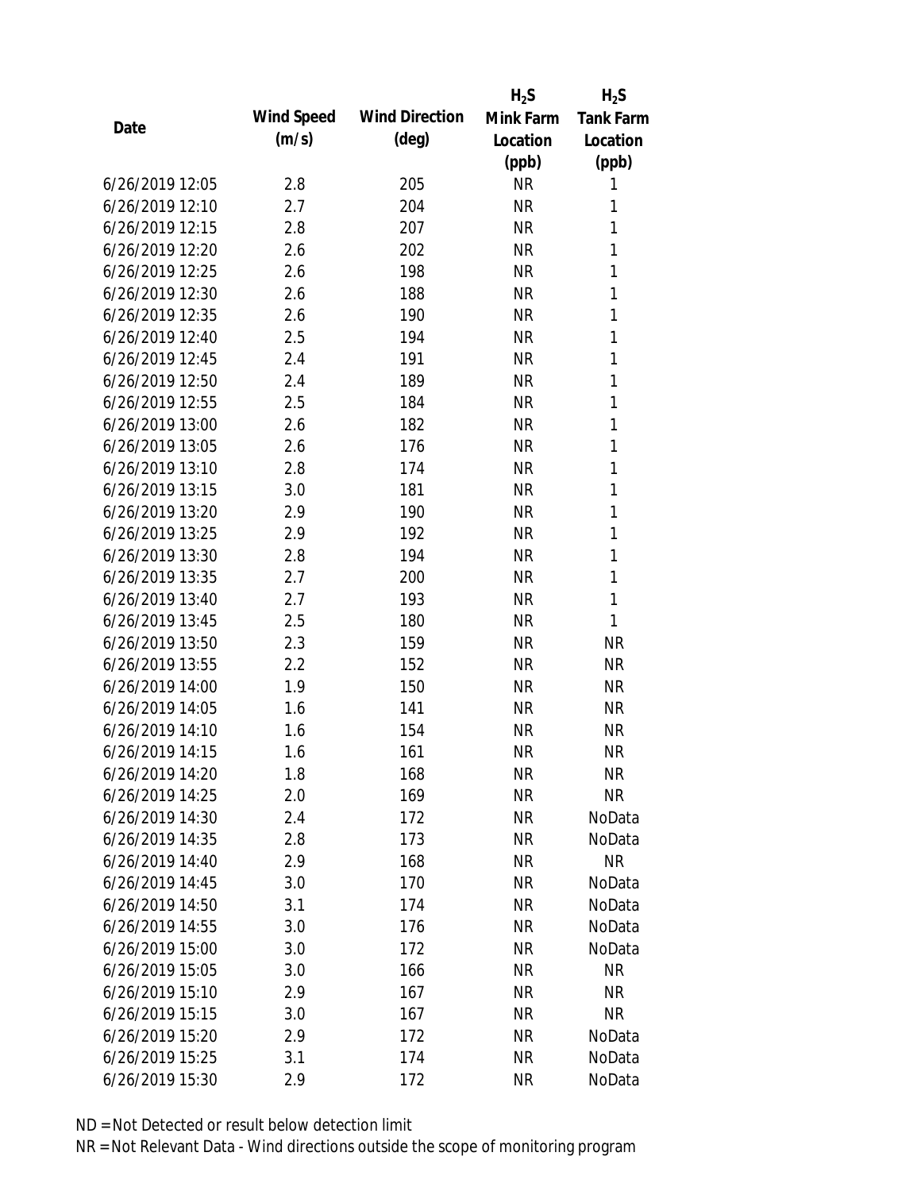| Date | Wind Speed (m/s) | Wind Direction (deg) | $H_2S$ Mink Farm Location (ppb) | $H_2S$ Tank Farm Location (ppb) |
|---|---|---|---|---|
| 6/26/2019 12:05 | 2.8 | 205 | NR | 1 |
| 6/26/2019 12:10 | 2.7 | 204 | NR | 1 |
| 6/26/2019 12:15 | 2.8 | 207 | NR | 1 |
| 6/26/2019 12:20 | 2.6 | 202 | NR | 1 |
| 6/26/2019 12:25 | 2.6 | 198 | NR | 1 |
| 6/26/2019 12:30 | 2.6 | 188 | NR | 1 |
| 6/26/2019 12:35 | 2.6 | 190 | NR | 1 |
| 6/26/2019 12:40 | 2.5 | 194 | NR | 1 |
| 6/26/2019 12:45 | 2.4 | 191 | NR | 1 |
| 6/26/2019 12:50 | 2.4 | 189 | NR | 1 |
| 6/26/2019 12:55 | 2.5 | 184 | NR | 1 |
| 6/26/2019 13:00 | 2.6 | 182 | NR | 1 |
| 6/26/2019 13:05 | 2.6 | 176 | NR | 1 |
| 6/26/2019 13:10 | 2.8 | 174 | NR | 1 |
| 6/26/2019 13:15 | 3.0 | 181 | NR | 1 |
| 6/26/2019 13:20 | 2.9 | 190 | NR | 1 |
| 6/26/2019 13:25 | 2.9 | 192 | NR | 1 |
| 6/26/2019 13:30 | 2.8 | 194 | NR | 1 |
| 6/26/2019 13:35 | 2.7 | 200 | NR | 1 |
| 6/26/2019 13:40 | 2.7 | 193 | NR | 1 |
| 6/26/2019 13:45 | 2.5 | 180 | NR | 1 |
| 6/26/2019 13:50 | 2.3 | 159 | NR | NR |
| 6/26/2019 13:55 | 2.2 | 152 | NR | NR |
| 6/26/2019 14:00 | 1.9 | 150 | NR | NR |
| 6/26/2019 14:05 | 1.6 | 141 | NR | NR |
| 6/26/2019 14:10 | 1.6 | 154 | NR | NR |
| 6/26/2019 14:15 | 1.6 | 161 | NR | NR |
| 6/26/2019 14:20 | 1.8 | 168 | NR | NR |
| 6/26/2019 14:25 | 2.0 | 169 | NR | NR |
| 6/26/2019 14:30 | 2.4 | 172 | NR | NoData |
| 6/26/2019 14:35 | 2.8 | 173 | NR | NoData |
| 6/26/2019 14:40 | 2.9 | 168 | NR | NR |
| 6/26/2019 14:45 | 3.0 | 170 | NR | NoData |
| 6/26/2019 14:50 | 3.1 | 174 | NR | NoData |
| 6/26/2019 14:55 | 3.0 | 176 | NR | NoData |
| 6/26/2019 15:00 | 3.0 | 172 | NR | NoData |
| 6/26/2019 15:05 | 3.0 | 166 | NR | NR |
| 6/26/2019 15:10 | 2.9 | 167 | NR | NR |
| 6/26/2019 15:15 | 3.0 | 167 | NR | NR |
| 6/26/2019 15:20 | 2.9 | 172 | NR | NoData |
| 6/26/2019 15:25 | 3.1 | 174 | NR | NoData |
| 6/26/2019 15:30 | 2.9 | 172 | NR | NoData |

ND = Not Detected or result below detection limit

NR = Not Relevant Data - Wind directions outside the scope of monitoring program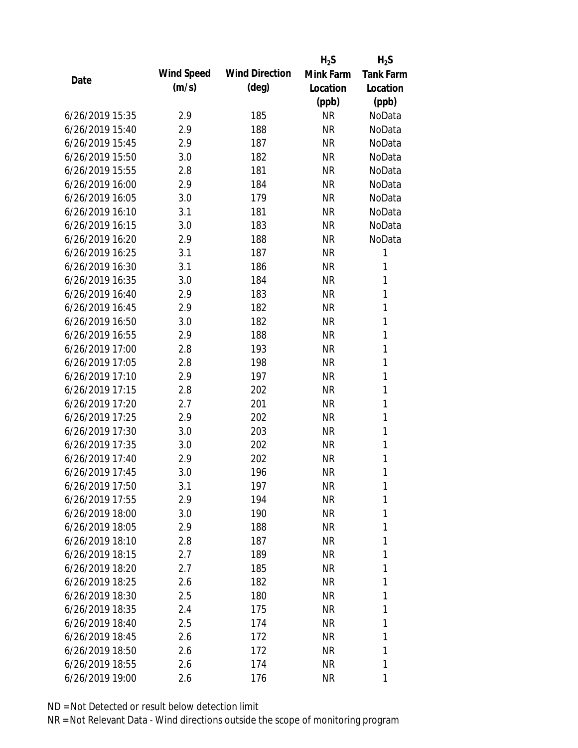| Date | Wind Speed (m/s) | Wind Direction (deg) | $H_2S$ Mink Farm Location (ppb) | $H_2S$ Tank Farm Location (ppb) |
|---|---|---|---|---|
| 6/26/2019 15:35 | 2.9 | 185 | NR | NoData |
| 6/26/2019 15:40 | 2.9 | 188 | NR | NoData |
| 6/26/2019 15:45 | 2.9 | 187 | NR | NoData |
| 6/26/2019 15:50 | 3.0 | 182 | NR | NoData |
| 6/26/2019 15:55 | 2.8 | 181 | NR | NoData |
| 6/26/2019 16:00 | 2.9 | 184 | NR | NoData |
| 6/26/2019 16:05 | 3.0 | 179 | NR | NoData |
| 6/26/2019 16:10 | 3.1 | 181 | NR | NoData |
| 6/26/2019 16:15 | 3.0 | 183 | NR | NoData |
| 6/26/2019 16:20 | 2.9 | 188 | NR | NoData |
| 6/26/2019 16:25 | 3.1 | 187 | NR | 1 |
| 6/26/2019 16:30 | 3.1 | 186 | NR | 1 |
| 6/26/2019 16:35 | 3.0 | 184 | NR | 1 |
| 6/26/2019 16:40 | 2.9 | 183 | NR | 1 |
| 6/26/2019 16:45 | 2.9 | 182 | NR | 1 |
| 6/26/2019 16:50 | 3.0 | 182 | NR | 1 |
| 6/26/2019 16:55 | 2.9 | 188 | NR | 1 |
| 6/26/2019 17:00 | 2.8 | 193 | NR | 1 |
| 6/26/2019 17:05 | 2.8 | 198 | NR | 1 |
| 6/26/2019 17:10 | 2.9 | 197 | NR | 1 |
| 6/26/2019 17:15 | 2.8 | 202 | NR | 1 |
| 6/26/2019 17:20 | 2.7 | 201 | NR | 1 |
| 6/26/2019 17:25 | 2.9 | 202 | NR | 1 |
| 6/26/2019 17:30 | 3.0 | 203 | NR | 1 |
| 6/26/2019 17:35 | 3.0 | 202 | NR | 1 |
| 6/26/2019 17:40 | 2.9 | 202 | NR | 1 |
| 6/26/2019 17:45 | 3.0 | 196 | NR | 1 |
| 6/26/2019 17:50 | 3.1 | 197 | NR | 1 |
| 6/26/2019 17:55 | 2.9 | 194 | NR | 1 |
| 6/26/2019 18:00 | 3.0 | 190 | NR | 1 |
| 6/26/2019 18:05 | 2.9 | 188 | NR | 1 |
| 6/26/2019 18:10 | 2.8 | 187 | NR | 1 |
| 6/26/2019 18:15 | 2.7 | 189 | NR | 1 |
| 6/26/2019 18:20 | 2.7 | 185 | NR | 1 |
| 6/26/2019 18:25 | 2.6 | 182 | NR | 1 |
| 6/26/2019 18:30 | 2.5 | 180 | NR | 1 |
| 6/26/2019 18:35 | 2.4 | 175 | NR | 1 |
| 6/26/2019 18:40 | 2.5 | 174 | NR | 1 |
| 6/26/2019 18:45 | 2.6 | 172 | NR | 1 |
| 6/26/2019 18:50 | 2.6 | 172 | NR | 1 |
| 6/26/2019 18:55 | 2.6 | 174 | NR | 1 |
| 6/26/2019 19:00 | 2.6 | 176 | NR | 1 |

ND = Not Detected or result below detection limit

NR = Not Relevant Data - Wind directions outside the scope of monitoring program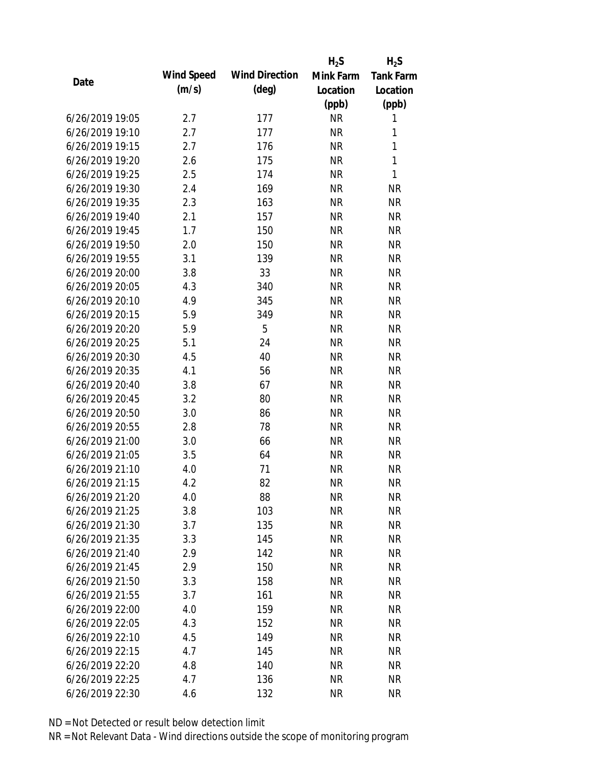| Date | Wind Speed (m/s) | Wind Direction (deg) | $H_2S$ Mink Farm Location (ppb) | $H_2S$ Tank Farm Location (ppb) |
| --- | --- | --- | --- | --- |
| 6/26/2019 19:05 | 2.7 | 177 | NR | 1 |
| 6/26/2019 19:10 | 2.7 | 177 | NR | 1 |
| 6/26/2019 19:15 | 2.7 | 176 | NR | 1 |
| 6/26/2019 19:20 | 2.6 | 175 | NR | 1 |
| 6/26/2019 19:25 | 2.5 | 174 | NR | 1 |
| 6/26/2019 19:30 | 2.4 | 169 | NR | NR |
| 6/26/2019 19:35 | 2.3 | 163 | NR | NR |
| 6/26/2019 19:40 | 2.1 | 157 | NR | NR |
| 6/26/2019 19:45 | 1.7 | 150 | NR | NR |
| 6/26/2019 19:50 | 2.0 | 150 | NR | NR |
| 6/26/2019 19:55 | 3.1 | 139 | NR | NR |
| 6/26/2019 20:00 | 3.8 | 33 | NR | NR |
| 6/26/2019 20:05 | 4.3 | 340 | NR | NR |
| 6/26/2019 20:10 | 4.9 | 345 | NR | NR |
| 6/26/2019 20:15 | 5.9 | 349 | NR | NR |
| 6/26/2019 20:20 | 5.9 | 5 | NR | NR |
| 6/26/2019 20:25 | 5.1 | 24 | NR | NR |
| 6/26/2019 20:30 | 4.5 | 40 | NR | NR |
| 6/26/2019 20:35 | 4.1 | 56 | NR | NR |
| 6/26/2019 20:40 | 3.8 | 67 | NR | NR |
| 6/26/2019 20:45 | 3.2 | 80 | NR | NR |
| 6/26/2019 20:50 | 3.0 | 86 | NR | NR |
| 6/26/2019 20:55 | 2.8 | 78 | NR | NR |
| 6/26/2019 21:00 | 3.0 | 66 | NR | NR |
| 6/26/2019 21:05 | 3.5 | 64 | NR | NR |
| 6/26/2019 21:10 | 4.0 | 71 | NR | NR |
| 6/26/2019 21:15 | 4.2 | 82 | NR | NR |
| 6/26/2019 21:20 | 4.0 | 88 | NR | NR |
| 6/26/2019 21:25 | 3.8 | 103 | NR | NR |
| 6/26/2019 21:30 | 3.7 | 135 | NR | NR |
| 6/26/2019 21:35 | 3.3 | 145 | NR | NR |
| 6/26/2019 21:40 | 2.9 | 142 | NR | NR |
| 6/26/2019 21:45 | 2.9 | 150 | NR | NR |
| 6/26/2019 21:50 | 3.3 | 158 | NR | NR |
| 6/26/2019 21:55 | 3.7 | 161 | NR | NR |
| 6/26/2019 22:00 | 4.0 | 159 | NR | NR |
| 6/26/2019 22:05 | 4.3 | 152 | NR | NR |
| 6/26/2019 22:10 | 4.5 | 149 | NR | NR |
| 6/26/2019 22:15 | 4.7 | 145 | NR | NR |
| 6/26/2019 22:20 | 4.8 | 140 | NR | NR |
| 6/26/2019 22:25 | 4.7 | 136 | NR | NR |
| 6/26/2019 22:30 | 4.6 | 132 | NR | NR |

ND = Not Detected or result below detection limit

NR = Not Relevant Data - Wind directions outside the scope of monitoring program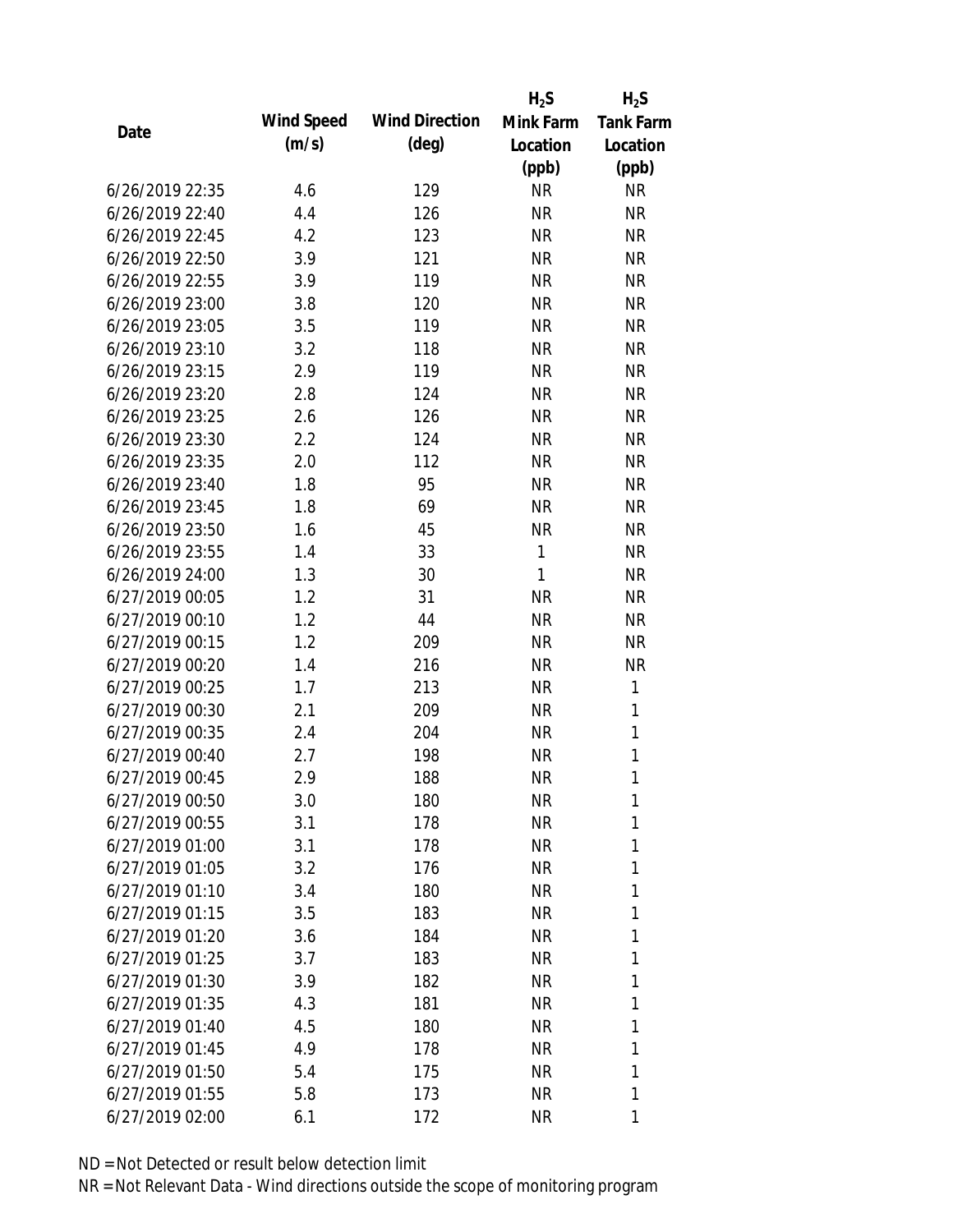| Date | Wind Speed (m/s) | Wind Direction (deg) | $H_2S$ Mink Farm Location (ppb) | $H_2S$ Tank Farm Location (ppb) |
|---|---|---|---|---|
| 6/26/2019 22:35 | 4.6 | 129 | NR | NR |
| 6/26/2019 22:40 | 4.4 | 126 | NR | NR |
| 6/26/2019 22:45 | 4.2 | 123 | NR | NR |
| 6/26/2019 22:50 | 3.9 | 121 | NR | NR |
| 6/26/2019 22:55 | 3.9 | 119 | NR | NR |
| 6/26/2019 23:00 | 3.8 | 120 | NR | NR |
| 6/26/2019 23:05 | 3.5 | 119 | NR | NR |
| 6/26/2019 23:10 | 3.2 | 118 | NR | NR |
| 6/26/2019 23:15 | 2.9 | 119 | NR | NR |
| 6/26/2019 23:20 | 2.8 | 124 | NR | NR |
| 6/26/2019 23:25 | 2.6 | 126 | NR | NR |
| 6/26/2019 23:30 | 2.2 | 124 | NR | NR |
| 6/26/2019 23:35 | 2.0 | 112 | NR | NR |
| 6/26/2019 23:40 | 1.8 | 95 | NR | NR |
| 6/26/2019 23:45 | 1.8 | 69 | NR | NR |
| 6/26/2019 23:50 | 1.6 | 45 | NR | NR |
| 6/26/2019 23:55 | 1.4 | 33 | 1 | NR |
| 6/26/2019 24:00 | 1.3 | 30 | 1 | NR |
| 6/27/2019 00:05 | 1.2 | 31 | NR | NR |
| 6/27/2019 00:10 | 1.2 | 44 | NR | NR |
| 6/27/2019 00:15 | 1.2 | 209 | NR | NR |
| 6/27/2019 00:20 | 1.4 | 216 | NR | NR |
| 6/27/2019 00:25 | 1.7 | 213 | NR | 1 |
| 6/27/2019 00:30 | 2.1 | 209 | NR | 1 |
| 6/27/2019 00:35 | 2.4 | 204 | NR | 1 |
| 6/27/2019 00:40 | 2.7 | 198 | NR | 1 |
| 6/27/2019 00:45 | 2.9 | 188 | NR | 1 |
| 6/27/2019 00:50 | 3.0 | 180 | NR | 1 |
| 6/27/2019 00:55 | 3.1 | 178 | NR | 1 |
| 6/27/2019 01:00 | 3.1 | 178 | NR | 1 |
| 6/27/2019 01:05 | 3.2 | 176 | NR | 1 |
| 6/27/2019 01:10 | 3.4 | 180 | NR | 1 |
| 6/27/2019 01:15 | 3.5 | 183 | NR | 1 |
| 6/27/2019 01:20 | 3.6 | 184 | NR | 1 |
| 6/27/2019 01:25 | 3.7 | 183 | NR | 1 |
| 6/27/2019 01:30 | 3.9 | 182 | NR | 1 |
| 6/27/2019 01:35 | 4.3 | 181 | NR | 1 |
| 6/27/2019 01:40 | 4.5 | 180 | NR | 1 |
| 6/27/2019 01:45 | 4.9 | 178 | NR | 1 |
| 6/27/2019 01:50 | 5.4 | 175 | NR | 1 |
| 6/27/2019 01:55 | 5.8 | 173 | NR | 1 |
| 6/27/2019 02:00 | 6.1 | 172 | NR | 1 |

ND = Not Detected or result below detection limit

NR = Not Relevant Data - Wind directions outside the scope of monitoring program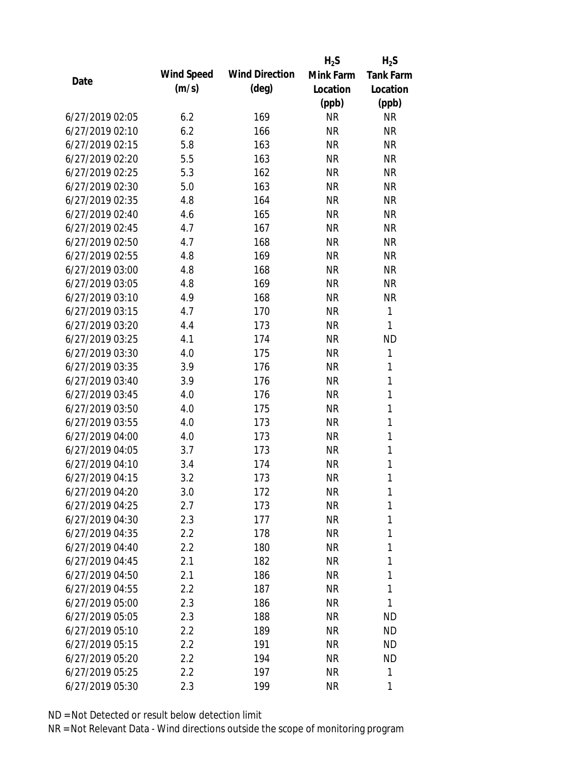| Date | Wind Speed (m/s) | Wind Direction (deg) | $H_2S$ Mink Farm Location (ppb) | $H_2S$ Tank Farm Location (ppb) |
|---|---|---|---|---|
| 6/27/2019 02:05 | 6.2 | 169 | NR | NR |
| 6/27/2019 02:10 | 6.2 | 166 | NR | NR |
| 6/27/2019 02:15 | 5.8 | 163 | NR | NR |
| 6/27/2019 02:20 | 5.5 | 163 | NR | NR |
| 6/27/2019 02:25 | 5.3 | 162 | NR | NR |
| 6/27/2019 02:30 | 5.0 | 163 | NR | NR |
| 6/27/2019 02:35 | 4.8 | 164 | NR | NR |
| 6/27/2019 02:40 | 4.6 | 165 | NR | NR |
| 6/27/2019 02:45 | 4.7 | 167 | NR | NR |
| 6/27/2019 02:50 | 4.7 | 168 | NR | NR |
| 6/27/2019 02:55 | 4.8 | 169 | NR | NR |
| 6/27/2019 03:00 | 4.8 | 168 | NR | NR |
| 6/27/2019 03:05 | 4.8 | 169 | NR | NR |
| 6/27/2019 03:10 | 4.9 | 168 | NR | NR |
| 6/27/2019 03:15 | 4.7 | 170 | NR | 1 |
| 6/27/2019 03:20 | 4.4 | 173 | NR | 1 |
| 6/27/2019 03:25 | 4.1 | 174 | NR | ND |
| 6/27/2019 03:30 | 4.0 | 175 | NR | 1 |
| 6/27/2019 03:35 | 3.9 | 176 | NR | 1 |
| 6/27/2019 03:40 | 3.9 | 176 | NR | 1 |
| 6/27/2019 03:45 | 4.0 | 176 | NR | 1 |
| 6/27/2019 03:50 | 4.0 | 175 | NR | 1 |
| 6/27/2019 03:55 | 4.0 | 173 | NR | 1 |
| 6/27/2019 04:00 | 4.0 | 173 | NR | 1 |
| 6/27/2019 04:05 | 3.7 | 173 | NR | 1 |
| 6/27/2019 04:10 | 3.4 | 174 | NR | 1 |
| 6/27/2019 04:15 | 3.2 | 173 | NR | 1 |
| 6/27/2019 04:20 | 3.0 | 172 | NR | 1 |
| 6/27/2019 04:25 | 2.7 | 173 | NR | 1 |
| 6/27/2019 04:30 | 2.3 | 177 | NR | 1 |
| 6/27/2019 04:35 | 2.2 | 178 | NR | 1 |
| 6/27/2019 04:40 | 2.2 | 180 | NR | 1 |
| 6/27/2019 04:45 | 2.1 | 182 | NR | 1 |
| 6/27/2019 04:50 | 2.1 | 186 | NR | 1 |
| 6/27/2019 04:55 | 2.2 | 187 | NR | 1 |
| 6/27/2019 05:00 | 2.3 | 186 | NR | 1 |
| 6/27/2019 05:05 | 2.3 | 188 | NR | ND |
| 6/27/2019 05:10 | 2.2 | 189 | NR | ND |
| 6/27/2019 05:15 | 2.2 | 191 | NR | ND |
| 6/27/2019 05:20 | 2.2 | 194 | NR | ND |
| 6/27/2019 05:25 | 2.2 | 197 | NR | 1 |
| 6/27/2019 05:30 | 2.3 | 199 | NR | 1 |

ND = Not Detected or result below detection limit
NR = Not Relevant Data - Wind directions outside the scope of monitoring program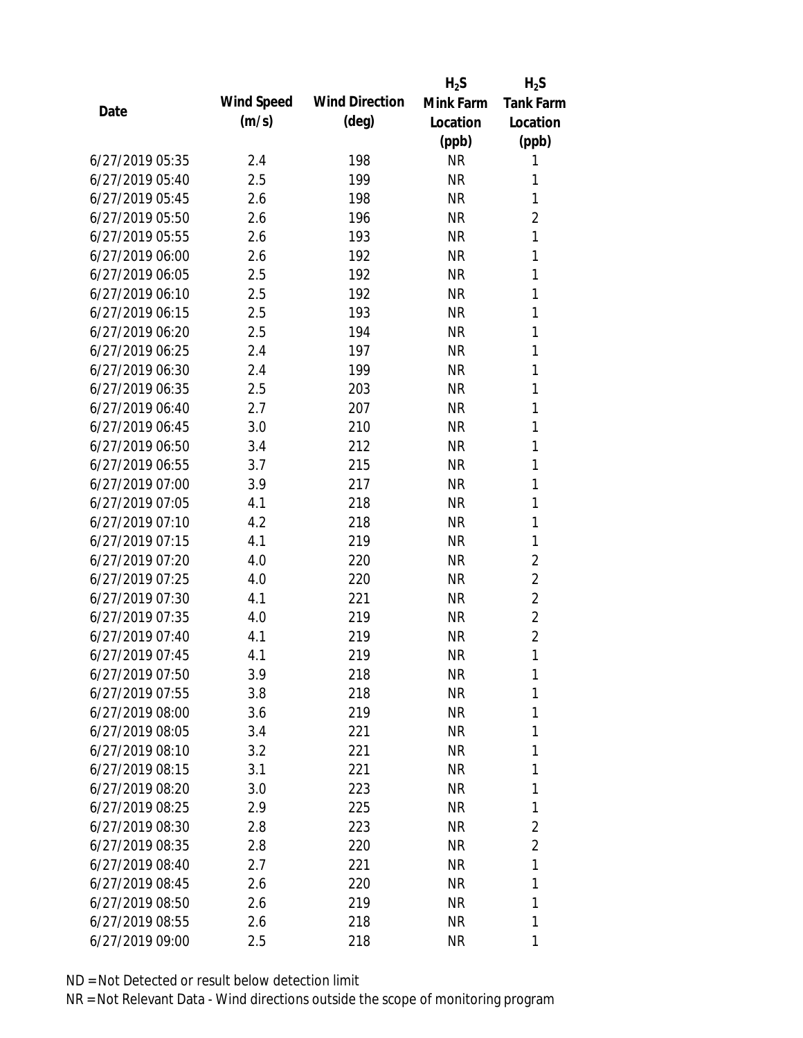| Date | Wind Speed (m/s) | Wind Direction (deg) | $H_2S$ Mink Farm Location (ppb) | $H_2S$ Tank Farm Location (ppb) |
| --- | --- | --- | --- | --- |
| 6/27/2019 05:35 | 2.4 | 198 | NR | 1 |
| 6/27/2019 05:40 | 2.5 | 199 | NR | 1 |
| 6/27/2019 05:45 | 2.6 | 198 | NR | 1 |
| 6/27/2019 05:50 | 2.6 | 196 | NR | 2 |
| 6/27/2019 05:55 | 2.6 | 193 | NR | 1 |
| 6/27/2019 06:00 | 2.6 | 192 | NR | 1 |
| 6/27/2019 06:05 | 2.5 | 192 | NR | 1 |
| 6/27/2019 06:10 | 2.5 | 192 | NR | 1 |
| 6/27/2019 06:15 | 2.5 | 193 | NR | 1 |
| 6/27/2019 06:20 | 2.5 | 194 | NR | 1 |
| 6/27/2019 06:25 | 2.4 | 197 | NR | 1 |
| 6/27/2019 06:30 | 2.4 | 199 | NR | 1 |
| 6/27/2019 06:35 | 2.5 | 203 | NR | 1 |
| 6/27/2019 06:40 | 2.7 | 207 | NR | 1 |
| 6/27/2019 06:45 | 3.0 | 210 | NR | 1 |
| 6/27/2019 06:50 | 3.4 | 212 | NR | 1 |
| 6/27/2019 06:55 | 3.7 | 215 | NR | 1 |
| 6/27/2019 07:00 | 3.9 | 217 | NR | 1 |
| 6/27/2019 07:05 | 4.1 | 218 | NR | 1 |
| 6/27/2019 07:10 | 4.2 | 218 | NR | 1 |
| 6/27/2019 07:15 | 4.1 | 219 | NR | 1 |
| 6/27/2019 07:20 | 4.0 | 220 | NR | 2 |
| 6/27/2019 07:25 | 4.0 | 220 | NR | 2 |
| 6/27/2019 07:30 | 4.1 | 221 | NR | 2 |
| 6/27/2019 07:35 | 4.0 | 219 | NR | 2 |
| 6/27/2019 07:40 | 4.1 | 219 | NR | 2 |
| 6/27/2019 07:45 | 4.1 | 219 | NR | 1 |
| 6/27/2019 07:50 | 3.9 | 218 | NR | 1 |
| 6/27/2019 07:55 | 3.8 | 218 | NR | 1 |
| 6/27/2019 08:00 | 3.6 | 219 | NR | 1 |
| 6/27/2019 08:05 | 3.4 | 221 | NR | 1 |
| 6/27/2019 08:10 | 3.2 | 221 | NR | 1 |
| 6/27/2019 08:15 | 3.1 | 221 | NR | 1 |
| 6/27/2019 08:20 | 3.0 | 223 | NR | 1 |
| 6/27/2019 08:25 | 2.9 | 225 | NR | 1 |
| 6/27/2019 08:30 | 2.8 | 223 | NR | 2 |
| 6/27/2019 08:35 | 2.8 | 220 | NR | 2 |
| 6/27/2019 08:40 | 2.7 | 221 | NR | 1 |
| 6/27/2019 08:45 | 2.6 | 220 | NR | 1 |
| 6/27/2019 08:50 | 2.6 | 219 | NR | 1 |
| 6/27/2019 08:55 | 2.6 | 218 | NR | 1 |
| 6/27/2019 09:00 | 2.5 | 218 | NR | 1 |

ND = Not Detected or result below detection limit

NR = Not Relevant Data - Wind directions outside the scope of monitoring program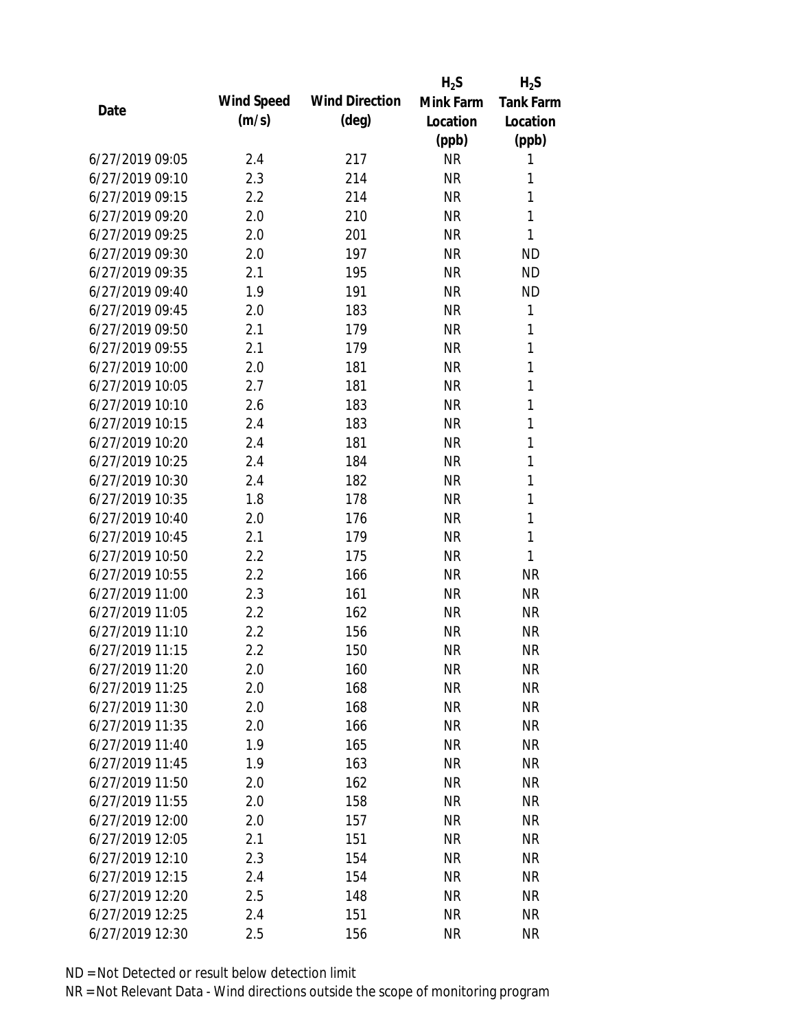| Date | Wind Speed (m/s) | Wind Direction (deg) | $H_2S$ Mink Farm Location (ppb) | $H_2S$ Tank Farm Location (ppb) |
|---|---|---|---|---|
| 6/27/2019 09:05 | 2.4 | 217 | NR | 1 |
| 6/27/2019 09:10 | 2.3 | 214 | NR | 1 |
| 6/27/2019 09:15 | 2.2 | 214 | NR | 1 |
| 6/27/2019 09:20 | 2.0 | 210 | NR | 1 |
| 6/27/2019 09:25 | 2.0 | 201 | NR | 1 |
| 6/27/2019 09:30 | 2.0 | 197 | NR | ND |
| 6/27/2019 09:35 | 2.1 | 195 | NR | ND |
| 6/27/2019 09:40 | 1.9 | 191 | NR | ND |
| 6/27/2019 09:45 | 2.0 | 183 | NR | 1 |
| 6/27/2019 09:50 | 2.1 | 179 | NR | 1 |
| 6/27/2019 09:55 | 2.1 | 179 | NR | 1 |
| 6/27/2019 10:00 | 2.0 | 181 | NR | 1 |
| 6/27/2019 10:05 | 2.7 | 181 | NR | 1 |
| 6/27/2019 10:10 | 2.6 | 183 | NR | 1 |
| 6/27/2019 10:15 | 2.4 | 183 | NR | 1 |
| 6/27/2019 10:20 | 2.4 | 181 | NR | 1 |
| 6/27/2019 10:25 | 2.4 | 184 | NR | 1 |
| 6/27/2019 10:30 | 2.4 | 182 | NR | 1 |
| 6/27/2019 10:35 | 1.8 | 178 | NR | 1 |
| 6/27/2019 10:40 | 2.0 | 176 | NR | 1 |
| 6/27/2019 10:45 | 2.1 | 179 | NR | 1 |
| 6/27/2019 10:50 | 2.2 | 175 | NR | 1 |
| 6/27/2019 10:55 | 2.2 | 166 | NR | NR |
| 6/27/2019 11:00 | 2.3 | 161 | NR | NR |
| 6/27/2019 11:05 | 2.2 | 162 | NR | NR |
| 6/27/2019 11:10 | 2.2 | 156 | NR | NR |
| 6/27/2019 11:15 | 2.2 | 150 | NR | NR |
| 6/27/2019 11:20 | 2.0 | 160 | NR | NR |
| 6/27/2019 11:25 | 2.0 | 168 | NR | NR |
| 6/27/2019 11:30 | 2.0 | 168 | NR | NR |
| 6/27/2019 11:35 | 2.0 | 166 | NR | NR |
| 6/27/2019 11:40 | 1.9 | 165 | NR | NR |
| 6/27/2019 11:45 | 1.9 | 163 | NR | NR |
| 6/27/2019 11:50 | 2.0 | 162 | NR | NR |
| 6/27/2019 11:55 | 2.0 | 158 | NR | NR |
| 6/27/2019 12:00 | 2.0 | 157 | NR | NR |
| 6/27/2019 12:05 | 2.1 | 151 | NR | NR |
| 6/27/2019 12:10 | 2.3 | 154 | NR | NR |
| 6/27/2019 12:15 | 2.4 | 154 | NR | NR |
| 6/27/2019 12:20 | 2.5 | 148 | NR | NR |
| 6/27/2019 12:25 | 2.4 | 151 | NR | NR |
| 6/27/2019 12:30 | 2.5 | 156 | NR | NR |

ND = Not Detected or result below detection limit

NR = Not Relevant Data - Wind directions outside the scope of monitoring program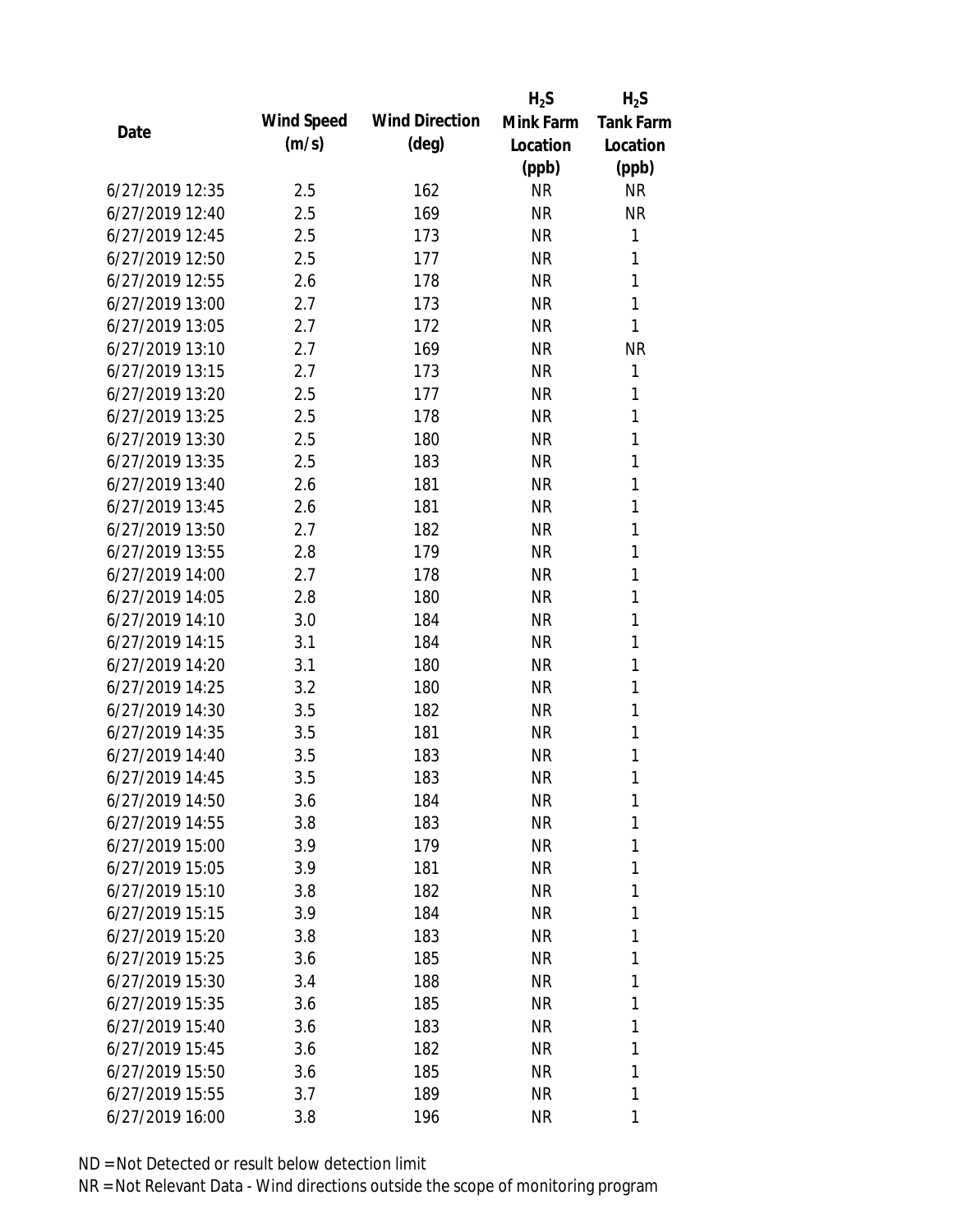| Date | Wind Speed (m/s) | Wind Direction (deg) | $H_2S$ Mink Farm Location (ppb) | $H_2S$ Tank Farm Location (ppb) |
|---|---|---|---|---|
| 6/27/2019 12:35 | 2.5 | 162 | NR | NR |
| 6/27/2019 12:40 | 2.5 | 169 | NR | NR |
| 6/27/2019 12:45 | 2.5 | 173 | NR | 1 |
| 6/27/2019 12:50 | 2.5 | 177 | NR | 1 |
| 6/27/2019 12:55 | 2.6 | 178 | NR | 1 |
| 6/27/2019 13:00 | 2.7 | 173 | NR | 1 |
| 6/27/2019 13:05 | 2.7 | 172 | NR | 1 |
| 6/27/2019 13:10 | 2.7 | 169 | NR | NR |
| 6/27/2019 13:15 | 2.7 | 173 | NR | 1 |
| 6/27/2019 13:20 | 2.5 | 177 | NR | 1 |
| 6/27/2019 13:25 | 2.5 | 178 | NR | 1 |
| 6/27/2019 13:30 | 2.5 | 180 | NR | 1 |
| 6/27/2019 13:35 | 2.5 | 183 | NR | 1 |
| 6/27/2019 13:40 | 2.6 | 181 | NR | 1 |
| 6/27/2019 13:45 | 2.6 | 181 | NR | 1 |
| 6/27/2019 13:50 | 2.7 | 182 | NR | 1 |
| 6/27/2019 13:55 | 2.8 | 179 | NR | 1 |
| 6/27/2019 14:00 | 2.7 | 178 | NR | 1 |
| 6/27/2019 14:05 | 2.8 | 180 | NR | 1 |
| 6/27/2019 14:10 | 3.0 | 184 | NR | 1 |
| 6/27/2019 14:15 | 3.1 | 184 | NR | 1 |
| 6/27/2019 14:20 | 3.1 | 180 | NR | 1 |
| 6/27/2019 14:25 | 3.2 | 180 | NR | 1 |
| 6/27/2019 14:30 | 3.5 | 182 | NR | 1 |
| 6/27/2019 14:35 | 3.5 | 181 | NR | 1 |
| 6/27/2019 14:40 | 3.5 | 183 | NR | 1 |
| 6/27/2019 14:45 | 3.5 | 183 | NR | 1 |
| 6/27/2019 14:50 | 3.6 | 184 | NR | 1 |
| 6/27/2019 14:55 | 3.8 | 183 | NR | 1 |
| 6/27/2019 15:00 | 3.9 | 179 | NR | 1 |
| 6/27/2019 15:05 | 3.9 | 181 | NR | 1 |
| 6/27/2019 15:10 | 3.8 | 182 | NR | 1 |
| 6/27/2019 15:15 | 3.9 | 184 | NR | 1 |
| 6/27/2019 15:20 | 3.8 | 183 | NR | 1 |
| 6/27/2019 15:25 | 3.6 | 185 | NR | 1 |
| 6/27/2019 15:30 | 3.4 | 188 | NR | 1 |
| 6/27/2019 15:35 | 3.6 | 185 | NR | 1 |
| 6/27/2019 15:40 | 3.6 | 183 | NR | 1 |
| 6/27/2019 15:45 | 3.6 | 182 | NR | 1 |
| 6/27/2019 15:50 | 3.6 | 185 | NR | 1 |
| 6/27/2019 15:55 | 3.7 | 189 | NR | 1 |
| 6/27/2019 16:00 | 3.8 | 196 | NR | 1 |

ND = Not Detected or result below detection limit

NR = Not Relevant Data - Wind directions outside the scope of monitoring program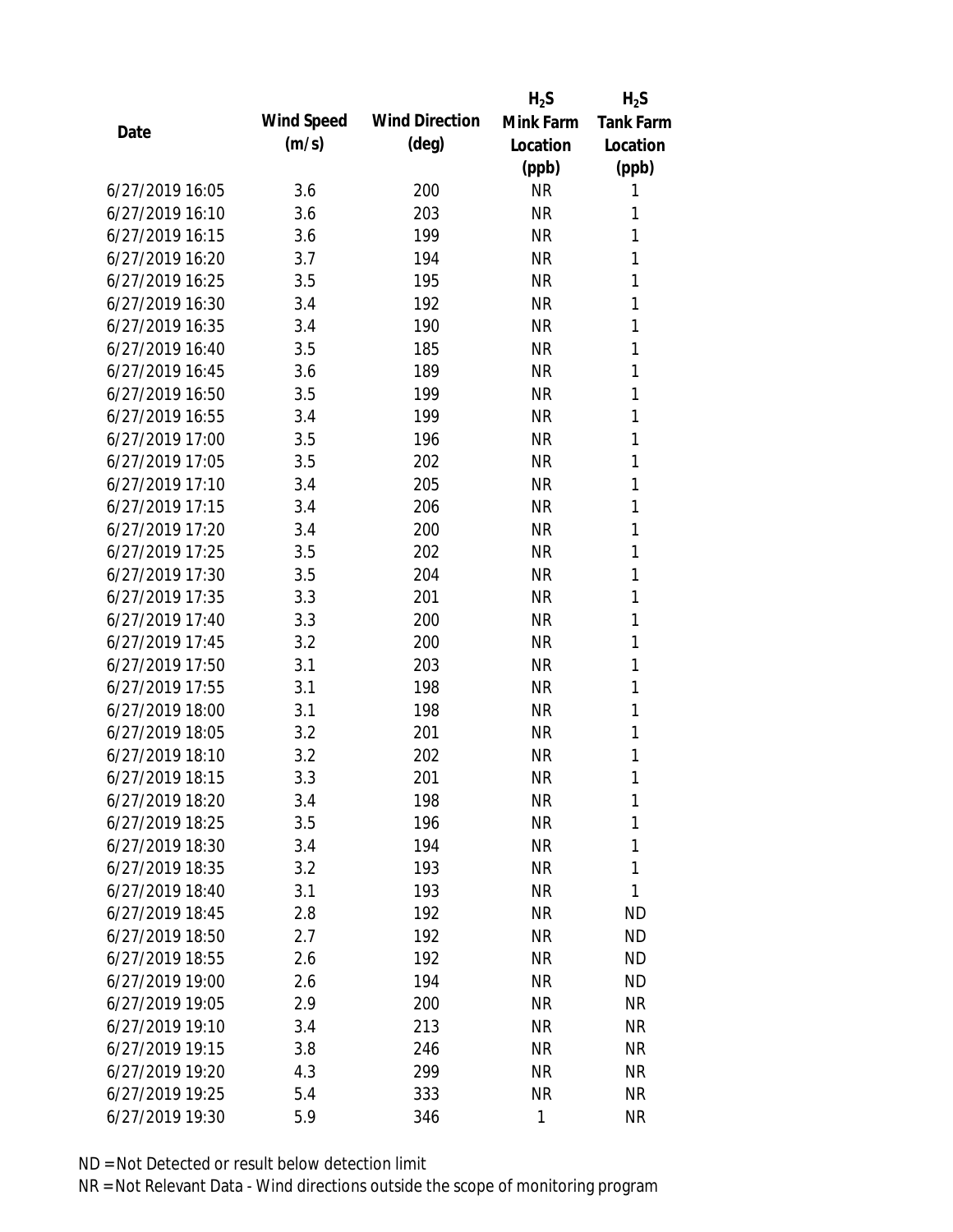| Date | Wind Speed (m/s) | Wind Direction (deg) | $H_2S$ Mink Farm Location (ppb) | $H_2S$ Tank Farm Location (ppb) |
|---|---|---|---|---|
| 6/27/2019 16:05 | 3.6 | 200 | NR | 1 |
| 6/27/2019 16:10 | 3.6 | 203 | NR | 1 |
| 6/27/2019 16:15 | 3.6 | 199 | NR | 1 |
| 6/27/2019 16:20 | 3.7 | 194 | NR | 1 |
| 6/27/2019 16:25 | 3.5 | 195 | NR | 1 |
| 6/27/2019 16:30 | 3.4 | 192 | NR | 1 |
| 6/27/2019 16:35 | 3.4 | 190 | NR | 1 |
| 6/27/2019 16:40 | 3.5 | 185 | NR | 1 |
| 6/27/2019 16:45 | 3.6 | 189 | NR | 1 |
| 6/27/2019 16:50 | 3.5 | 199 | NR | 1 |
| 6/27/2019 16:55 | 3.4 | 199 | NR | 1 |
| 6/27/2019 17:00 | 3.5 | 196 | NR | 1 |
| 6/27/2019 17:05 | 3.5 | 202 | NR | 1 |
| 6/27/2019 17:10 | 3.4 | 205 | NR | 1 |
| 6/27/2019 17:15 | 3.4 | 206 | NR | 1 |
| 6/27/2019 17:20 | 3.4 | 200 | NR | 1 |
| 6/27/2019 17:25 | 3.5 | 202 | NR | 1 |
| 6/27/2019 17:30 | 3.5 | 204 | NR | 1 |
| 6/27/2019 17:35 | 3.3 | 201 | NR | 1 |
| 6/27/2019 17:40 | 3.3 | 200 | NR | 1 |
| 6/27/2019 17:45 | 3.2 | 200 | NR | 1 |
| 6/27/2019 17:50 | 3.1 | 203 | NR | 1 |
| 6/27/2019 17:55 | 3.1 | 198 | NR | 1 |
| 6/27/2019 18:00 | 3.1 | 198 | NR | 1 |
| 6/27/2019 18:05 | 3.2 | 201 | NR | 1 |
| 6/27/2019 18:10 | 3.2 | 202 | NR | 1 |
| 6/27/2019 18:15 | 3.3 | 201 | NR | 1 |
| 6/27/2019 18:20 | 3.4 | 198 | NR | 1 |
| 6/27/2019 18:25 | 3.5 | 196 | NR | 1 |
| 6/27/2019 18:30 | 3.4 | 194 | NR | 1 |
| 6/27/2019 18:35 | 3.2 | 193 | NR | 1 |
| 6/27/2019 18:40 | 3.1 | 193 | NR | 1 |
| 6/27/2019 18:45 | 2.8 | 192 | NR | ND |
| 6/27/2019 18:50 | 2.7 | 192 | NR | ND |
| 6/27/2019 18:55 | 2.6 | 192 | NR | ND |
| 6/27/2019 19:00 | 2.6 | 194 | NR | ND |
| 6/27/2019 19:05 | 2.9 | 200 | NR | NR |
| 6/27/2019 19:10 | 3.4 | 213 | NR | NR |
| 6/27/2019 19:15 | 3.8 | 246 | NR | NR |
| 6/27/2019 19:20 | 4.3 | 299 | NR | NR |
| 6/27/2019 19:25 | 5.4 | 333 | NR | NR |
| 6/27/2019 19:30 | 5.9 | 346 | 1 | NR |

ND = Not Detected or result below detection limit

NR = Not Relevant Data - Wind directions outside the scope of monitoring program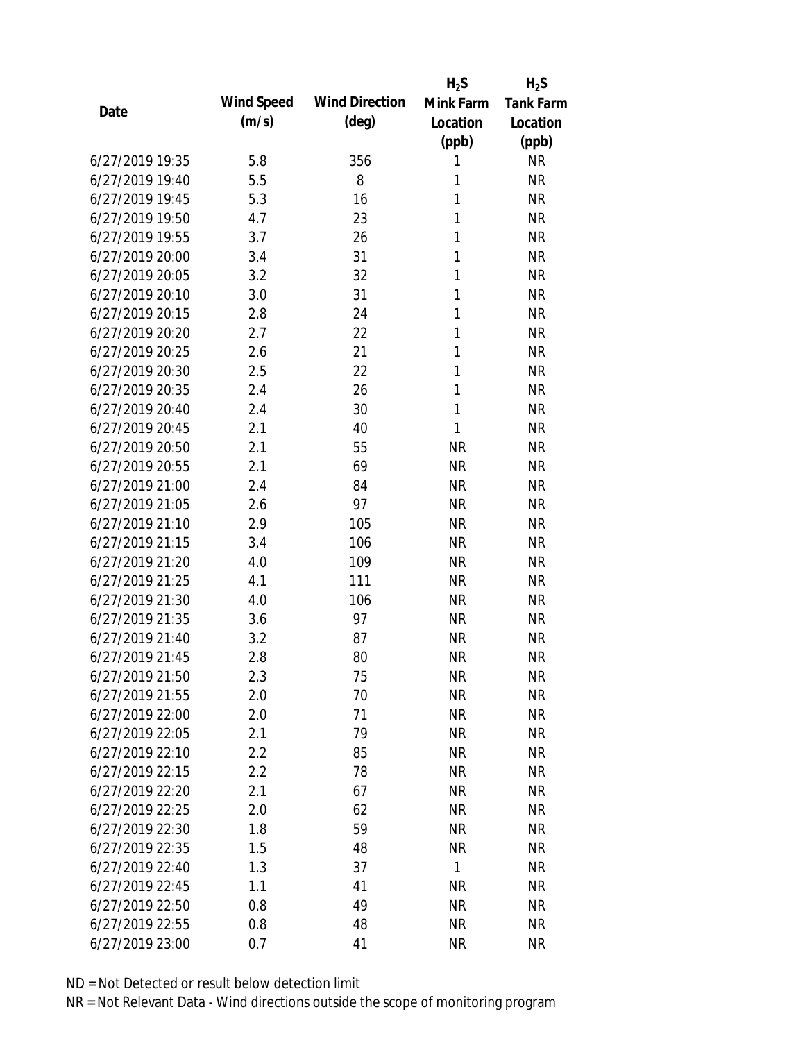| Date | Wind Speed (m/s) | Wind Direction (deg) | $H_2S$ Mink Farm Location (ppb) | $H_2S$ Tank Farm Location (ppb) |
|---|---|---|---|---|
| 6/27/2019 19:35 | 5.8 | 356 | 1 | NR |
| 6/27/2019 19:40 | 5.5 | 8 | 1 | NR |
| 6/27/2019 19:45 | 5.3 | 16 | 1 | NR |
| 6/27/2019 19:50 | 4.7 | 23 | 1 | NR |
| 6/27/2019 19:55 | 3.7 | 26 | 1 | NR |
| 6/27/2019 20:00 | 3.4 | 31 | 1 | NR |
| 6/27/2019 20:05 | 3.2 | 32 | 1 | NR |
| 6/27/2019 20:10 | 3.0 | 31 | 1 | NR |
| 6/27/2019 20:15 | 2.8 | 24 | 1 | NR |
| 6/27/2019 20:20 | 2.7 | 22 | 1 | NR |
| 6/27/2019 20:25 | 2.6 | 21 | 1 | NR |
| 6/27/2019 20:30 | 2.5 | 22 | 1 | NR |
| 6/27/2019 20:35 | 2.4 | 26 | 1 | NR |
| 6/27/2019 20:40 | 2.4 | 30 | 1 | NR |
| 6/27/2019 20:45 | 2.1 | 40 | 1 | NR |
| 6/27/2019 20:50 | 2.1 | 55 | NR | NR |
| 6/27/2019 20:55 | 2.1 | 69 | NR | NR |
| 6/27/2019 21:00 | 2.4 | 84 | NR | NR |
| 6/27/2019 21:05 | 2.6 | 97 | NR | NR |
| 6/27/2019 21:10 | 2.9 | 105 | NR | NR |
| 6/27/2019 21:15 | 3.4 | 106 | NR | NR |
| 6/27/2019 21:20 | 4.0 | 109 | NR | NR |
| 6/27/2019 21:25 | 4.1 | 111 | NR | NR |
| 6/27/2019 21:30 | 4.0 | 106 | NR | NR |
| 6/27/2019 21:35 | 3.6 | 97 | NR | NR |
| 6/27/2019 21:40 | 3.2 | 87 | NR | NR |
| 6/27/2019 21:45 | 2.8 | 80 | NR | NR |
| 6/27/2019 21:50 | 2.3 | 75 | NR | NR |
| 6/27/2019 21:55 | 2.0 | 70 | NR | NR |
| 6/27/2019 22:00 | 2.0 | 71 | NR | NR |
| 6/27/2019 22:05 | 2.1 | 79 | NR | NR |
| 6/27/2019 22:10 | 2.2 | 85 | NR | NR |
| 6/27/2019 22:15 | 2.2 | 78 | NR | NR |
| 6/27/2019 22:20 | 2.1 | 67 | NR | NR |
| 6/27/2019 22:25 | 2.0 | 62 | NR | NR |
| 6/27/2019 22:30 | 1.8 | 59 | NR | NR |
| 6/27/2019 22:35 | 1.5 | 48 | NR | NR |
| 6/27/2019 22:40 | 1.3 | 37 | 1 | NR |
| 6/27/2019 22:45 | 1.1 | 41 | NR | NR |
| 6/27/2019 22:50 | 0.8 | 49 | NR | NR |
| 6/27/2019 22:55 | 0.8 | 48 | NR | NR |
| 6/27/2019 23:00 | 0.7 | 41 | NR | NR |

ND = Not Detected or result below detection limit

NR = Not Relevant Data - Wind directions outside the scope of monitoring program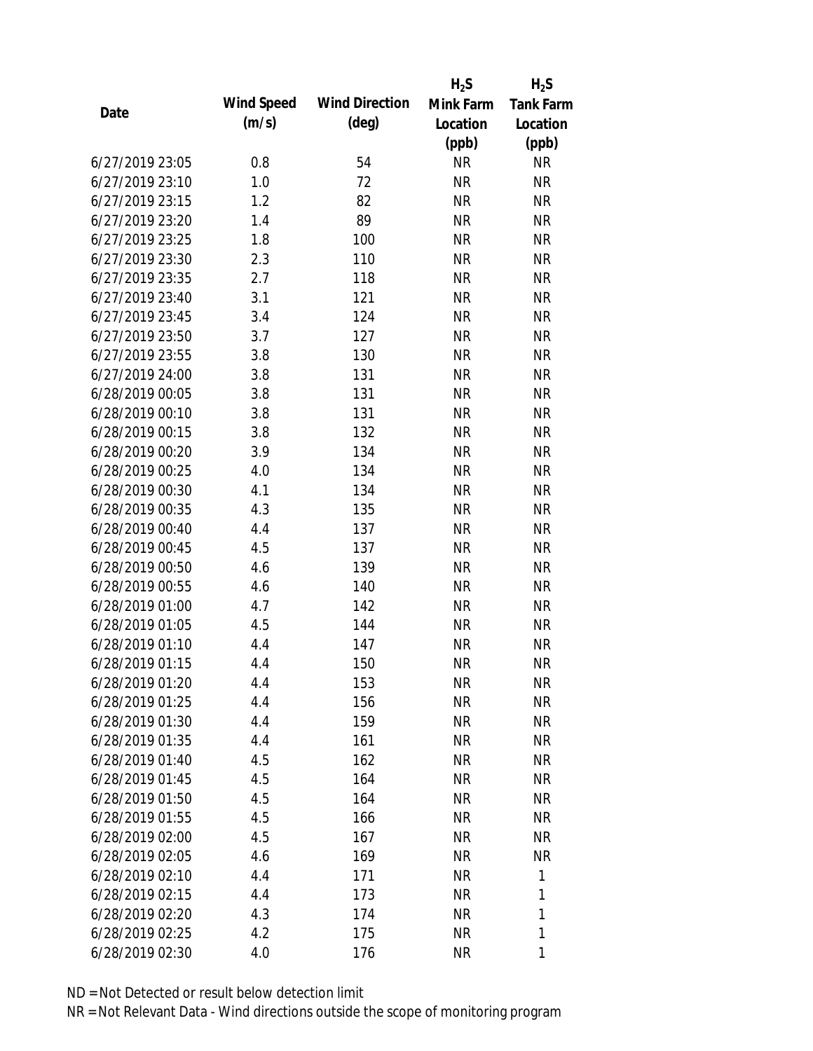| Date | Wind Speed (m/s) | Wind Direction (deg) | $H_2S$ Mink Farm Location (ppb) | $H_2S$ Tank Farm Location (ppb) |
|---|---|---|---|---|
| 6/27/2019 23:05 | 0.8 | 54 | NR | NR |
| 6/27/2019 23:10 | 1.0 | 72 | NR | NR |
| 6/27/2019 23:15 | 1.2 | 82 | NR | NR |
| 6/27/2019 23:20 | 1.4 | 89 | NR | NR |
| 6/27/2019 23:25 | 1.8 | 100 | NR | NR |
| 6/27/2019 23:30 | 2.3 | 110 | NR | NR |
| 6/27/2019 23:35 | 2.7 | 118 | NR | NR |
| 6/27/2019 23:40 | 3.1 | 121 | NR | NR |
| 6/27/2019 23:45 | 3.4 | 124 | NR | NR |
| 6/27/2019 23:50 | 3.7 | 127 | NR | NR |
| 6/27/2019 23:55 | 3.8 | 130 | NR | NR |
| 6/27/2019 24:00 | 3.8 | 131 | NR | NR |
| 6/28/2019 00:05 | 3.8 | 131 | NR | NR |
| 6/28/2019 00:10 | 3.8 | 131 | NR | NR |
| 6/28/2019 00:15 | 3.8 | 132 | NR | NR |
| 6/28/2019 00:20 | 3.9 | 134 | NR | NR |
| 6/28/2019 00:25 | 4.0 | 134 | NR | NR |
| 6/28/2019 00:30 | 4.1 | 134 | NR | NR |
| 6/28/2019 00:35 | 4.3 | 135 | NR | NR |
| 6/28/2019 00:40 | 4.4 | 137 | NR | NR |
| 6/28/2019 00:45 | 4.5 | 137 | NR | NR |
| 6/28/2019 00:50 | 4.6 | 139 | NR | NR |
| 6/28/2019 00:55 | 4.6 | 140 | NR | NR |
| 6/28/2019 01:00 | 4.7 | 142 | NR | NR |
| 6/28/2019 01:05 | 4.5 | 144 | NR | NR |
| 6/28/2019 01:10 | 4.4 | 147 | NR | NR |
| 6/28/2019 01:15 | 4.4 | 150 | NR | NR |
| 6/28/2019 01:20 | 4.4 | 153 | NR | NR |
| 6/28/2019 01:25 | 4.4 | 156 | NR | NR |
| 6/28/2019 01:30 | 4.4 | 159 | NR | NR |
| 6/28/2019 01:35 | 4.4 | 161 | NR | NR |
| 6/28/2019 01:40 | 4.5 | 162 | NR | NR |
| 6/28/2019 01:45 | 4.5 | 164 | NR | NR |
| 6/28/2019 01:50 | 4.5 | 164 | NR | NR |
| 6/28/2019 01:55 | 4.5 | 166 | NR | NR |
| 6/28/2019 02:00 | 4.5 | 167 | NR | NR |
| 6/28/2019 02:05 | 4.6 | 169 | NR | NR |
| 6/28/2019 02:10 | 4.4 | 171 | NR | 1 |
| 6/28/2019 02:15 | 4.4 | 173 | NR | 1 |
| 6/28/2019 02:20 | 4.3 | 174 | NR | 1 |
| 6/28/2019 02:25 | 4.2 | 175 | NR | 1 |
| 6/28/2019 02:30 | 4.0 | 176 | NR | 1 |

ND = Not Detected or result below detection limit

NR = Not Relevant Data - Wind directions outside the scope of monitoring program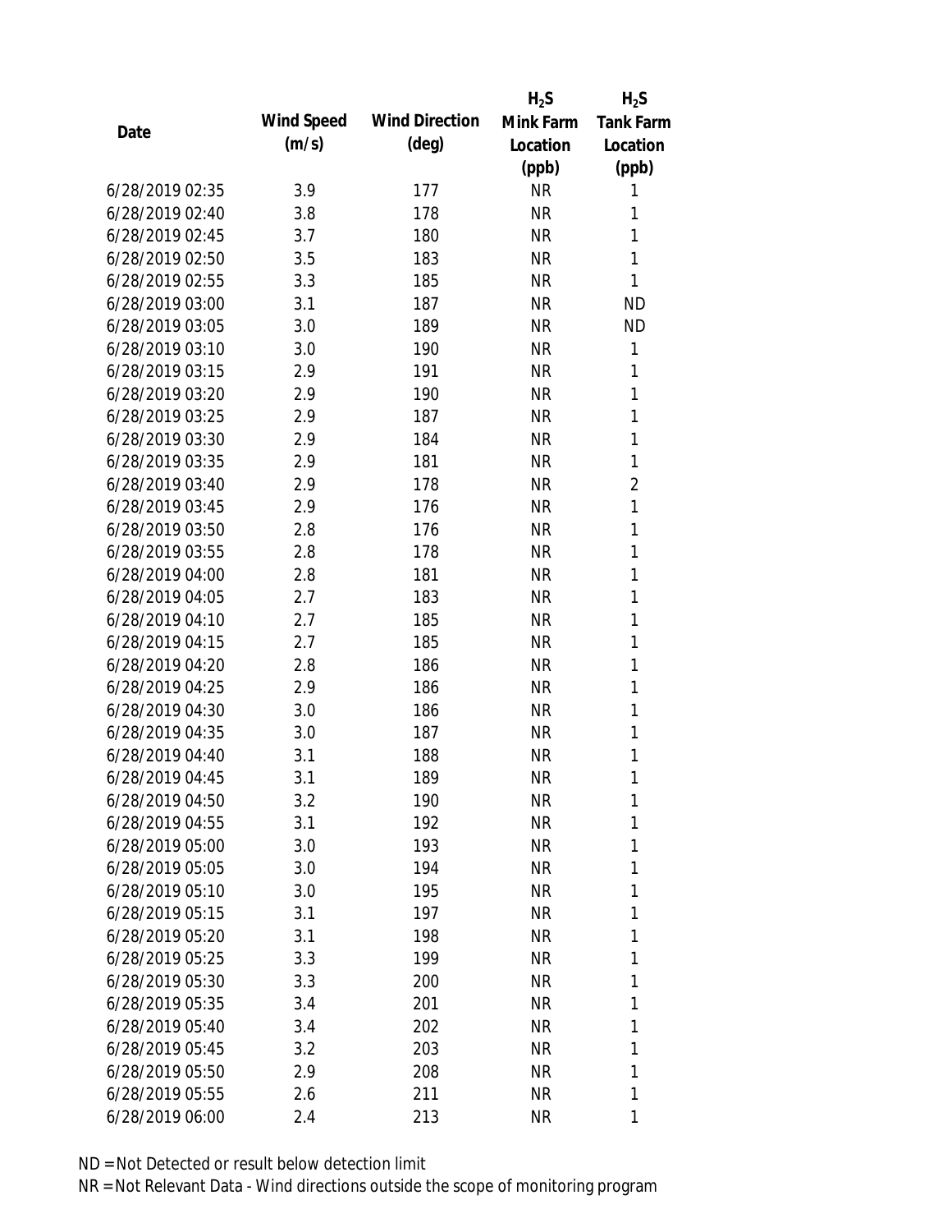| Date | Wind Speed (m/s) | Wind Direction (deg) | $H_2S$ Mink Farm Location (ppb) | $H_2S$ Tank Farm Location (ppb) |
|---|---|---|---|---|
| 6/28/2019 02:35 | 3.9 | 177 | NR | 1 |
| 6/28/2019 02:40 | 3.8 | 178 | NR | 1 |
| 6/28/2019 02:45 | 3.7 | 180 | NR | 1 |
| 6/28/2019 02:50 | 3.5 | 183 | NR | 1 |
| 6/28/2019 02:55 | 3.3 | 185 | NR | 1 |
| 6/28/2019 03:00 | 3.1 | 187 | NR | ND |
| 6/28/2019 03:05 | 3.0 | 189 | NR | ND |
| 6/28/2019 03:10 | 3.0 | 190 | NR | 1 |
| 6/28/2019 03:15 | 2.9 | 191 | NR | 1 |
| 6/28/2019 03:20 | 2.9 | 190 | NR | 1 |
| 6/28/2019 03:25 | 2.9 | 187 | NR | 1 |
| 6/28/2019 03:30 | 2.9 | 184 | NR | 1 |
| 6/28/2019 03:35 | 2.9 | 181 | NR | 1 |
| 6/28/2019 03:40 | 2.9 | 178 | NR | 2 |
| 6/28/2019 03:45 | 2.9 | 176 | NR | 1 |
| 6/28/2019 03:50 | 2.8 | 176 | NR | 1 |
| 6/28/2019 03:55 | 2.8 | 178 | NR | 1 |
| 6/28/2019 04:00 | 2.8 | 181 | NR | 1 |
| 6/28/2019 04:05 | 2.7 | 183 | NR | 1 |
| 6/28/2019 04:10 | 2.7 | 185 | NR | 1 |
| 6/28/2019 04:15 | 2.7 | 185 | NR | 1 |
| 6/28/2019 04:20 | 2.8 | 186 | NR | 1 |
| 6/28/2019 04:25 | 2.9 | 186 | NR | 1 |
| 6/28/2019 04:30 | 3.0 | 186 | NR | 1 |
| 6/28/2019 04:35 | 3.0 | 187 | NR | 1 |
| 6/28/2019 04:40 | 3.1 | 188 | NR | 1 |
| 6/28/2019 04:45 | 3.1 | 189 | NR | 1 |
| 6/28/2019 04:50 | 3.2 | 190 | NR | 1 |
| 6/28/2019 04:55 | 3.1 | 192 | NR | 1 |
| 6/28/2019 05:00 | 3.0 | 193 | NR | 1 |
| 6/28/2019 05:05 | 3.0 | 194 | NR | 1 |
| 6/28/2019 05:10 | 3.0 | 195 | NR | 1 |
| 6/28/2019 05:15 | 3.1 | 197 | NR | 1 |
| 6/28/2019 05:20 | 3.1 | 198 | NR | 1 |
| 6/28/2019 05:25 | 3.3 | 199 | NR | 1 |
| 6/28/2019 05:30 | 3.3 | 200 | NR | 1 |
| 6/28/2019 05:35 | 3.4 | 201 | NR | 1 |
| 6/28/2019 05:40 | 3.4 | 202 | NR | 1 |
| 6/28/2019 05:45 | 3.2 | 203 | NR | 1 |
| 6/28/2019 05:50 | 2.9 | 208 | NR | 1 |
| 6/28/2019 05:55 | 2.6 | 211 | NR | 1 |
| 6/28/2019 06:00 | 2.4 | 213 | NR | 1 |

ND = Not Detected or result below detection limit

NR = Not Relevant Data - Wind directions outside the scope of monitoring program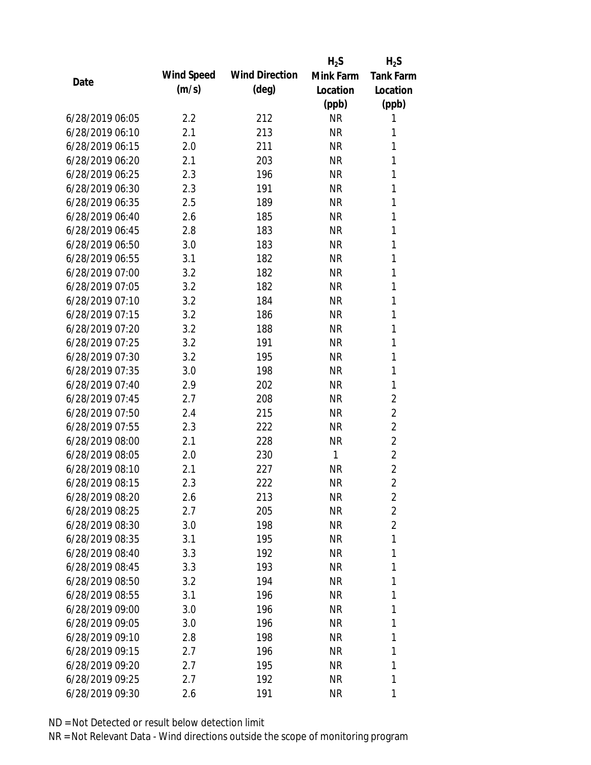| Date | Wind Speed (m/s) | Wind Direction (deg) | $H_2S$ Mink Farm Location (ppb) | $H_2S$ Tank Farm Location (ppb) |
| --- | --- | --- | --- | --- |
| 6/28/2019 06:05 | 2.2 | 212 | NR | 1 |
| 6/28/2019 06:10 | 2.1 | 213 | NR | 1 |
| 6/28/2019 06:15 | 2.0 | 211 | NR | 1 |
| 6/28/2019 06:20 | 2.1 | 203 | NR | 1 |
| 6/28/2019 06:25 | 2.3 | 196 | NR | 1 |
| 6/28/2019 06:30 | 2.3 | 191 | NR | 1 |
| 6/28/2019 06:35 | 2.5 | 189 | NR | 1 |
| 6/28/2019 06:40 | 2.6 | 185 | NR | 1 |
| 6/28/2019 06:45 | 2.8 | 183 | NR | 1 |
| 6/28/2019 06:50 | 3.0 | 183 | NR | 1 |
| 6/28/2019 06:55 | 3.1 | 182 | NR | 1 |
| 6/28/2019 07:00 | 3.2 | 182 | NR | 1 |
| 6/28/2019 07:05 | 3.2 | 182 | NR | 1 |
| 6/28/2019 07:10 | 3.2 | 184 | NR | 1 |
| 6/28/2019 07:15 | 3.2 | 186 | NR | 1 |
| 6/28/2019 07:20 | 3.2 | 188 | NR | 1 |
| 6/28/2019 07:25 | 3.2 | 191 | NR | 1 |
| 6/28/2019 07:30 | 3.2 | 195 | NR | 1 |
| 6/28/2019 07:35 | 3.0 | 198 | NR | 1 |
| 6/28/2019 07:40 | 2.9 | 202 | NR | 1 |
| 6/28/2019 07:45 | 2.7 | 208 | NR | 2 |
| 6/28/2019 07:50 | 2.4 | 215 | NR | 2 |
| 6/28/2019 07:55 | 2.3 | 222 | NR | 2 |
| 6/28/2019 08:00 | 2.1 | 228 | NR | 2 |
| 6/28/2019 08:05 | 2.0 | 230 | 1 | 2 |
| 6/28/2019 08:10 | 2.1 | 227 | NR | 2 |
| 6/28/2019 08:15 | 2.3 | 222 | NR | 2 |
| 6/28/2019 08:20 | 2.6 | 213 | NR | 2 |
| 6/28/2019 08:25 | 2.7 | 205 | NR | 2 |
| 6/28/2019 08:30 | 3.0 | 198 | NR | 2 |
| 6/28/2019 08:35 | 3.1 | 195 | NR | 1 |
| 6/28/2019 08:40 | 3.3 | 192 | NR | 1 |
| 6/28/2019 08:45 | 3.3 | 193 | NR | 1 |
| 6/28/2019 08:50 | 3.2 | 194 | NR | 1 |
| 6/28/2019 08:55 | 3.1 | 196 | NR | 1 |
| 6/28/2019 09:00 | 3.0 | 196 | NR | 1 |
| 6/28/2019 09:05 | 3.0 | 196 | NR | 1 |
| 6/28/2019 09:10 | 2.8 | 198 | NR | 1 |
| 6/28/2019 09:15 | 2.7 | 196 | NR | 1 |
| 6/28/2019 09:20 | 2.7 | 195 | NR | 1 |
| 6/28/2019 09:25 | 2.7 | 192 | NR | 1 |
| 6/28/2019 09:30 | 2.6 | 191 | NR | 1 |

ND = Not Detected or result below detection limit

NR = Not Relevant Data - Wind directions outside the scope of monitoring program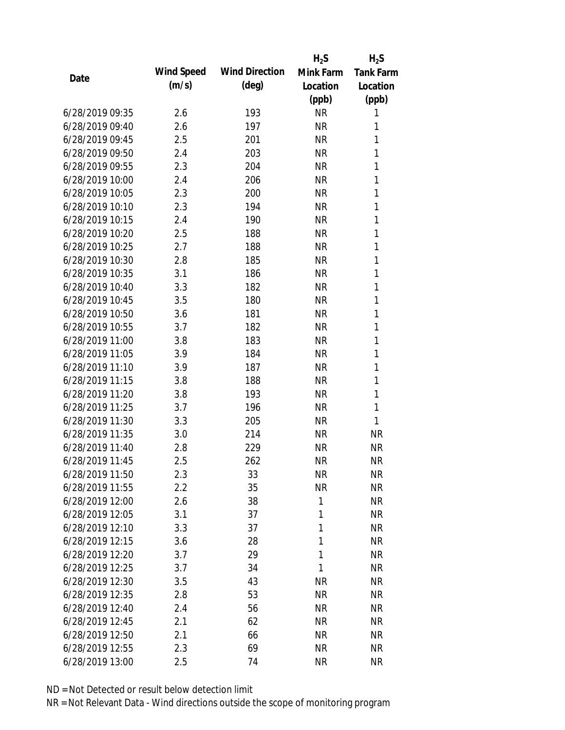| Date | Wind Speed (m/s) | Wind Direction (deg) | $H_2S$ Mink Farm Location (ppb) | $H_2S$ Tank Farm Location (ppb) |
|---|---|---|---|---|
| 6/28/2019 09:35 | 2.6 | 193 | NR | 1 |
| 6/28/2019 09:40 | 2.6 | 197 | NR | 1 |
| 6/28/2019 09:45 | 2.5 | 201 | NR | 1 |
| 6/28/2019 09:50 | 2.4 | 203 | NR | 1 |
| 6/28/2019 09:55 | 2.3 | 204 | NR | 1 |
| 6/28/2019 10:00 | 2.4 | 206 | NR | 1 |
| 6/28/2019 10:05 | 2.3 | 200 | NR | 1 |
| 6/28/2019 10:10 | 2.3 | 194 | NR | 1 |
| 6/28/2019 10:15 | 2.4 | 190 | NR | 1 |
| 6/28/2019 10:20 | 2.5 | 188 | NR | 1 |
| 6/28/2019 10:25 | 2.7 | 188 | NR | 1 |
| 6/28/2019 10:30 | 2.8 | 185 | NR | 1 |
| 6/28/2019 10:35 | 3.1 | 186 | NR | 1 |
| 6/28/2019 10:40 | 3.3 | 182 | NR | 1 |
| 6/28/2019 10:45 | 3.5 | 180 | NR | 1 |
| 6/28/2019 10:50 | 3.6 | 181 | NR | 1 |
| 6/28/2019 10:55 | 3.7 | 182 | NR | 1 |
| 6/28/2019 11:00 | 3.8 | 183 | NR | 1 |
| 6/28/2019 11:05 | 3.9 | 184 | NR | 1 |
| 6/28/2019 11:10 | 3.9 | 187 | NR | 1 |
| 6/28/2019 11:15 | 3.8 | 188 | NR | 1 |
| 6/28/2019 11:20 | 3.8 | 193 | NR | 1 |
| 6/28/2019 11:25 | 3.7 | 196 | NR | 1 |
| 6/28/2019 11:30 | 3.3 | 205 | NR | 1 |
| 6/28/2019 11:35 | 3.0 | 214 | NR | NR |
| 6/28/2019 11:40 | 2.8 | 229 | NR | NR |
| 6/28/2019 11:45 | 2.5 | 262 | NR | NR |
| 6/28/2019 11:50 | 2.3 | 33 | NR | NR |
| 6/28/2019 11:55 | 2.2 | 35 | NR | NR |
| 6/28/2019 12:00 | 2.6 | 38 | 1 | NR |
| 6/28/2019 12:05 | 3.1 | 37 | 1 | NR |
| 6/28/2019 12:10 | 3.3 | 37 | 1 | NR |
| 6/28/2019 12:15 | 3.6 | 28 | 1 | NR |
| 6/28/2019 12:20 | 3.7 | 29 | 1 | NR |
| 6/28/2019 12:25 | 3.7 | 34 | 1 | NR |
| 6/28/2019 12:30 | 3.5 | 43 | NR | NR |
| 6/28/2019 12:35 | 2.8 | 53 | NR | NR |
| 6/28/2019 12:40 | 2.4 | 56 | NR | NR |
| 6/28/2019 12:45 | 2.1 | 62 | NR | NR |
| 6/28/2019 12:50 | 2.1 | 66 | NR | NR |
| 6/28/2019 12:55 | 2.3 | 69 | NR | NR |
| 6/28/2019 13:00 | 2.5 | 74 | NR | NR |

ND = Not Detected or result below detection limit

NR = Not Relevant Data - Wind directions outside the scope of monitoring program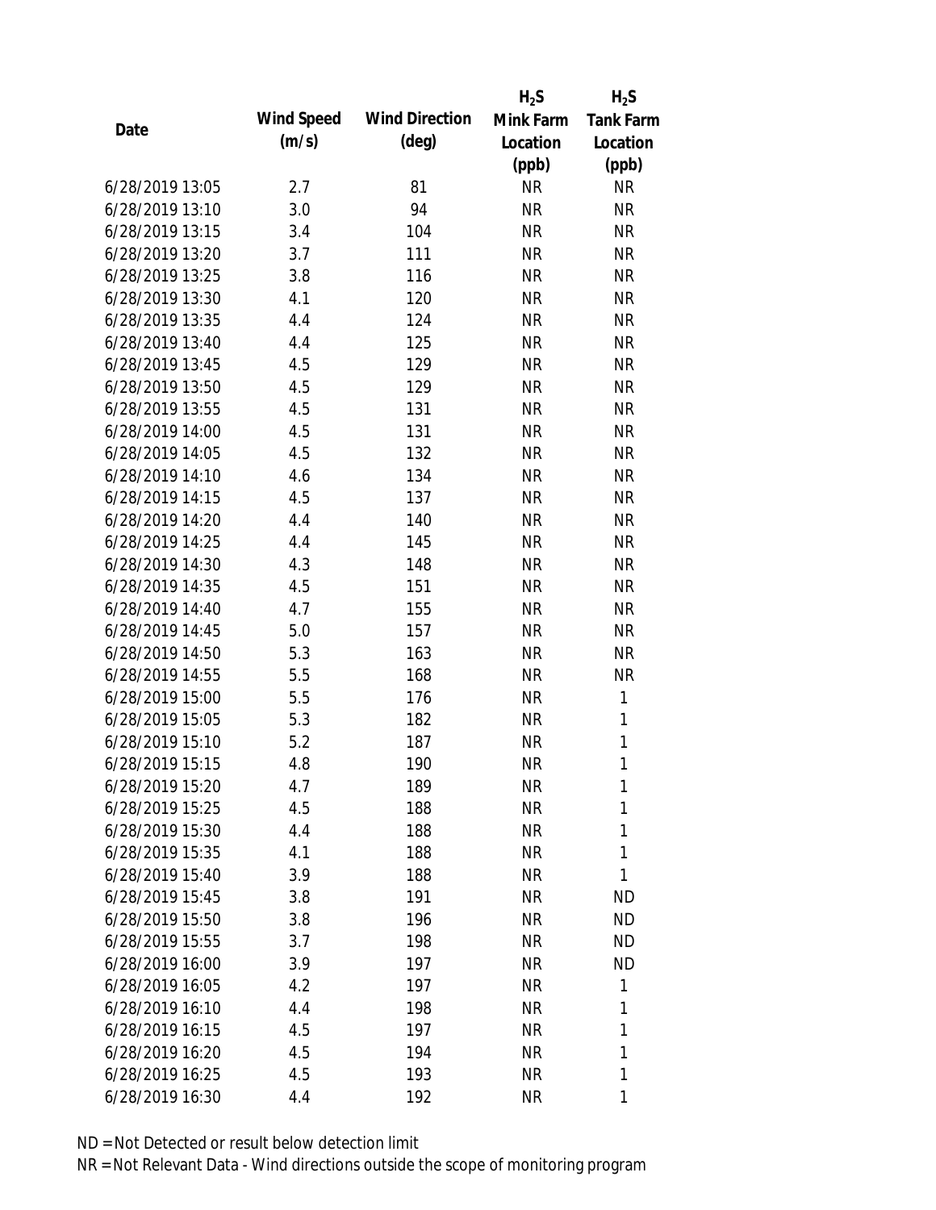| Date | Wind Speed (m/s) | Wind Direction (deg) | $H_2S$ Mink Farm Location (ppb) | $H_2S$ Tank Farm Location (ppb) |
|---|---|---|---|---|
| 6/28/2019 13:05 | 2.7 | 81 | NR | NR |
| 6/28/2019 13:10 | 3.0 | 94 | NR | NR |
| 6/28/2019 13:15 | 3.4 | 104 | NR | NR |
| 6/28/2019 13:20 | 3.7 | 111 | NR | NR |
| 6/28/2019 13:25 | 3.8 | 116 | NR | NR |
| 6/28/2019 13:30 | 4.1 | 120 | NR | NR |
| 6/28/2019 13:35 | 4.4 | 124 | NR | NR |
| 6/28/2019 13:40 | 4.4 | 125 | NR | NR |
| 6/28/2019 13:45 | 4.5 | 129 | NR | NR |
| 6/28/2019 13:50 | 4.5 | 129 | NR | NR |
| 6/28/2019 13:55 | 4.5 | 131 | NR | NR |
| 6/28/2019 14:00 | 4.5 | 131 | NR | NR |
| 6/28/2019 14:05 | 4.5 | 132 | NR | NR |
| 6/28/2019 14:10 | 4.6 | 134 | NR | NR |
| 6/28/2019 14:15 | 4.5 | 137 | NR | NR |
| 6/28/2019 14:20 | 4.4 | 140 | NR | NR |
| 6/28/2019 14:25 | 4.4 | 145 | NR | NR |
| 6/28/2019 14:30 | 4.3 | 148 | NR | NR |
| 6/28/2019 14:35 | 4.5 | 151 | NR | NR |
| 6/28/2019 14:40 | 4.7 | 155 | NR | NR |
| 6/28/2019 14:45 | 5.0 | 157 | NR | NR |
| 6/28/2019 14:50 | 5.3 | 163 | NR | NR |
| 6/28/2019 14:55 | 5.5 | 168 | NR | NR |
| 6/28/2019 15:00 | 5.5 | 176 | NR | 1 |
| 6/28/2019 15:05 | 5.3 | 182 | NR | 1 |
| 6/28/2019 15:10 | 5.2 | 187 | NR | 1 |
| 6/28/2019 15:15 | 4.8 | 190 | NR | 1 |
| 6/28/2019 15:20 | 4.7 | 189 | NR | 1 |
| 6/28/2019 15:25 | 4.5 | 188 | NR | 1 |
| 6/28/2019 15:30 | 4.4 | 188 | NR | 1 |
| 6/28/2019 15:35 | 4.1 | 188 | NR | 1 |
| 6/28/2019 15:40 | 3.9 | 188 | NR | 1 |
| 6/28/2019 15:45 | 3.8 | 191 | NR | ND |
| 6/28/2019 15:50 | 3.8 | 196 | NR | ND |
| 6/28/2019 15:55 | 3.7 | 198 | NR | ND |
| 6/28/2019 16:00 | 3.9 | 197 | NR | ND |
| 6/28/2019 16:05 | 4.2 | 197 | NR | 1 |
| 6/28/2019 16:10 | 4.4 | 198 | NR | 1 |
| 6/28/2019 16:15 | 4.5 | 197 | NR | 1 |
| 6/28/2019 16:20 | 4.5 | 194 | NR | 1 |
| 6/28/2019 16:25 | 4.5 | 193 | NR | 1 |
| 6/28/2019 16:30 | 4.4 | 192 | NR | 1 |

ND = Not Detected or result below detection limit

NR = Not Relevant Data - Wind directions outside the scope of monitoring program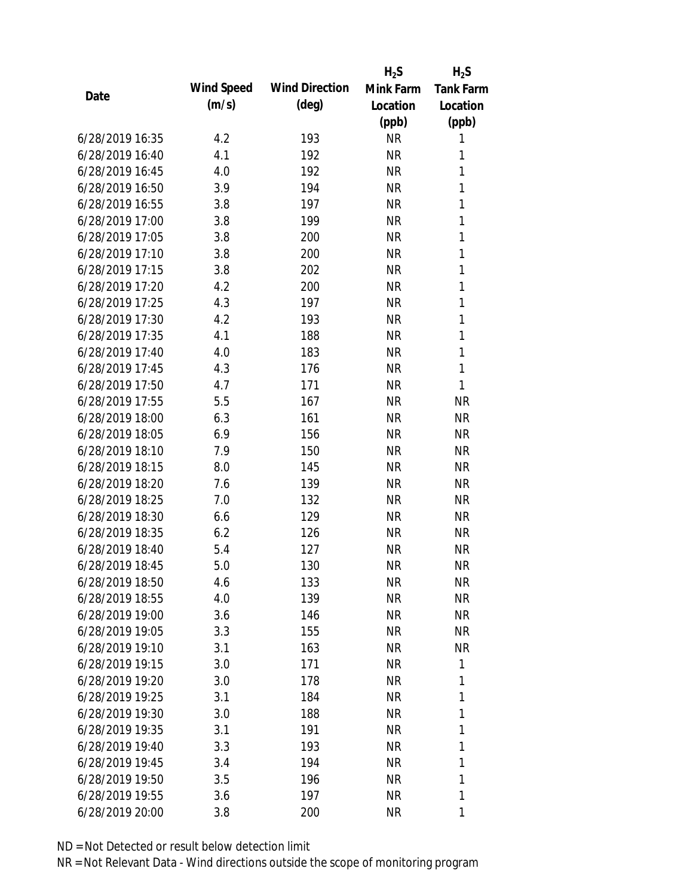| Date | Wind Speed (m/s) | Wind Direction (deg) | $H_2S$ Mink Farm Location (ppb) | $H_2S$ Tank Farm Location (ppb) |
|---|---|---|---|---|
| 6/28/2019 16:35 | 4.2 | 193 | NR | 1 |
| 6/28/2019 16:40 | 4.1 | 192 | NR | 1 |
| 6/28/2019 16:45 | 4.0 | 192 | NR | 1 |
| 6/28/2019 16:50 | 3.9 | 194 | NR | 1 |
| 6/28/2019 16:55 | 3.8 | 197 | NR | 1 |
| 6/28/2019 17:00 | 3.8 | 199 | NR | 1 |
| 6/28/2019 17:05 | 3.8 | 200 | NR | 1 |
| 6/28/2019 17:10 | 3.8 | 200 | NR | 1 |
| 6/28/2019 17:15 | 3.8 | 202 | NR | 1 |
| 6/28/2019 17:20 | 4.2 | 200 | NR | 1 |
| 6/28/2019 17:25 | 4.3 | 197 | NR | 1 |
| 6/28/2019 17:30 | 4.2 | 193 | NR | 1 |
| 6/28/2019 17:35 | 4.1 | 188 | NR | 1 |
| 6/28/2019 17:40 | 4.0 | 183 | NR | 1 |
| 6/28/2019 17:45 | 4.3 | 176 | NR | 1 |
| 6/28/2019 17:50 | 4.7 | 171 | NR | 1 |
| 6/28/2019 17:55 | 5.5 | 167 | NR | NR |
| 6/28/2019 18:00 | 6.3 | 161 | NR | NR |
| 6/28/2019 18:05 | 6.9 | 156 | NR | NR |
| 6/28/2019 18:10 | 7.9 | 150 | NR | NR |
| 6/28/2019 18:15 | 8.0 | 145 | NR | NR |
| 6/28/2019 18:20 | 7.6 | 139 | NR | NR |
| 6/28/2019 18:25 | 7.0 | 132 | NR | NR |
| 6/28/2019 18:30 | 6.6 | 129 | NR | NR |
| 6/28/2019 18:35 | 6.2 | 126 | NR | NR |
| 6/28/2019 18:40 | 5.4 | 127 | NR | NR |
| 6/28/2019 18:45 | 5.0 | 130 | NR | NR |
| 6/28/2019 18:50 | 4.6 | 133 | NR | NR |
| 6/28/2019 18:55 | 4.0 | 139 | NR | NR |
| 6/28/2019 19:00 | 3.6 | 146 | NR | NR |
| 6/28/2019 19:05 | 3.3 | 155 | NR | NR |
| 6/28/2019 19:10 | 3.1 | 163 | NR | NR |
| 6/28/2019 19:15 | 3.0 | 171 | NR | 1 |
| 6/28/2019 19:20 | 3.0 | 178 | NR | 1 |
| 6/28/2019 19:25 | 3.1 | 184 | NR | 1 |
| 6/28/2019 19:30 | 3.0 | 188 | NR | 1 |
| 6/28/2019 19:35 | 3.1 | 191 | NR | 1 |
| 6/28/2019 19:40 | 3.3 | 193 | NR | 1 |
| 6/28/2019 19:45 | 3.4 | 194 | NR | 1 |
| 6/28/2019 19:50 | 3.5 | 196 | NR | 1 |
| 6/28/2019 19:55 | 3.6 | 197 | NR | 1 |
| 6/28/2019 20:00 | 3.8 | 200 | NR | 1 |

ND = Not Detected or result below detection limit

NR = Not Relevant Data - Wind directions outside the scope of monitoring program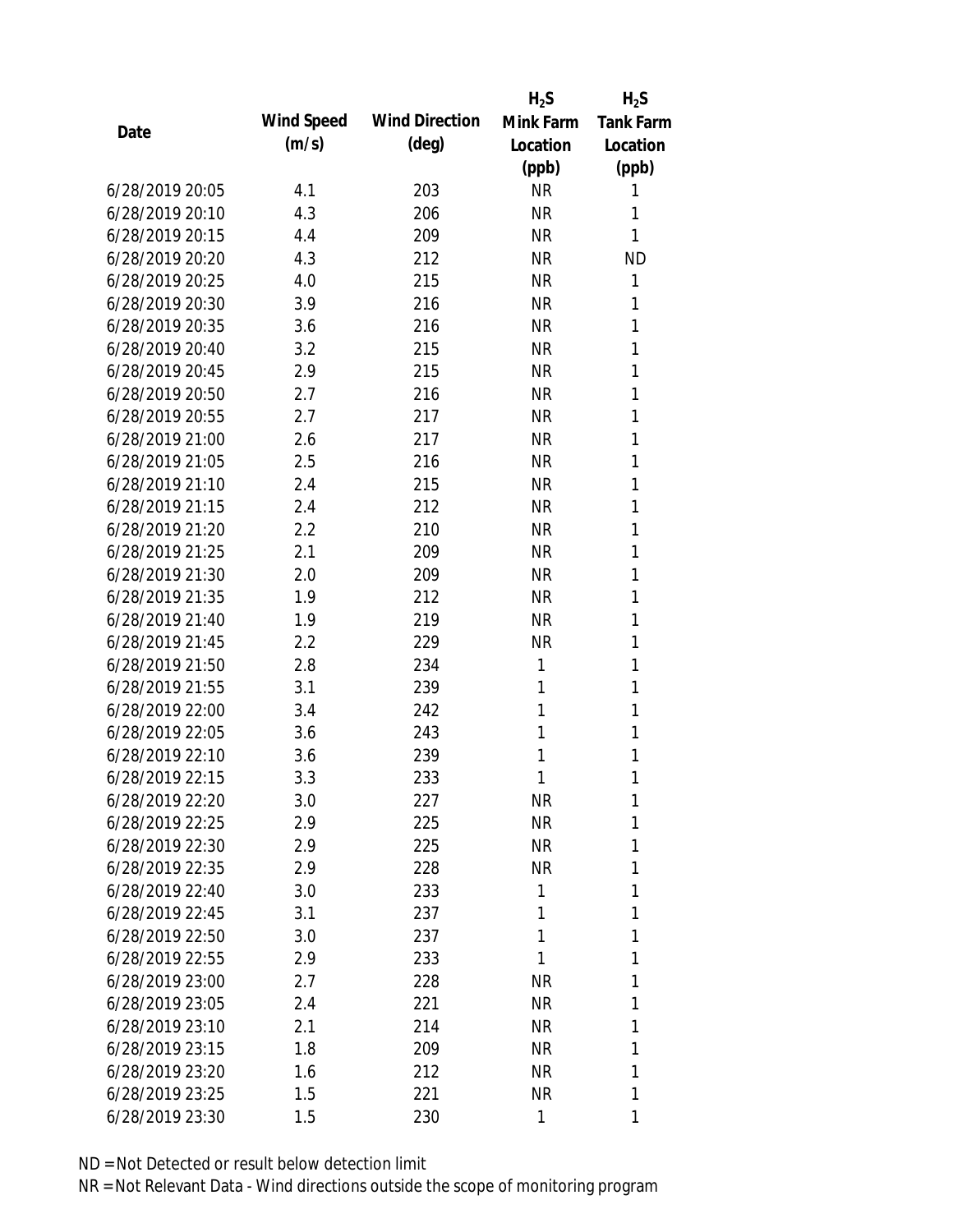| Date | Wind Speed (m/s) | Wind Direction (deg) | $H_2S$ Mink Farm Location (ppb) | $H_2S$ Tank Farm Location (ppb) |
|---|---|---|---|---|
| 6/28/2019 20:05 | 4.1 | 203 | NR | 1 |
| 6/28/2019 20:10 | 4.3 | 206 | NR | 1 |
| 6/28/2019 20:15 | 4.4 | 209 | NR | 1 |
| 6/28/2019 20:20 | 4.3 | 212 | NR | ND |
| 6/28/2019 20:25 | 4.0 | 215 | NR | 1 |
| 6/28/2019 20:30 | 3.9 | 216 | NR | 1 |
| 6/28/2019 20:35 | 3.6 | 216 | NR | 1 |
| 6/28/2019 20:40 | 3.2 | 215 | NR | 1 |
| 6/28/2019 20:45 | 2.9 | 215 | NR | 1 |
| 6/28/2019 20:50 | 2.7 | 216 | NR | 1 |
| 6/28/2019 20:55 | 2.7 | 217 | NR | 1 |
| 6/28/2019 21:00 | 2.6 | 217 | NR | 1 |
| 6/28/2019 21:05 | 2.5 | 216 | NR | 1 |
| 6/28/2019 21:10 | 2.4 | 215 | NR | 1 |
| 6/28/2019 21:15 | 2.4 | 212 | NR | 1 |
| 6/28/2019 21:20 | 2.2 | 210 | NR | 1 |
| 6/28/2019 21:25 | 2.1 | 209 | NR | 1 |
| 6/28/2019 21:30 | 2.0 | 209 | NR | 1 |
| 6/28/2019 21:35 | 1.9 | 212 | NR | 1 |
| 6/28/2019 21:40 | 1.9 | 219 | NR | 1 |
| 6/28/2019 21:45 | 2.2 | 229 | NR | 1 |
| 6/28/2019 21:50 | 2.8 | 234 | 1 | 1 |
| 6/28/2019 21:55 | 3.1 | 239 | 1 | 1 |
| 6/28/2019 22:00 | 3.4 | 242 | 1 | 1 |
| 6/28/2019 22:05 | 3.6 | 243 | 1 | 1 |
| 6/28/2019 22:10 | 3.6 | 239 | 1 | 1 |
| 6/28/2019 22:15 | 3.3 | 233 | 1 | 1 |
| 6/28/2019 22:20 | 3.0 | 227 | NR | 1 |
| 6/28/2019 22:25 | 2.9 | 225 | NR | 1 |
| 6/28/2019 22:30 | 2.9 | 225 | NR | 1 |
| 6/28/2019 22:35 | 2.9 | 228 | NR | 1 |
| 6/28/2019 22:40 | 3.0 | 233 | 1 | 1 |
| 6/28/2019 22:45 | 3.1 | 237 | 1 | 1 |
| 6/28/2019 22:50 | 3.0 | 237 | 1 | 1 |
| 6/28/2019 22:55 | 2.9 | 233 | 1 | 1 |
| 6/28/2019 23:00 | 2.7 | 228 | NR | 1 |
| 6/28/2019 23:05 | 2.4 | 221 | NR | 1 |
| 6/28/2019 23:10 | 2.1 | 214 | NR | 1 |
| 6/28/2019 23:15 | 1.8 | 209 | NR | 1 |
| 6/28/2019 23:20 | 1.6 | 212 | NR | 1 |
| 6/28/2019 23:25 | 1.5 | 221 | NR | 1 |
| 6/28/2019 23:30 | 1.5 | 230 | 1 | 1 |

ND = Not Detected or result below detection limit

NR = Not Relevant Data - Wind directions outside the scope of monitoring program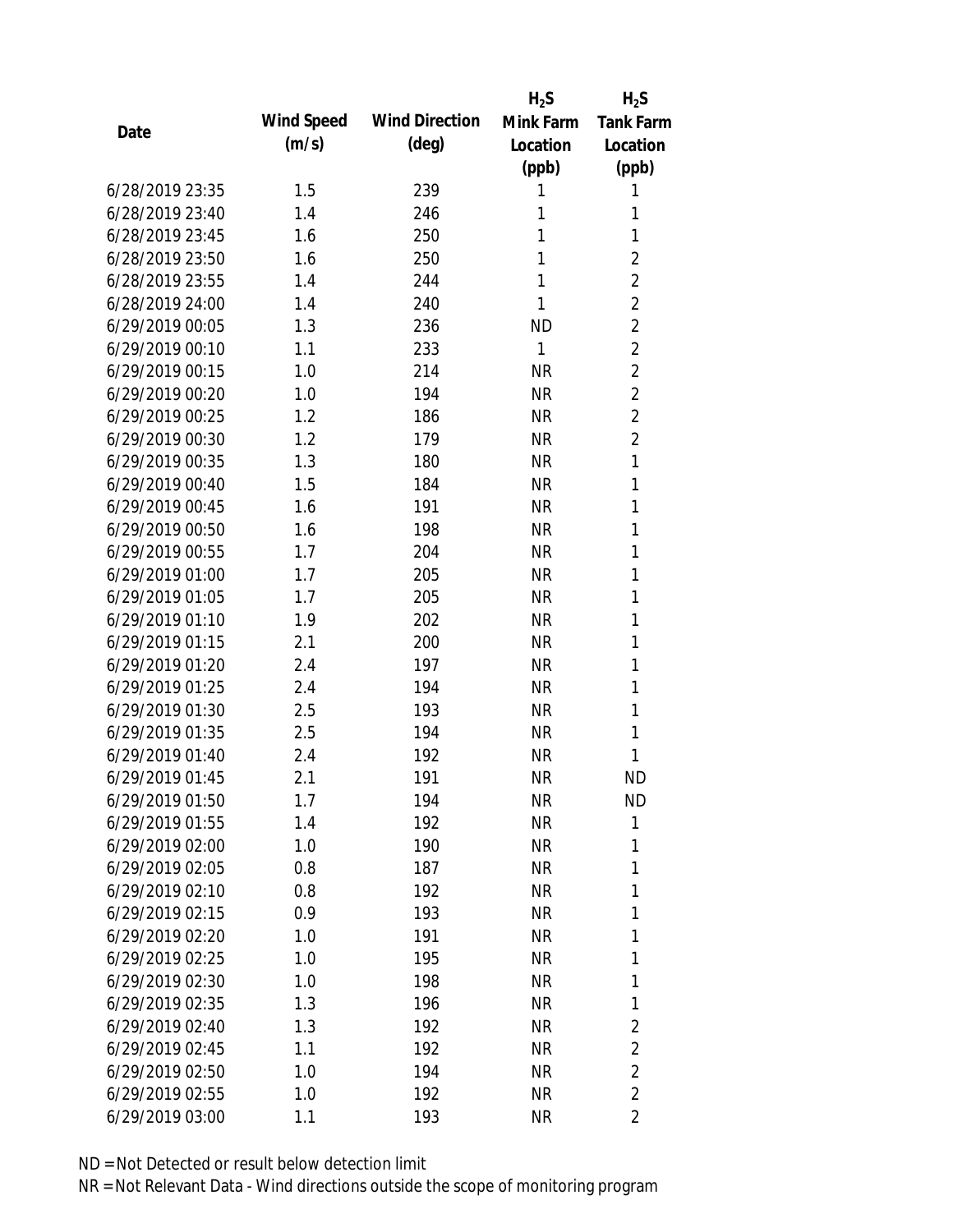| Date | Wind Speed (m/s) | Wind Direction (deg) | $H_2S$ Mink Farm Location (ppb) | $H_2S$ Tank Farm Location (ppb) |
|---|---|---|---|---|
| 6/28/2019 23:35 | 1.5 | 239 | 1 | 1 |
| 6/28/2019 23:40 | 1.4 | 246 | 1 | 1 |
| 6/28/2019 23:45 | 1.6 | 250 | 1 | 1 |
| 6/28/2019 23:50 | 1.6 | 250 | 1 | 2 |
| 6/28/2019 23:55 | 1.4 | 244 | 1 | 2 |
| 6/28/2019 24:00 | 1.4 | 240 | 1 | 2 |
| 6/29/2019 00:05 | 1.3 | 236 | ND | 2 |
| 6/29/2019 00:10 | 1.1 | 233 | 1 | 2 |
| 6/29/2019 00:15 | 1.0 | 214 | NR | 2 |
| 6/29/2019 00:20 | 1.0 | 194 | NR | 2 |
| 6/29/2019 00:25 | 1.2 | 186 | NR | 2 |
| 6/29/2019 00:30 | 1.2 | 179 | NR | 2 |
| 6/29/2019 00:35 | 1.3 | 180 | NR | 1 |
| 6/29/2019 00:40 | 1.5 | 184 | NR | 1 |
| 6/29/2019 00:45 | 1.6 | 191 | NR | 1 |
| 6/29/2019 00:50 | 1.6 | 198 | NR | 1 |
| 6/29/2019 00:55 | 1.7 | 204 | NR | 1 |
| 6/29/2019 01:00 | 1.7 | 205 | NR | 1 |
| 6/29/2019 01:05 | 1.7 | 205 | NR | 1 |
| 6/29/2019 01:10 | 1.9 | 202 | NR | 1 |
| 6/29/2019 01:15 | 2.1 | 200 | NR | 1 |
| 6/29/2019 01:20 | 2.4 | 197 | NR | 1 |
| 6/29/2019 01:25 | 2.4 | 194 | NR | 1 |
| 6/29/2019 01:30 | 2.5 | 193 | NR | 1 |
| 6/29/2019 01:35 | 2.5 | 194 | NR | 1 |
| 6/29/2019 01:40 | 2.4 | 192 | NR | 1 |
| 6/29/2019 01:45 | 2.1 | 191 | NR | ND |
| 6/29/2019 01:50 | 1.7 | 194 | NR | ND |
| 6/29/2019 01:55 | 1.4 | 192 | NR | 1 |
| 6/29/2019 02:00 | 1.0 | 190 | NR | 1 |
| 6/29/2019 02:05 | 0.8 | 187 | NR | 1 |
| 6/29/2019 02:10 | 0.8 | 192 | NR | 1 |
| 6/29/2019 02:15 | 0.9 | 193 | NR | 1 |
| 6/29/2019 02:20 | 1.0 | 191 | NR | 1 |
| 6/29/2019 02:25 | 1.0 | 195 | NR | 1 |
| 6/29/2019 02:30 | 1.0 | 198 | NR | 1 |
| 6/29/2019 02:35 | 1.3 | 196 | NR | 1 |
| 6/29/2019 02:40 | 1.3 | 192 | NR | 2 |
| 6/29/2019 02:45 | 1.1 | 192 | NR | 2 |
| 6/29/2019 02:50 | 1.0 | 194 | NR | 2 |
| 6/29/2019 02:55 | 1.0 | 192 | NR | 2 |
| 6/29/2019 03:00 | 1.1 | 193 | NR | 2 |

ND = Not Detected or result below detection limit

NR = Not Relevant Data - Wind directions outside the scope of monitoring program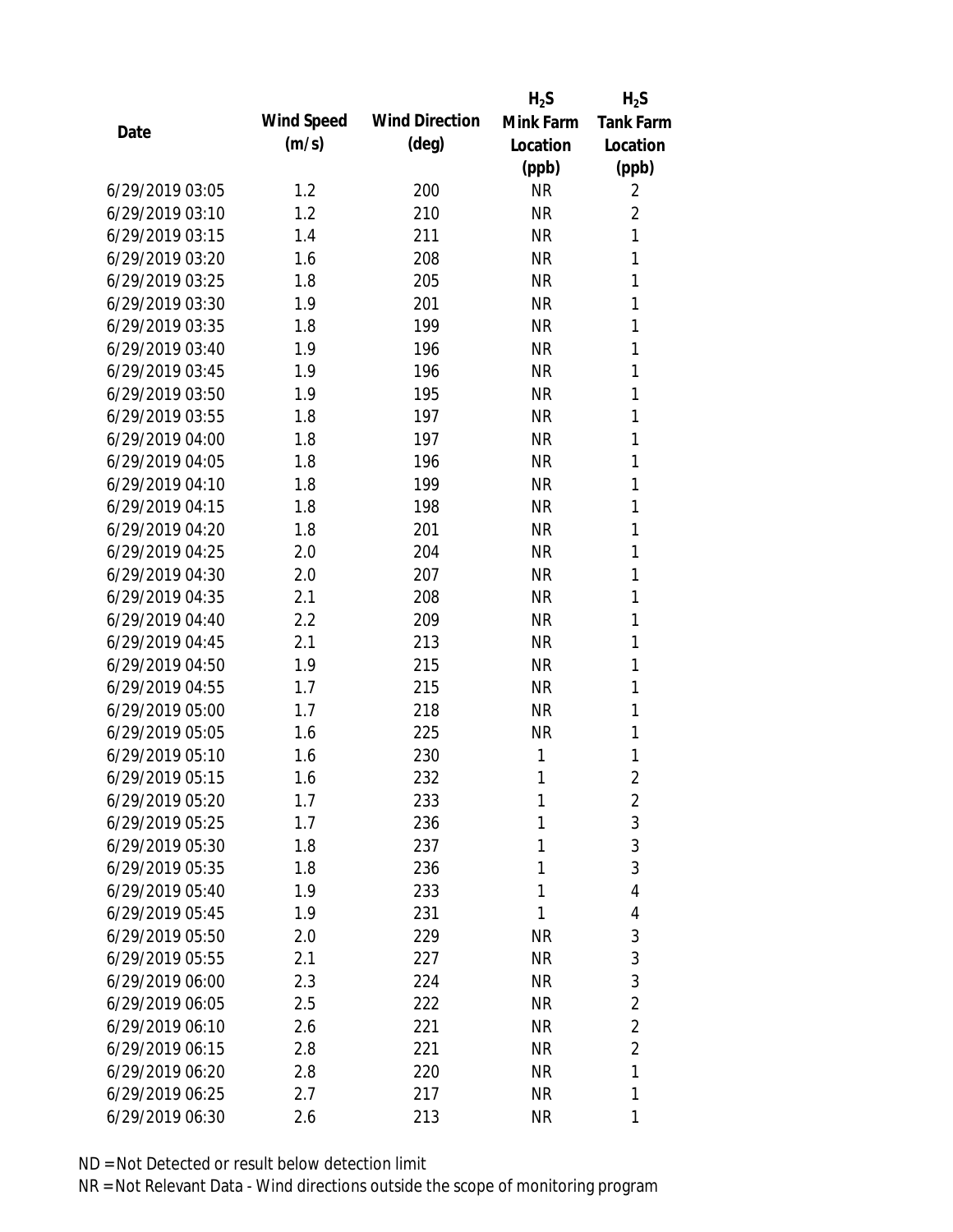| Date | Wind Speed (m/s) | Wind Direction (deg) | $H_2S$ Mink Farm Location (ppb) | $H_2S$ Tank Farm Location (ppb) |
|---|---|---|---|---|
| 6/29/2019 03:05 | 1.2 | 200 | NR | 2 |
| 6/29/2019 03:10 | 1.2 | 210 | NR | 2 |
| 6/29/2019 03:15 | 1.4 | 211 | NR | 1 |
| 6/29/2019 03:20 | 1.6 | 208 | NR | 1 |
| 6/29/2019 03:25 | 1.8 | 205 | NR | 1 |
| 6/29/2019 03:30 | 1.9 | 201 | NR | 1 |
| 6/29/2019 03:35 | 1.8 | 199 | NR | 1 |
| 6/29/2019 03:40 | 1.9 | 196 | NR | 1 |
| 6/29/2019 03:45 | 1.9 | 196 | NR | 1 |
| 6/29/2019 03:50 | 1.9 | 195 | NR | 1 |
| 6/29/2019 03:55 | 1.8 | 197 | NR | 1 |
| 6/29/2019 04:00 | 1.8 | 197 | NR | 1 |
| 6/29/2019 04:05 | 1.8 | 196 | NR | 1 |
| 6/29/2019 04:10 | 1.8 | 199 | NR | 1 |
| 6/29/2019 04:15 | 1.8 | 198 | NR | 1 |
| 6/29/2019 04:20 | 1.8 | 201 | NR | 1 |
| 6/29/2019 04:25 | 2.0 | 204 | NR | 1 |
| 6/29/2019 04:30 | 2.0 | 207 | NR | 1 |
| 6/29/2019 04:35 | 2.1 | 208 | NR | 1 |
| 6/29/2019 04:40 | 2.2 | 209 | NR | 1 |
| 6/29/2019 04:45 | 2.1 | 213 | NR | 1 |
| 6/29/2019 04:50 | 1.9 | 215 | NR | 1 |
| 6/29/2019 04:55 | 1.7 | 215 | NR | 1 |
| 6/29/2019 05:00 | 1.7 | 218 | NR | 1 |
| 6/29/2019 05:05 | 1.6 | 225 | NR | 1 |
| 6/29/2019 05:10 | 1.6 | 230 | 1 | 1 |
| 6/29/2019 05:15 | 1.6 | 232 | 1 | 2 |
| 6/29/2019 05:20 | 1.7 | 233 | 1 | 2 |
| 6/29/2019 05:25 | 1.7 | 236 | 1 | 3 |
| 6/29/2019 05:30 | 1.8 | 237 | 1 | 3 |
| 6/29/2019 05:35 | 1.8 | 236 | 1 | 3 |
| 6/29/2019 05:40 | 1.9 | 233 | 1 | 4 |
| 6/29/2019 05:45 | 1.9 | 231 | 1 | 4 |
| 6/29/2019 05:50 | 2.0 | 229 | NR | 3 |
| 6/29/2019 05:55 | 2.1 | 227 | NR | 3 |
| 6/29/2019 06:00 | 2.3 | 224 | NR | 3 |
| 6/29/2019 06:05 | 2.5 | 222 | NR | 2 |
| 6/29/2019 06:10 | 2.6 | 221 | NR | 2 |
| 6/29/2019 06:15 | 2.8 | 221 | NR | 2 |
| 6/29/2019 06:20 | 2.8 | 220 | NR | 1 |
| 6/29/2019 06:25 | 2.7 | 217 | NR | 1 |
| 6/29/2019 06:30 | 2.6 | 213 | NR | 1 |

ND = Not Detected or result below detection limit

NR = Not Relevant Data - Wind directions outside the scope of monitoring program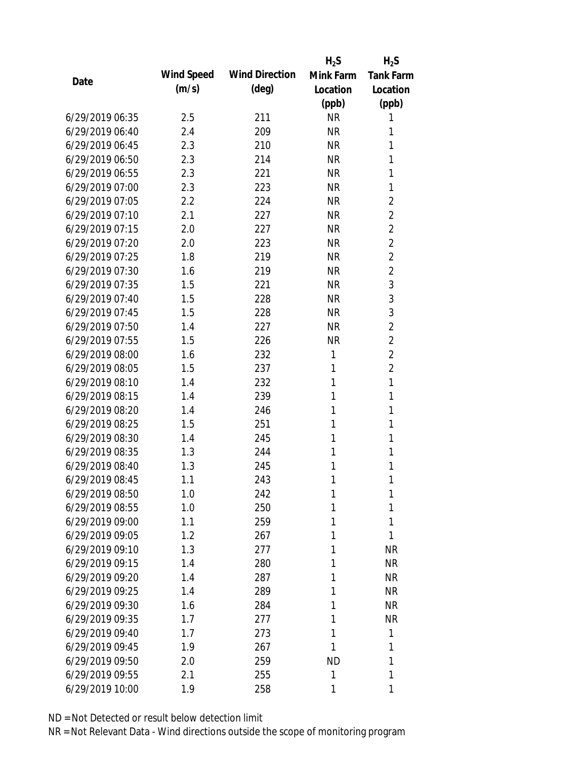| Date | Wind Speed (m/s) | Wind Direction (deg) | $H_2S$ Mink Farm Location (ppb) | $H_2S$ Tank Farm Location (ppb) |
|---|---|---|---|---|
| 6/29/2019 06:35 | 2.5 | 211 | NR | 1 |
| 6/29/2019 06:40 | 2.4 | 209 | NR | 1 |
| 6/29/2019 06:45 | 2.3 | 210 | NR | 1 |
| 6/29/2019 06:50 | 2.3 | 214 | NR | 1 |
| 6/29/2019 06:55 | 2.3 | 221 | NR | 1 |
| 6/29/2019 07:00 | 2.3 | 223 | NR | 1 |
| 6/29/2019 07:05 | 2.2 | 224 | NR | 2 |
| 6/29/2019 07:10 | 2.1 | 227 | NR | 2 |
| 6/29/2019 07:15 | 2.0 | 227 | NR | 2 |
| 6/29/2019 07:20 | 2.0 | 223 | NR | 2 |
| 6/29/2019 07:25 | 1.8 | 219 | NR | 2 |
| 6/29/2019 07:30 | 1.6 | 219 | NR | 2 |
| 6/29/2019 07:35 | 1.5 | 221 | NR | 3 |
| 6/29/2019 07:40 | 1.5 | 228 | NR | 3 |
| 6/29/2019 07:45 | 1.5 | 228 | NR | 3 |
| 6/29/2019 07:50 | 1.4 | 227 | NR | 2 |
| 6/29/2019 07:55 | 1.5 | 226 | NR | 2 |
| 6/29/2019 08:00 | 1.6 | 232 | 1 | 2 |
| 6/29/2019 08:05 | 1.5 | 237 | 1 | 2 |
| 6/29/2019 08:10 | 1.4 | 232 | 1 | 1 |
| 6/29/2019 08:15 | 1.4 | 239 | 1 | 1 |
| 6/29/2019 08:20 | 1.4 | 246 | 1 | 1 |
| 6/29/2019 08:25 | 1.5 | 251 | 1 | 1 |
| 6/29/2019 08:30 | 1.4 | 245 | 1 | 1 |
| 6/29/2019 08:35 | 1.3 | 244 | 1 | 1 |
| 6/29/2019 08:40 | 1.3 | 245 | 1 | 1 |
| 6/29/2019 08:45 | 1.1 | 243 | 1 | 1 |
| 6/29/2019 08:50 | 1.0 | 242 | 1 | 1 |
| 6/29/2019 08:55 | 1.0 | 250 | 1 | 1 |
| 6/29/2019 09:00 | 1.1 | 259 | 1 | 1 |
| 6/29/2019 09:05 | 1.2 | 267 | 1 | 1 |
| 6/29/2019 09:10 | 1.3 | 277 | 1 | NR |
| 6/29/2019 09:15 | 1.4 | 280 | 1 | NR |
| 6/29/2019 09:20 | 1.4 | 287 | 1 | NR |
| 6/29/2019 09:25 | 1.4 | 289 | 1 | NR |
| 6/29/2019 09:30 | 1.6 | 284 | 1 | NR |
| 6/29/2019 09:35 | 1.7 | 277 | 1 | NR |
| 6/29/2019 09:40 | 1.7 | 273 | 1 | 1 |
| 6/29/2019 09:45 | 1.9 | 267 | 1 | 1 |
| 6/29/2019 09:50 | 2.0 | 259 | ND | 1 |
| 6/29/2019 09:55 | 2.1 | 255 | 1 | 1 |
| 6/29/2019 10:00 | 1.9 | 258 | 1 | 1 |

ND = Not Detected or result below detection limit

NR = Not Relevant Data - Wind directions outside the scope of monitoring program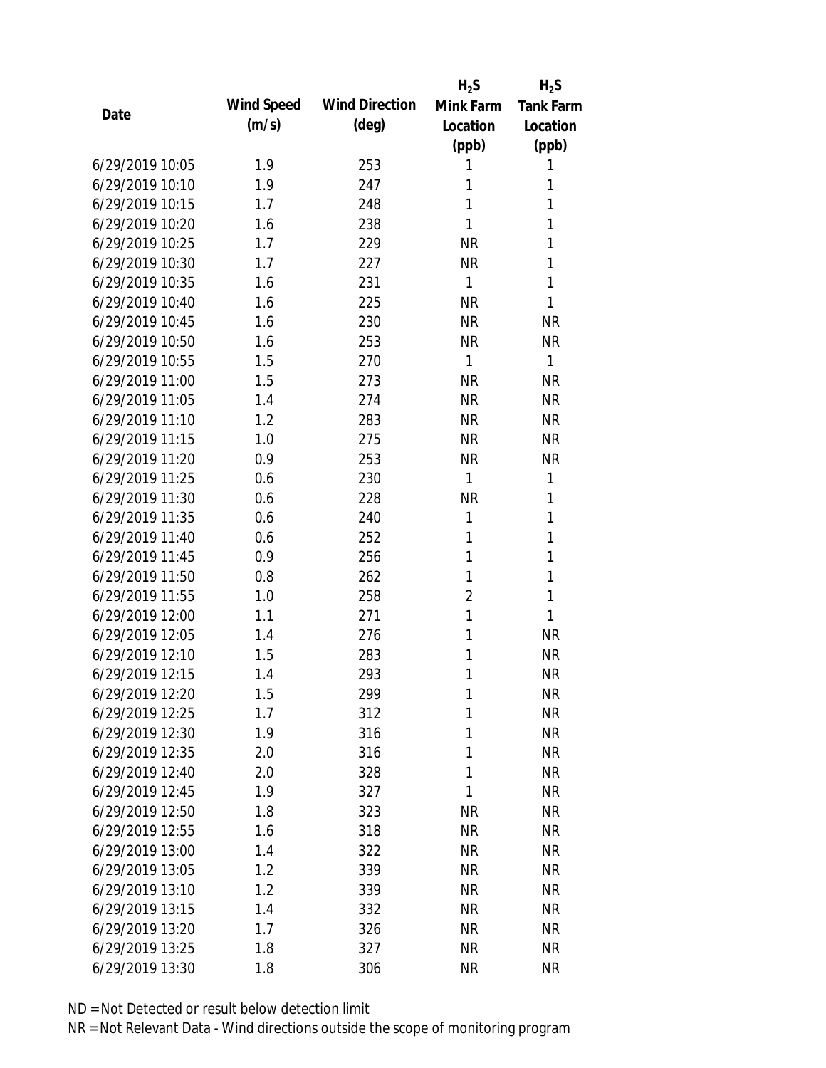| Date | Wind Speed (m/s) | Wind Direction (deg) | $H_2S$ Mink Farm Location (ppb) | $H_2S$ Tank Farm Location (ppb) |
|---|---|---|---|---|
| 6/29/2019 10:05 | 1.9 | 253 | 1 | 1 |
| 6/29/2019 10:10 | 1.9 | 247 | 1 | 1 |
| 6/29/2019 10:15 | 1.7 | 248 | 1 | 1 |
| 6/29/2019 10:20 | 1.6 | 238 | 1 | 1 |
| 6/29/2019 10:25 | 1.7 | 229 | NR | 1 |
| 6/29/2019 10:30 | 1.7 | 227 | NR | 1 |
| 6/29/2019 10:35 | 1.6 | 231 | 1 | 1 |
| 6/29/2019 10:40 | 1.6 | 225 | NR | 1 |
| 6/29/2019 10:45 | 1.6 | 230 | NR | NR |
| 6/29/2019 10:50 | 1.6 | 253 | NR | NR |
| 6/29/2019 10:55 | 1.5 | 270 | 1 | 1 |
| 6/29/2019 11:00 | 1.5 | 273 | NR | NR |
| 6/29/2019 11:05 | 1.4 | 274 | NR | NR |
| 6/29/2019 11:10 | 1.2 | 283 | NR | NR |
| 6/29/2019 11:15 | 1.0 | 275 | NR | NR |
| 6/29/2019 11:20 | 0.9 | 253 | NR | NR |
| 6/29/2019 11:25 | 0.6 | 230 | 1 | 1 |
| 6/29/2019 11:30 | 0.6 | 228 | NR | 1 |
| 6/29/2019 11:35 | 0.6 | 240 | 1 | 1 |
| 6/29/2019 11:40 | 0.6 | 252 | 1 | 1 |
| 6/29/2019 11:45 | 0.9 | 256 | 1 | 1 |
| 6/29/2019 11:50 | 0.8 | 262 | 1 | 1 |
| 6/29/2019 11:55 | 1.0 | 258 | 2 | 1 |
| 6/29/2019 12:00 | 1.1 | 271 | 1 | 1 |
| 6/29/2019 12:05 | 1.4 | 276 | 1 | NR |
| 6/29/2019 12:10 | 1.5 | 283 | 1 | NR |
| 6/29/2019 12:15 | 1.4 | 293 | 1 | NR |
| 6/29/2019 12:20 | 1.5 | 299 | 1 | NR |
| 6/29/2019 12:25 | 1.7 | 312 | 1 | NR |
| 6/29/2019 12:30 | 1.9 | 316 | 1 | NR |
| 6/29/2019 12:35 | 2.0 | 316 | 1 | NR |
| 6/29/2019 12:40 | 2.0 | 328 | 1 | NR |
| 6/29/2019 12:45 | 1.9 | 327 | 1 | NR |
| 6/29/2019 12:50 | 1.8 | 323 | NR | NR |
| 6/29/2019 12:55 | 1.6 | 318 | NR | NR |
| 6/29/2019 13:00 | 1.4 | 322 | NR | NR |
| 6/29/2019 13:05 | 1.2 | 339 | NR | NR |
| 6/29/2019 13:10 | 1.2 | 339 | NR | NR |
| 6/29/2019 13:15 | 1.4 | 332 | NR | NR |
| 6/29/2019 13:20 | 1.7 | 326 | NR | NR |
| 6/29/2019 13:25 | 1.8 | 327 | NR | NR |
| 6/29/2019 13:30 | 1.8 | 306 | NR | NR |

ND = Not Detected or result below detection limit

NR = Not Relevant Data - Wind directions outside the scope of monitoring program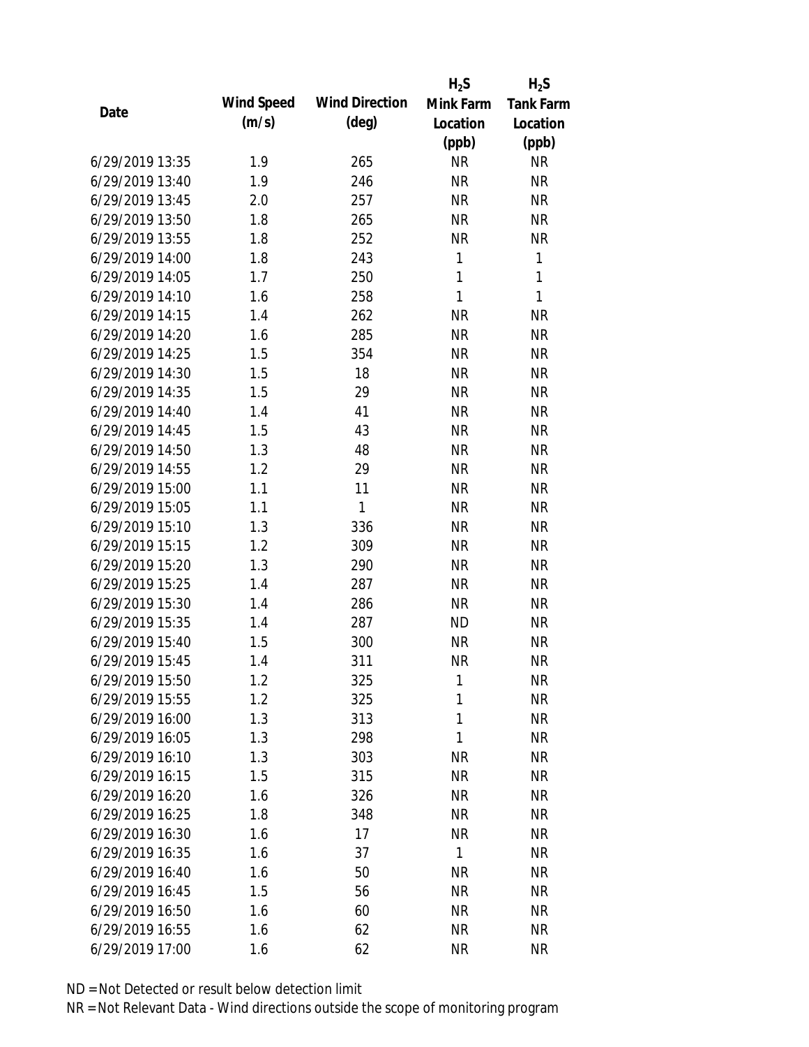| Date | Wind Speed (m/s) | Wind Direction (deg) | $H_2S$ Mink Farm Location (ppb) | $H_2S$ Tank Farm Location (ppb) |
|---|---|---|---|---|
| 6/29/2019 13:35 | 1.9 | 265 | NR | NR |
| 6/29/2019 13:40 | 1.9 | 246 | NR | NR |
| 6/29/2019 13:45 | 2.0 | 257 | NR | NR |
| 6/29/2019 13:50 | 1.8 | 265 | NR | NR |
| 6/29/2019 13:55 | 1.8 | 252 | NR | NR |
| 6/29/2019 14:00 | 1.8 | 243 | 1 | 1 |
| 6/29/2019 14:05 | 1.7 | 250 | 1 | 1 |
| 6/29/2019 14:10 | 1.6 | 258 | 1 | 1 |
| 6/29/2019 14:15 | 1.4 | 262 | NR | NR |
| 6/29/2019 14:20 | 1.6 | 285 | NR | NR |
| 6/29/2019 14:25 | 1.5 | 354 | NR | NR |
| 6/29/2019 14:30 | 1.5 | 18 | NR | NR |
| 6/29/2019 14:35 | 1.5 | 29 | NR | NR |
| 6/29/2019 14:40 | 1.4 | 41 | NR | NR |
| 6/29/2019 14:45 | 1.5 | 43 | NR | NR |
| 6/29/2019 14:50 | 1.3 | 48 | NR | NR |
| 6/29/2019 14:55 | 1.2 | 29 | NR | NR |
| 6/29/2019 15:00 | 1.1 | 11 | NR | NR |
| 6/29/2019 15:05 | 1.1 | 1 | NR | NR |
| 6/29/2019 15:10 | 1.3 | 336 | NR | NR |
| 6/29/2019 15:15 | 1.2 | 309 | NR | NR |
| 6/29/2019 15:20 | 1.3 | 290 | NR | NR |
| 6/29/2019 15:25 | 1.4 | 287 | NR | NR |
| 6/29/2019 15:30 | 1.4 | 286 | NR | NR |
| 6/29/2019 15:35 | 1.4 | 287 | ND | NR |
| 6/29/2019 15:40 | 1.5 | 300 | NR | NR |
| 6/29/2019 15:45 | 1.4 | 311 | NR | NR |
| 6/29/2019 15:50 | 1.2 | 325 | 1 | NR |
| 6/29/2019 15:55 | 1.2 | 325 | 1 | NR |
| 6/29/2019 16:00 | 1.3 | 313 | 1 | NR |
| 6/29/2019 16:05 | 1.3 | 298 | 1 | NR |
| 6/29/2019 16:10 | 1.3 | 303 | NR | NR |
| 6/29/2019 16:15 | 1.5 | 315 | NR | NR |
| 6/29/2019 16:20 | 1.6 | 326 | NR | NR |
| 6/29/2019 16:25 | 1.8 | 348 | NR | NR |
| 6/29/2019 16:30 | 1.6 | 17 | NR | NR |
| 6/29/2019 16:35 | 1.6 | 37 | 1 | NR |
| 6/29/2019 16:40 | 1.6 | 50 | NR | NR |
| 6/29/2019 16:45 | 1.5 | 56 | NR | NR |
| 6/29/2019 16:50 | 1.6 | 60 | NR | NR |
| 6/29/2019 16:55 | 1.6 | 62 | NR | NR |
| 6/29/2019 17:00 | 1.6 | 62 | NR | NR |

ND = Not Detected or result below detection limit

NR = Not Relevant Data - Wind directions outside the scope of monitoring program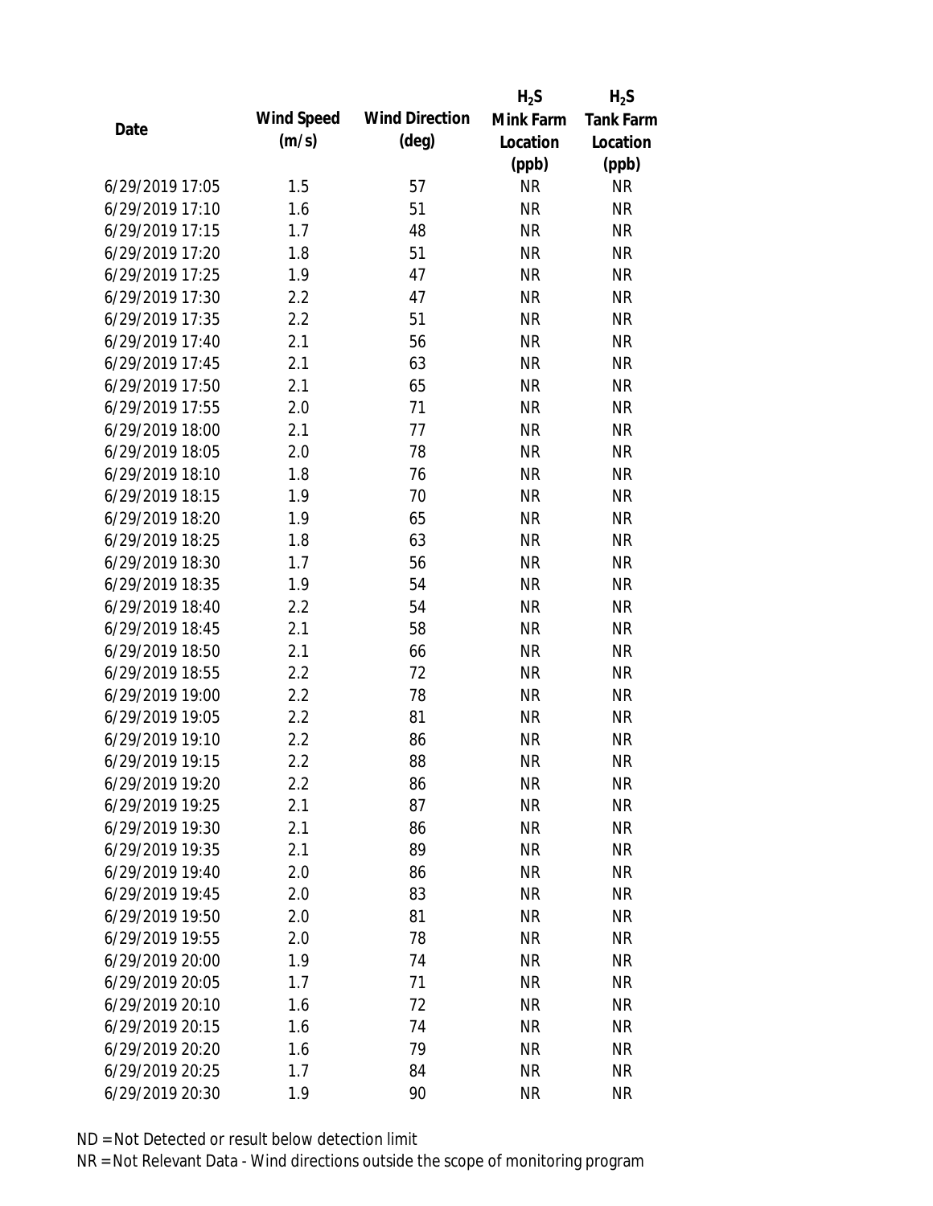| Date | Wind Speed (m/s) | Wind Direction (deg) | $H_2S$ Mink Farm Location (ppb) | $H_2S$ Tank Farm Location (ppb) |
|---|---|---|---|---|
| 6/29/2019 17:05 | 1.5 | 57 | NR | NR |
| 6/29/2019 17:10 | 1.6 | 51 | NR | NR |
| 6/29/2019 17:15 | 1.7 | 48 | NR | NR |
| 6/29/2019 17:20 | 1.8 | 51 | NR | NR |
| 6/29/2019 17:25 | 1.9 | 47 | NR | NR |
| 6/29/2019 17:30 | 2.2 | 47 | NR | NR |
| 6/29/2019 17:35 | 2.2 | 51 | NR | NR |
| 6/29/2019 17:40 | 2.1 | 56 | NR | NR |
| 6/29/2019 17:45 | 2.1 | 63 | NR | NR |
| 6/29/2019 17:50 | 2.1 | 65 | NR | NR |
| 6/29/2019 17:55 | 2.0 | 71 | NR | NR |
| 6/29/2019 18:00 | 2.1 | 77 | NR | NR |
| 6/29/2019 18:05 | 2.0 | 78 | NR | NR |
| 6/29/2019 18:10 | 1.8 | 76 | NR | NR |
| 6/29/2019 18:15 | 1.9 | 70 | NR | NR |
| 6/29/2019 18:20 | 1.9 | 65 | NR | NR |
| 6/29/2019 18:25 | 1.8 | 63 | NR | NR |
| 6/29/2019 18:30 | 1.7 | 56 | NR | NR |
| 6/29/2019 18:35 | 1.9 | 54 | NR | NR |
| 6/29/2019 18:40 | 2.2 | 54 | NR | NR |
| 6/29/2019 18:45 | 2.1 | 58 | NR | NR |
| 6/29/2019 18:50 | 2.1 | 66 | NR | NR |
| 6/29/2019 18:55 | 2.2 | 72 | NR | NR |
| 6/29/2019 19:00 | 2.2 | 78 | NR | NR |
| 6/29/2019 19:05 | 2.2 | 81 | NR | NR |
| 6/29/2019 19:10 | 2.2 | 86 | NR | NR |
| 6/29/2019 19:15 | 2.2 | 88 | NR | NR |
| 6/29/2019 19:20 | 2.2 | 86 | NR | NR |
| 6/29/2019 19:25 | 2.1 | 87 | NR | NR |
| 6/29/2019 19:30 | 2.1 | 86 | NR | NR |
| 6/29/2019 19:35 | 2.1 | 89 | NR | NR |
| 6/29/2019 19:40 | 2.0 | 86 | NR | NR |
| 6/29/2019 19:45 | 2.0 | 83 | NR | NR |
| 6/29/2019 19:50 | 2.0 | 81 | NR | NR |
| 6/29/2019 19:55 | 2.0 | 78 | NR | NR |
| 6/29/2019 20:00 | 1.9 | 74 | NR | NR |
| 6/29/2019 20:05 | 1.7 | 71 | NR | NR |
| 6/29/2019 20:10 | 1.6 | 72 | NR | NR |
| 6/29/2019 20:15 | 1.6 | 74 | NR | NR |
| 6/29/2019 20:20 | 1.6 | 79 | NR | NR |
| 6/29/2019 20:25 | 1.7 | 84 | NR | NR |
| 6/29/2019 20:30 | 1.9 | 90 | NR | NR |

ND = Not Detected or result below detection limit

NR = Not Relevant Data - Wind directions outside the scope of monitoring program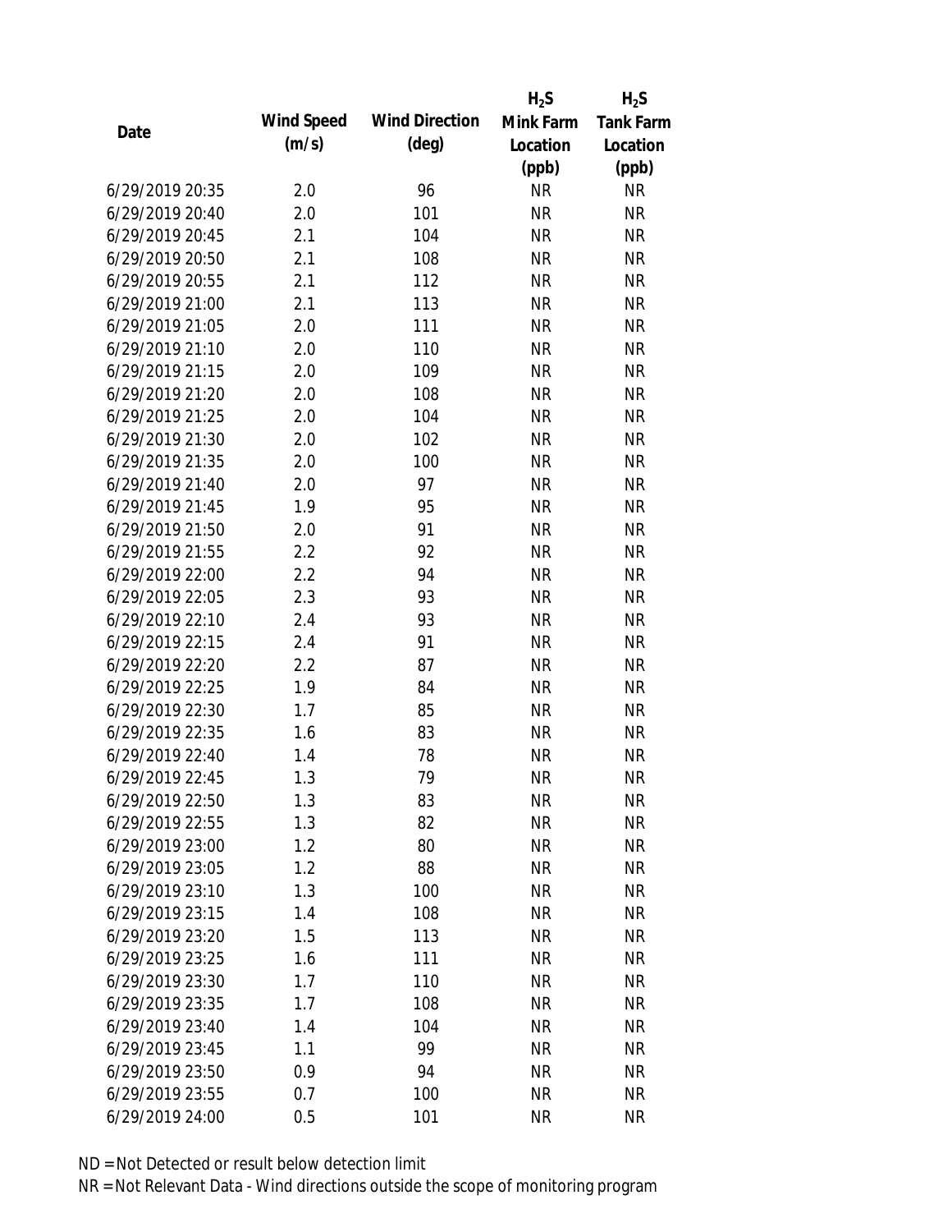| Date | Wind Speed (m/s) | Wind Direction (deg) | $H_2S$ Mink Farm Location (ppb) | $H_2S$ Tank Farm Location (ppb) |
|---|---|---|---|---|
| 6/29/2019 20:35 | 2.0 | 96 | NR | NR |
| 6/29/2019 20:40 | 2.0 | 101 | NR | NR |
| 6/29/2019 20:45 | 2.1 | 104 | NR | NR |
| 6/29/2019 20:50 | 2.1 | 108 | NR | NR |
| 6/29/2019 20:55 | 2.1 | 112 | NR | NR |
| 6/29/2019 21:00 | 2.1 | 113 | NR | NR |
| 6/29/2019 21:05 | 2.0 | 111 | NR | NR |
| 6/29/2019 21:10 | 2.0 | 110 | NR | NR |
| 6/29/2019 21:15 | 2.0 | 109 | NR | NR |
| 6/29/2019 21:20 | 2.0 | 108 | NR | NR |
| 6/29/2019 21:25 | 2.0 | 104 | NR | NR |
| 6/29/2019 21:30 | 2.0 | 102 | NR | NR |
| 6/29/2019 21:35 | 2.0 | 100 | NR | NR |
| 6/29/2019 21:40 | 2.0 | 97 | NR | NR |
| 6/29/2019 21:45 | 1.9 | 95 | NR | NR |
| 6/29/2019 21:50 | 2.0 | 91 | NR | NR |
| 6/29/2019 21:55 | 2.2 | 92 | NR | NR |
| 6/29/2019 22:00 | 2.2 | 94 | NR | NR |
| 6/29/2019 22:05 | 2.3 | 93 | NR | NR |
| 6/29/2019 22:10 | 2.4 | 93 | NR | NR |
| 6/29/2019 22:15 | 2.4 | 91 | NR | NR |
| 6/29/2019 22:20 | 2.2 | 87 | NR | NR |
| 6/29/2019 22:25 | 1.9 | 84 | NR | NR |
| 6/29/2019 22:30 | 1.7 | 85 | NR | NR |
| 6/29/2019 22:35 | 1.6 | 83 | NR | NR |
| 6/29/2019 22:40 | 1.4 | 78 | NR | NR |
| 6/29/2019 22:45 | 1.3 | 79 | NR | NR |
| 6/29/2019 22:50 | 1.3 | 83 | NR | NR |
| 6/29/2019 22:55 | 1.3 | 82 | NR | NR |
| 6/29/2019 23:00 | 1.2 | 80 | NR | NR |
| 6/29/2019 23:05 | 1.2 | 88 | NR | NR |
| 6/29/2019 23:10 | 1.3 | 100 | NR | NR |
| 6/29/2019 23:15 | 1.4 | 108 | NR | NR |
| 6/29/2019 23:20 | 1.5 | 113 | NR | NR |
| 6/29/2019 23:25 | 1.6 | 111 | NR | NR |
| 6/29/2019 23:30 | 1.7 | 110 | NR | NR |
| 6/29/2019 23:35 | 1.7 | 108 | NR | NR |
| 6/29/2019 23:40 | 1.4 | 104 | NR | NR |
| 6/29/2019 23:45 | 1.1 | 99 | NR | NR |
| 6/29/2019 23:50 | 0.9 | 94 | NR | NR |
| 6/29/2019 23:55 | 0.7 | 100 | NR | NR |
| 6/29/2019 24:00 | 0.5 | 101 | NR | NR |

ND = Not Detected or result below detection limit

NR = Not Relevant Data - Wind directions outside the scope of monitoring program